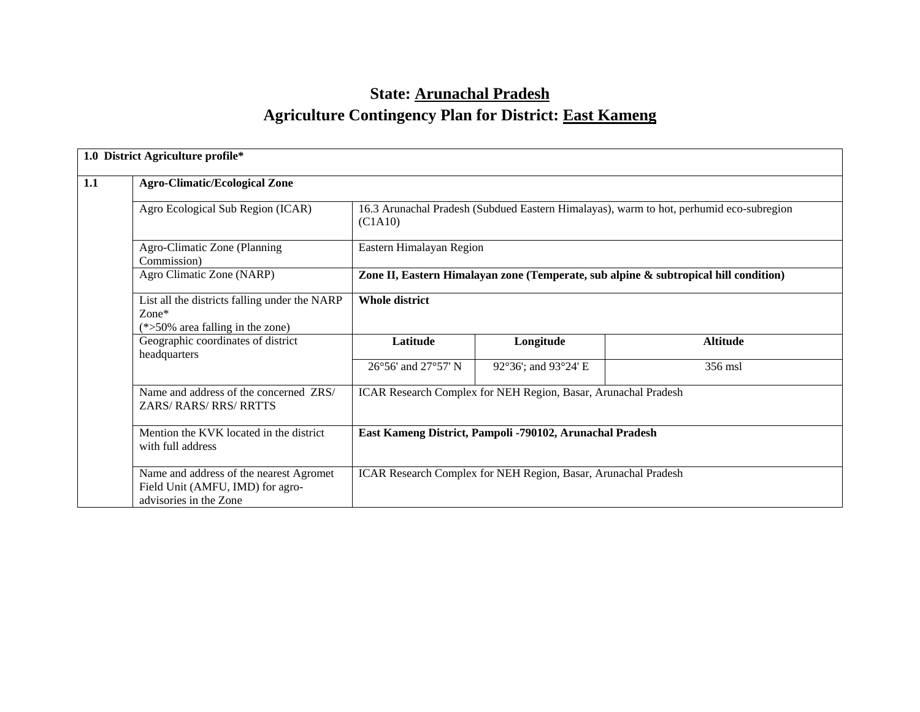# State: Arunachal Pradesh

# Agriculture Contingency Plan for District: East Kameng

| **1.0 District Agriculture profile*** | | | | |
|---|---|---|---|---|
| **1.1** | **Agro-Climatic/Ecological Zone** | | | |
| | Agro Ecological Sub Region (ICAR) | 16.3 Arunachal Pradesh (Subdued Eastern Himalayas), warm to hot, perhumid eco-subregion (C1A10) | | |
| | Agro-Climatic Zone (Planning Commission) | Eastern Himalayan Region | | |
| | Agro Climatic Zone (NARP) | **Zone II, Eastern Himalayan zone (Temperate, sub alpine & subtropical hill condition)** | | |
| | List all the districts falling under the NARP Zone* (*>50% area falling in the zone) | **Whole district** | | |
| | Geographic coordinates of district headquarters | **Latitude** | **Longitude** | **Altitude** |
| | | 26°56' and 27°57' N | 92°36'; and 93°24' E | 356 msl |
| | Name and address of the concerned ZRS/ ZARS/ RARS/ RRS/ RRTTS | ICAR Research Complex for NEH Region, Basar, Arunachal Pradesh | | |
| | Mention the KVK located in the district with full address | **East Kameng District, Pampoli -790102, Arunachal Pradesh** | | |
| | Name and address of the nearest Agromet Field Unit (AMFU, IMD) for agro-advisories in the Zone | ICAR Research Complex for NEH Region, Basar, Arunachal Pradesh | | |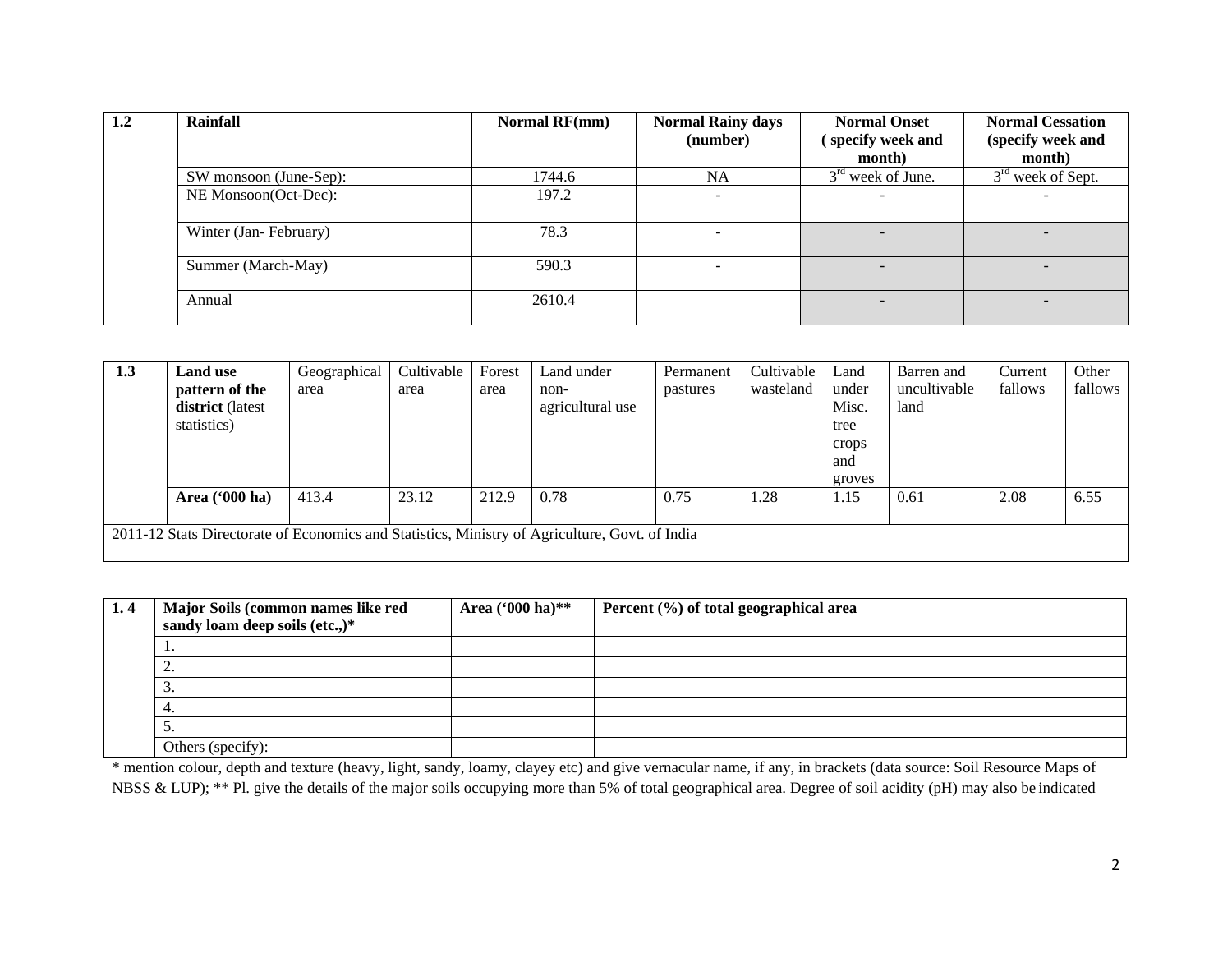| 1.2 | Rainfall | Normal RF(mm) | Normal Rainy days (number) | Normal Onset ( specify week and month) | Normal Cessation (specify week and month) |
|---|---|---|---|---|---|
| | SW monsoon (June-Sep): | 1744.6 | NA | 3rd week of June. | 3rd week of Sept. |
| | NE Monsoon(Oct-Dec): | 197.2 | - | - | - |
| | Winter (Jan- February) | 78.3 | - | - | - |
| | Summer (March-May) | 590.3 | - | - | - |
| | Annual | 2610.4 | | - | - |

| 1.3 | Land use pattern of the district (latest statistics) | Geographical area | Cultivable area | Forest area | Land under non-agricultural use | Permanent pastures | Cultivable wasteland | Land under Misc. tree crops and groves | Barren and uncultivable land | Current fallows | Other fallows |
|---|---|---|---|---|---|---|---|---|---|---|---|
| | **Area ('000 ha)** | 413.4 | 23.12 | 212.9 | 0.78 | 0.75 | 1.28 | 1.15 | 0.61 | 2.08 | 6.55 |
| 2011-12 Stats Directorate of Economics and Statistics, Ministry of Agriculture, Govt. of India | | | | | | | | | | | |

| 1. 4 | Major Soils (common names like red sandy loam deep soils (etc.,)* | Area ('000 ha)** | Percent (%) of total geographical area |
|---|---|---|---|
| | 1. | | |
| | 2. | | |
| | 3. | | |
| | 4. | | |
| | 5. | | |
| | Others (specify): | | |

* mention colour, depth and texture (heavy, light, sandy, loamy, clayey etc) and give vernacular name, if any, in brackets (data source: Soil Resource Maps of NBSS & LUP); ** Pl. give the details of the major soils occupying more than 5% of total geographical area. Degree of soil acidity (pH) may also be indicated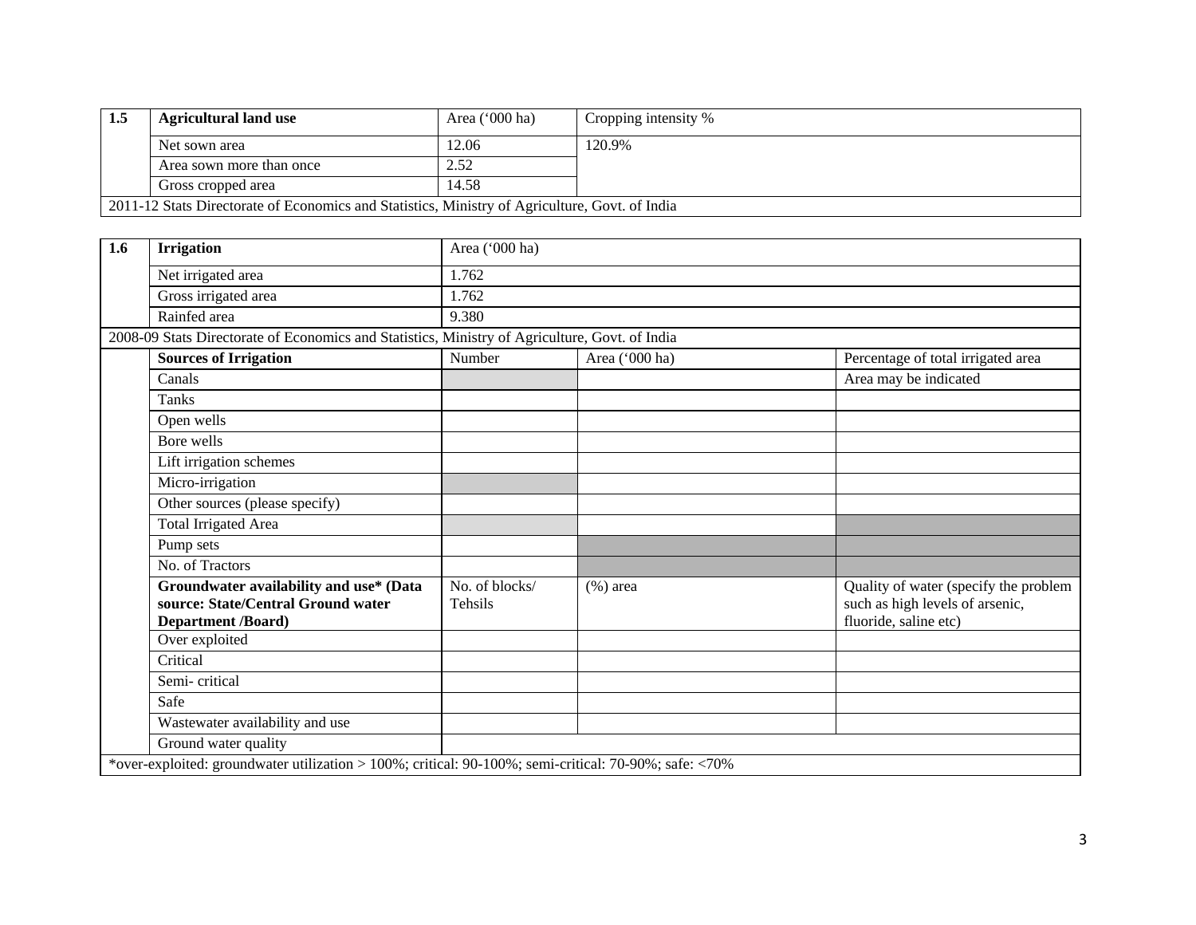| 1.5 | Agricultural land use | Area ('000 ha) | Cropping intensity % |
|---|---|---|---|
| | Net sown area | 12.06 | 120.9% |
| | Area sown more than once | 2.52 | |
| | Gross cropped area | 14.58 | |
| 2011-12 Stats Directorate of Economics and Statistics, Ministry of Agriculture, Govt. of India | | | |

| 1.6 | **Irrigation** | Area ('000 ha) | | |
|---|---|---|---|---|
| | Net irrigated area | 1.762 | | |
| | Gross irrigated area | 1.762 | | |
| | Rainfed area | 9.380 | | |
| 2008-09 Stats Directorate of Economics and Statistics, Ministry of Agriculture, Govt. of India | | | | |
| | **Sources of Irrigation** | Number | Area ('000 ha) | Percentage of total irrigated area |
| | Canals | | | Area may be indicated |
| | Tanks | | | |
| | Open wells | | | |
| | Bore wells | | | |
| | Lift irrigation schemes | | | |
| | Micro-irrigation | | | |
| | Other sources (please specify) | | | |
| | Total Irrigated Area | | | |
| | Pump sets | | | |
| | No. of Tractors | | | |
| | **Groundwater availability and use* (Data source: State/Central Ground water Department /Board)** | No. of blocks/ Tehsils | (%) area | Quality of water (specify the problem such as high levels of arsenic, fluoride, saline etc) |
| | Over exploited | | | |
| | Critical | | | |
| | Semi- critical | | | |
| | Safe | | | |
| | Wastewater availability and use | | | |
| | Ground water quality | | | |
| *over-exploited: groundwater utilization > 100%; critical: 90-100%; semi-critical: 70-90%; safe: <70% | | | | |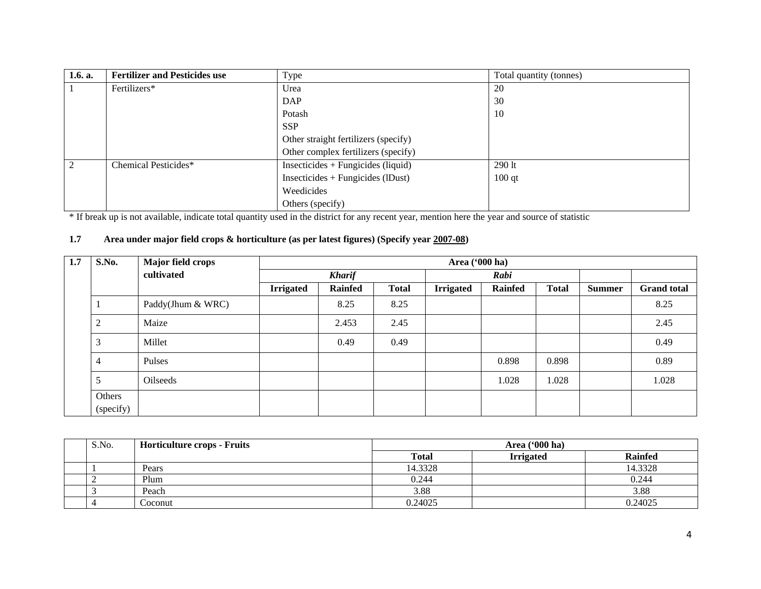| 1.6. a. | Fertilizer and Pesticides use | Type | Total quantity (tonnes) |
|---|---|---|---|
| 1 | Fertilizers* | Urea | 20 |
| | | DAP | 30 |
| | | Potash | 10 |
| | | SSP | |
| | | Other straight fertilizers (specify) | |
| | | Other complex fertilizers (specify) | |
| 2 | Chemical Pesticides* | Insecticides + Fungicides (liquid) | 290 lt |
| | | Insecticides + Fungicides (lDust) | 100 qt |
| | | Weedicides | |
| | | Others (specify) | |

* If break up is not available, indicate total quantity used in the district for any recent year, mention here the year and source of statistic

**1.7 Area under major field crops & horticulture (as per latest figures) (Specify year 2007-08)**

| 1.7 | S.No. | Major field crops cultivated | Area ('000 ha) | | | | | | | |
|---|---|---|---|---|---|---|---|---|---|---|
| | | | *Kharif* | | | *Rabi* | | | | |
| | | | Irrigated | Rainfed | Total | Irrigated | Rainfed | Total | Summer | Grand total |
| | 1 | Paddy(Jhum & WRC) | | 8.25 | 8.25 | | | | | 8.25 |
| | 2 | Maize | | 2.453 | 2.45 | | | | | 2.45 |
| | 3 | Millet | | 0.49 | 0.49 | | | | | 0.49 |
| | 4 | Pulses | | | | | 0.898 | 0.898 | | 0.89 |
| | 5 | Oilseeds | | | | | 1.028 | 1.028 | | 1.028 |
| | Others (specify) | | | | | | | | | |

| | S.No. | Horticulture crops - Fruits | Area ('000 ha) | | |
|---|---|---|---|---|---|
| | | | Total | Irrigated | Rainfed |
| | 1 | Pears | 14.3328 | | 14.3328 |
| | 2 | Plum | 0.244 | | 0.244 |
| | 3 | Peach | 3.88 | | 3.88 |
| | 4 | Coconut | 0.24025 | | 0.24025 |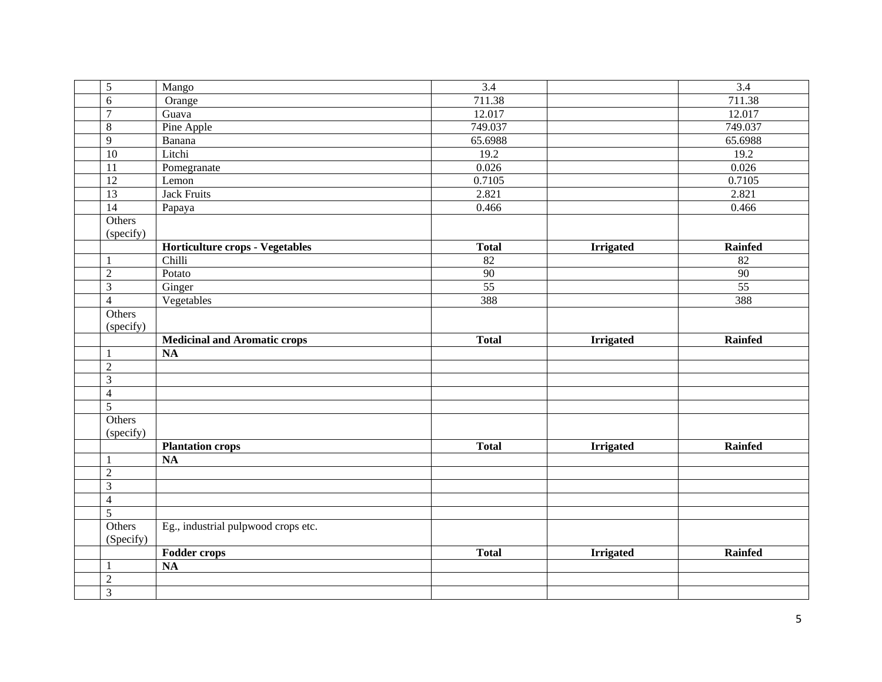| | | | | | |
|---|---|---|---|---|---|
| | 5 | Mango | 3.4 | | 3.4 |
| | 6 | Orange | 711.38 | | 711.38 |
| | 7 | Guava | 12.017 | | 12.017 |
| | 8 | Pine Apple | 749.037 | | 749.037 |
| | 9 | Banana | 65.6988 | | 65.6988 |
| | 10 | Litchi | 19.2 | | 19.2 |
| | 11 | Pomegranate | 0.026 | | 0.026 |
| | 12 | Lemon | 0.7105 | | 0.7105 |
| | 13 | Jack Fruits | 2.821 | | 2.821 |
| | 14 | Papaya | 0.466 | | 0.466 |
| | Others (specify) | | | | |
| | | **Horticulture crops - Vegetables** | **Total** | **Irrigated** | **Rainfed** |
| | 1 | Chilli | 82 | | 82 |
| | 2 | Potato | 90 | | 90 |
| | 3 | Ginger | 55 | | 55 |
| | 4 | Vegetables | 388 | | 388 |
| | Others (specify) | | | | |
| | | **Medicinal and Aromatic crops** | **Total** | **Irrigated** | **Rainfed** |
| | 1 | **NA** | | | |
| | 2 | | | | |
| | 3 | | | | |
| | 4 | | | | |
| | 5 | | | | |
| | Others (specify) | | | | |
| | | **Plantation crops** | **Total** | **Irrigated** | **Rainfed** |
| | 1 | **NA** | | | |
| | 2 | | | | |
| | 3 | | | | |
| | 4 | | | | |
| | 5 | | | | |
| | Others (Specify) | Eg., industrial pulpwood crops etc. | | | |
| | | **Fodder crops** | **Total** | **Irrigated** | **Rainfed** |
| | 1 | **NA** | | | |
| | 2 | | | | |
| | 3 | | | | |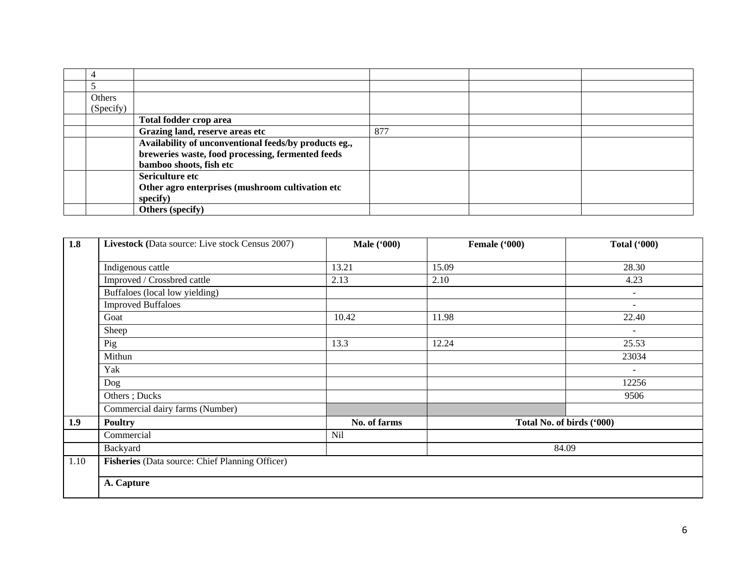| | | | | | |
|---|---|---|---|---|---|
| | 4 | | | | |
| | 5 | | | | |
| | Others (Specify) | | | | |
| | | **Total fodder crop area** | | | |
| | | **Grazing land, reserve areas etc** | 877 | | |
| | | **Availability of unconventional feeds/by products eg., breweries waste, food processing, fermented feeds bamboo shoots, fish etc** | | | |
| | | **Sericulture etc** **Other agro enterprises (mushroom cultivation etc specify)** | | | |
| | | **Others (specify)** | | | |

| **1.8** | **Livestock** (Data source: Live stock Census 2007) | **Male ('000)** | **Female ('000)** | **Total ('000)** |
|---|---|---|---|---|
| | Indigenous cattle | 13.21 | 15.09 | 28.30 |
| | Improved / Crossbred cattle | 2.13 | 2.10 | 4.23 |
| | Buffaloes (local low yielding) | | | - |
| | Improved Buffaloes | | | - |
| | Goat | 10.42 | 11.98 | 22.40 |
| | Sheep | | | - |
| | Pig | 13.3 | 12.24 | 25.53 |
| | Mithun | | | 23034 |
| | Yak | | | - |
| | Dog | | | 12256 |
| | Others ; Ducks | | | 9506 |
| | Commercial dairy farms (Number) | | | |
| **1.9** | **Poultry** | **No. of farms** | **Total No. of birds ('000)** | |
| | Commercial | Nil | | |
| | Backyard | | 84.09 | |
| 1.10 | **Fisheries** (Data source: Chief Planning Officer) | | | |
| | **A. Capture** | | | |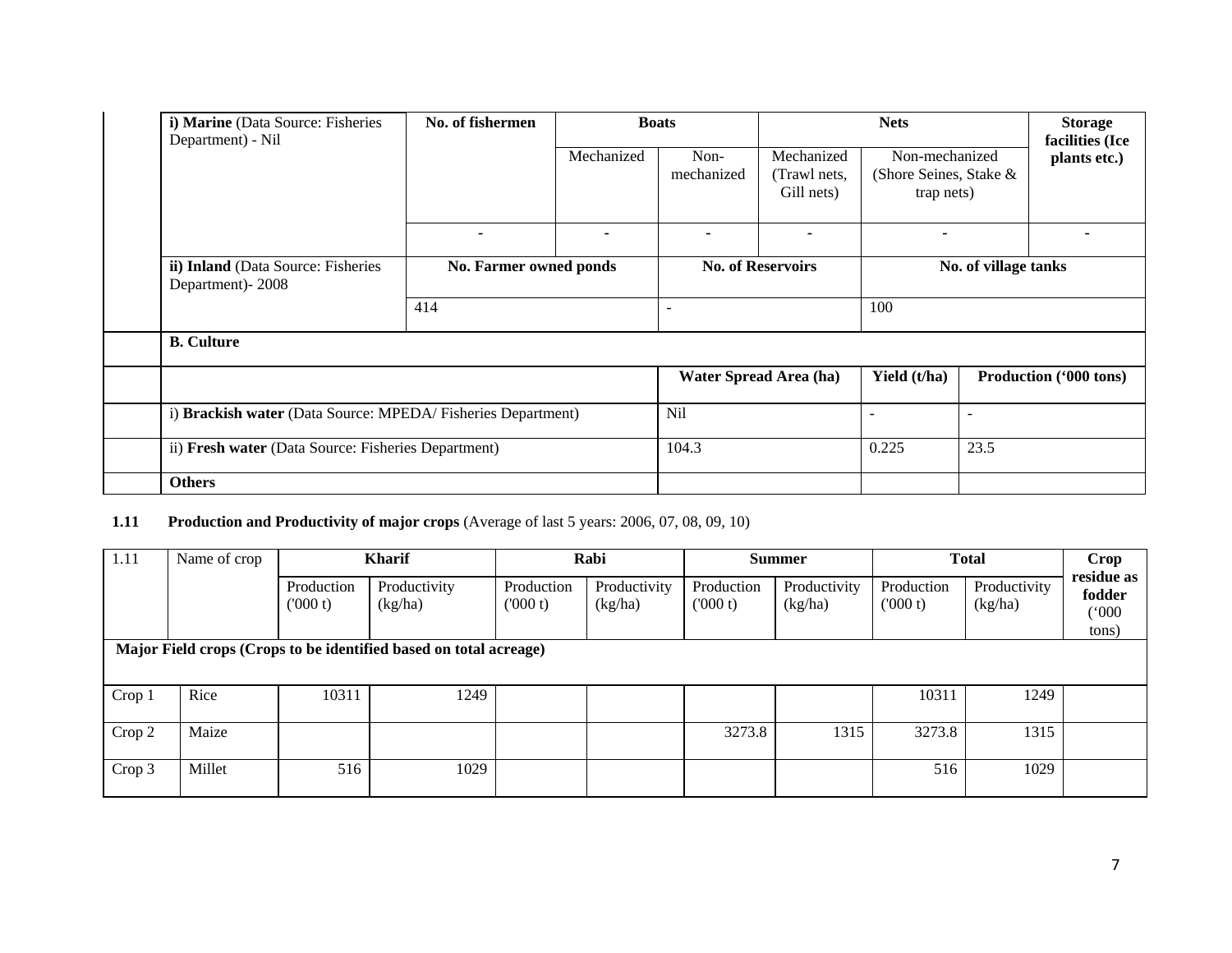| i) **Marine** (Data Source: Fisheries Department) - Nil | **No. of fishermen** | **Boats** | | **Nets** | | **Storage facilities (Ice plants etc.)** |
|---|---|---|---|---|---|---|
| | | Mechanized | Non-mechanized | Mechanized (Trawl nets, Gill nets) | Non-mechanized (Shore Seines, Stake & trap nets) | |
| | - | - | - | - | - | - |

| ii) **Inland** (Data Source: Fisheries Department)- 2008 | **No. Farmer owned ponds** | **No. of Reservoirs** | **No. of village tanks** |
|---|---|---|---|
| | 414 | - | 100 |

| **B. Culture** | | | |
|---|---|---|---|
| | **Water Spread Area (ha)** | **Yield (t/ha)** | **Production ('000 tons)** |
| i) **Brackish water** (Data Source: MPEDA/ Fisheries Department) | Nil | - | - |
| ii) **Fresh water** (Data Source: Fisheries Department) | 104.3 | 0.225 | 23.5 |
| **Others** | | | |

**1.11 Production and Productivity of major crops** (Average of last 5 years: 2006, 07, 08, 09, 10)

| 1.11 | Name of crop | **Kharif** | | **Rabi** | | **Summer** | | **Total** | | **Crop residue as fodder ('000 tons)** |
|---|---|---|---|---|---|---|---|---|---|---|
| | | Production ('000 t) | Productivity (kg/ha) | Production ('000 t) | Productivity (kg/ha) | Production ('000 t) | Productivity (kg/ha) | Production ('000 t) | Productivity (kg/ha) | |
| **Major Field crops (Crops to be identified based on total acreage)** | | | | | | | | | | |
| Crop 1 | Rice | 10311 | 1249 | | | | | 10311 | 1249 | |
| Crop 2 | Maize | | | | | 3273.8 | 1315 | 3273.8 | 1315 | |
| Crop 3 | Millet | 516 | 1029 | | | | | 516 | 1029 | |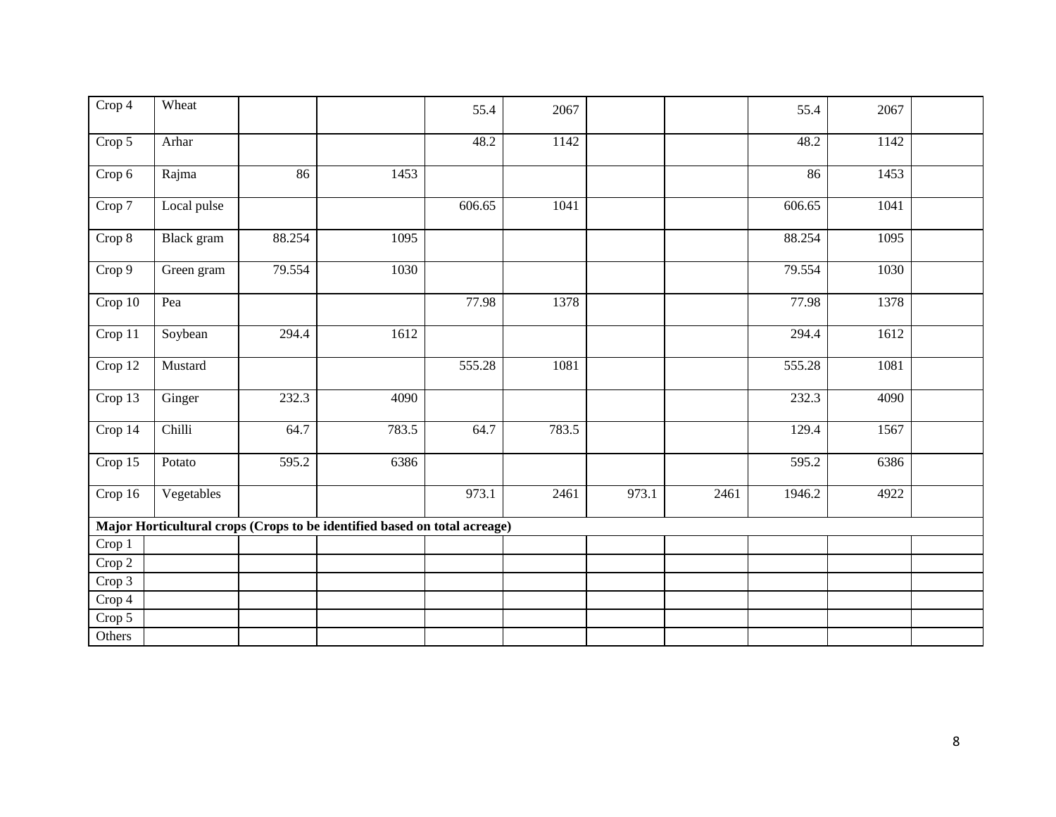| Crop 4 | Wheat | | | 55.4 | 2067 | | | 55.4 | 2067 | |
|---|---|---|---|---|---|---|---|---|---|---|
| Crop 5 | Arhar | | | 48.2 | 1142 | | | 48.2 | 1142 | |
| Crop 6 | Rajma | 86 | 1453 | | | | | 86 | 1453 | |
| Crop 7 | Local pulse | | | 606.65 | 1041 | | | 606.65 | 1041 | |
| Crop 8 | Black gram | 88.254 | 1095 | | | | | 88.254 | 1095 | |
| Crop 9 | Green gram | 79.554 | 1030 | | | | | 79.554 | 1030 | |
| Crop 10 | Pea | | | 77.98 | 1378 | | | 77.98 | 1378 | |
| Crop 11 | Soybean | 294.4 | 1612 | | | | | 294.4 | 1612 | |
| Crop 12 | Mustard | | | 555.28 | 1081 | | | 555.28 | 1081 | |
| Crop 13 | Ginger | 232.3 | 4090 | | | | | 232.3 | 4090 | |
| Crop 14 | Chilli | 64.7 | 783.5 | 64.7 | 783.5 | | | 129.4 | 1567 | |
| Crop 15 | Potato | 595.2 | 6386 | | | | | 595.2 | 6386 | |
| Crop 16 | Vegetables | | | 973.1 | 2461 | 973.1 | 2461 | 1946.2 | 4922 | |
| **Major Horticultural crops (Crops to be identified based on total acreage)** | | | | | | | | | | |
| Crop 1 | | | | | | | | | | |
| Crop 2 | | | | | | | | | | |
| Crop 3 | | | | | | | | | | |
| Crop 4 | | | | | | | | | | |
| Crop 5 | | | | | | | | | | |
| Others | | | | | | | | | | |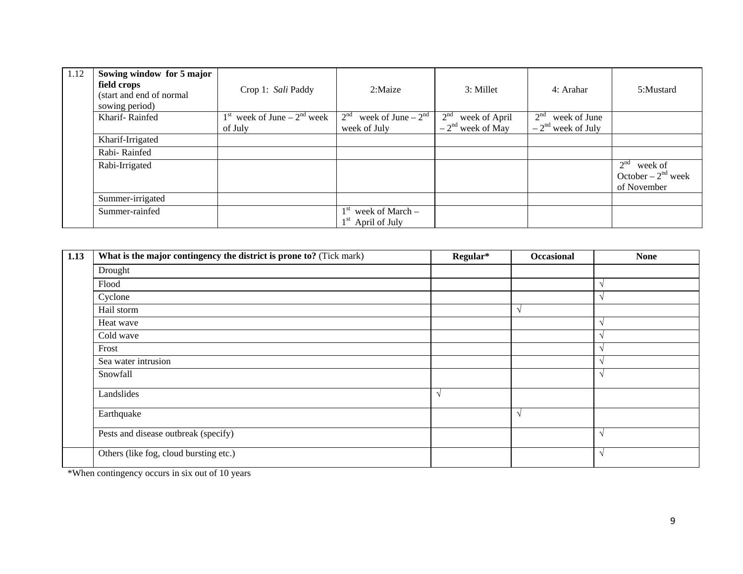| 1.12 | **Sowing window for 5 major field crops** (start and end of normal sowing period) | Crop 1: *Sali* Paddy | 2:Maize | 3: Millet | 4: Arahar | 5:Mustard |
|---|---|---|---|---|---|---|
| | Kharif- Rainfed | 1st week of June – 2nd week of July | 2nd week of June – 2nd week of July | 2nd week of April – 2nd week of May | 2nd week of June – 2nd week of July | |
| | Kharif-Irrigated | | | | | |
| | Rabi- Rainfed | | | | | |
| | Rabi-Irrigated | | | | | 2nd week of October – 2nd week of November |
| | Summer-irrigated | | | | | |
| | Summer-rainfed | | 1st week of March – 1st April of July | | | |

| **1.13** | **What is the major contingency the district is prone to?** (Tick mark) | **Regular*** | **Occasional** | **None** |
|---|---|---|---|---|
| | Drought | | | |
| | Flood | | | √ |
| | Cyclone | | | √ |
| | Hail storm | | √ | |
| | Heat wave | | | √ |
| | Cold wave | | | √ |
| | Frost | | | √ |
| | Sea water intrusion | | | √ |
| | Snowfall | | | √ |
| | Landslides | √ | | |
| | Earthquake | | √ | |
| | Pests and disease outbreak (specify) | | | √ |
| | Others (like fog, cloud bursting etc.) | | | √ |

*When contingency occurs in six out of 10 years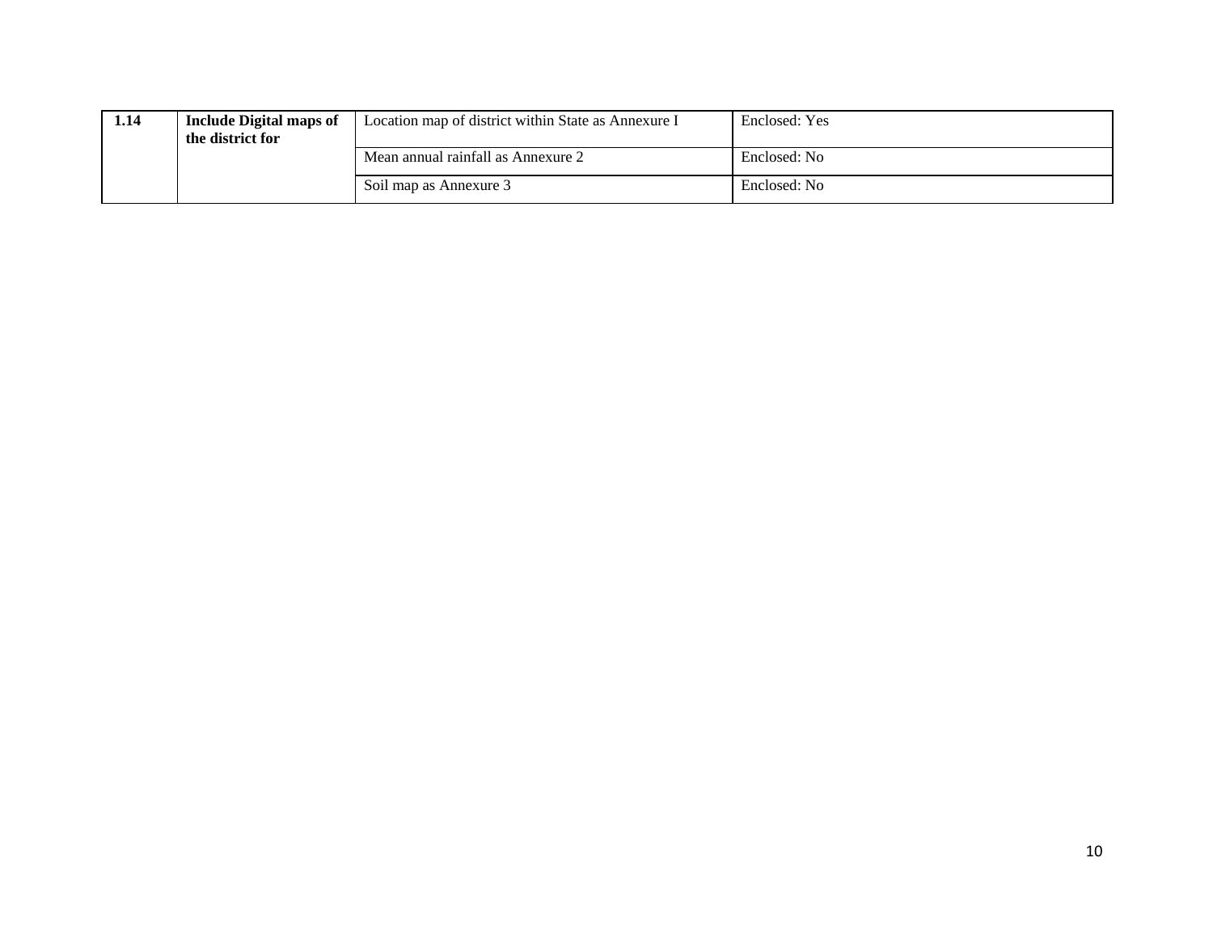| 1.14 | **Include Digital maps of the district for** | Location map of district within State as Annexure I | Enclosed: Yes |
|---|---|---|---|
| | | Mean annual rainfall as Annexure 2 | Enclosed: No |
| | | Soil map as Annexure 3 | Enclosed: No |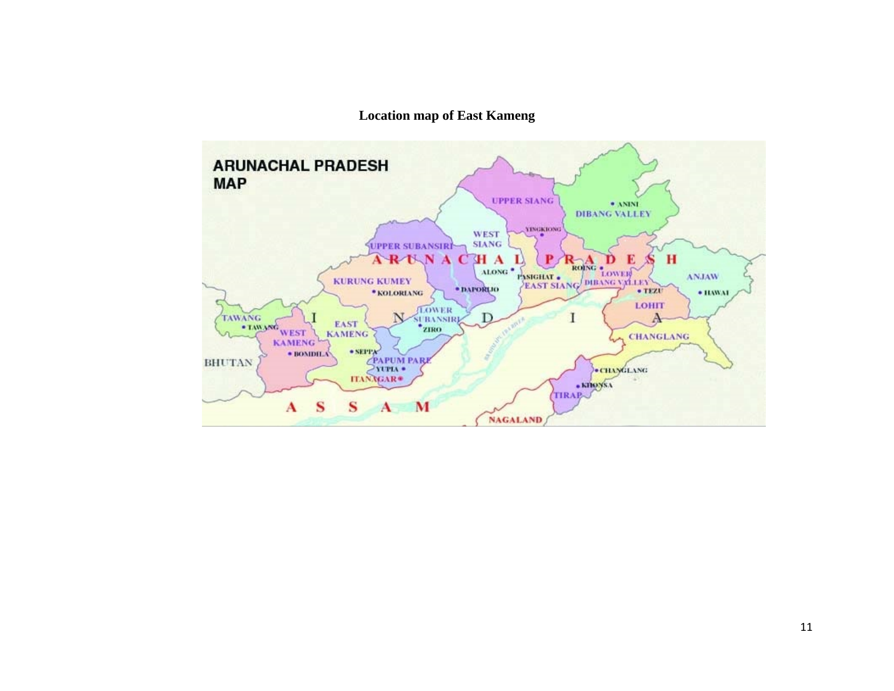**Location map of East Kameng**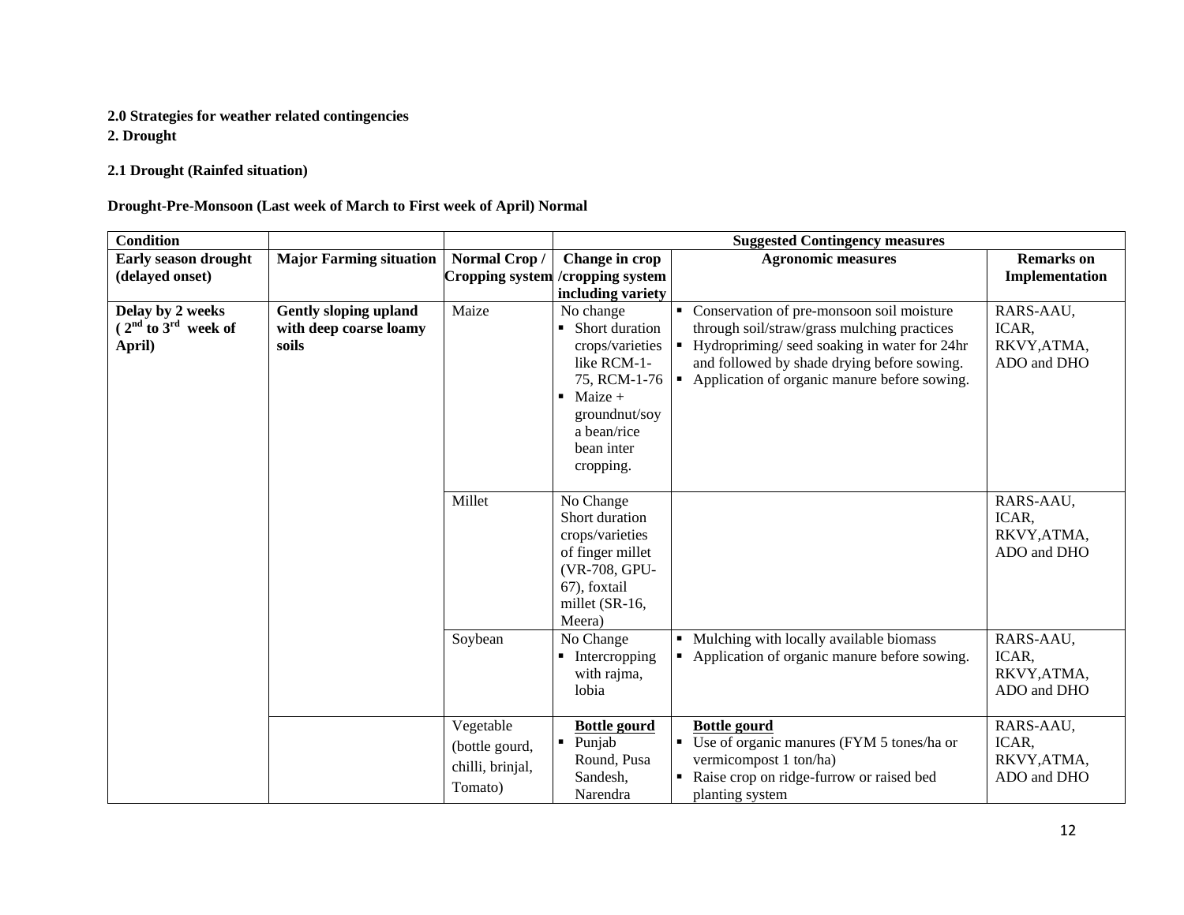**2.0 Strategies for weather related contingencies**

**2. Drought**

**2.1 Drought (Rainfed situation)**

**Drought-Pre-Monsoon (Last week of March to First week of April) Normal**

| **Condition** | | | **Suggested Contingency measures** | | |
|---|---|---|---|---|---|
| **Early season drought (delayed onset)** | **Major Farming situation** | **Normal Crop / Cropping system** | **Change in crop /cropping system including variety** | **Agronomic measures** | **Remarks on Implementation** |
| **Delay by 2 weeks ( 2nd to 3rd week of April)** | **Gently sloping upland with deep coarse loamy soils** | Maize | No change<br>▪ Short duration crops/varieties like RCM-1-75, RCM-1-76<br>▪ Maize + groundnut/soy a bean/rice bean inter cropping. | ▪ Conservation of pre-monsoon soil moisture through soil/straw/grass mulching practices<br>▪ Hydropriming/ seed soaking in water for 24hr and followed by shade drying before sowing.<br>▪ Application of organic manure before sowing. | RARS-AAU, ICAR, RKVY,ATMA, ADO and DHO |
| | | Millet | No Change<br>Short duration crops/varieties of finger millet (VR-708, GPU-67), foxtail millet (SR-16, Meera) | | RARS-AAU, ICAR, RKVY,ATMA, ADO and DHO |
| | | Soybean | No Change<br>▪ Intercropping with rajma, lobia | ▪ Mulching with locally available biomass<br>▪ Application of organic manure before sowing. | RARS-AAU, ICAR, RKVY,ATMA, ADO and DHO |
| | | Vegetable (bottle gourd, chilli, brinjal, Tomato) | **Bottle gourd**<br>▪ Punjab Round, Pusa Sandesh, Narendra | **Bottle gourd**<br>▪ Use of organic manures (FYM 5 tones/ha or vermicompost 1 ton/ha)<br>▪ Raise crop on ridge-furrow or raised bed planting system | RARS-AAU, ICAR, RKVY,ATMA, ADO and DHO |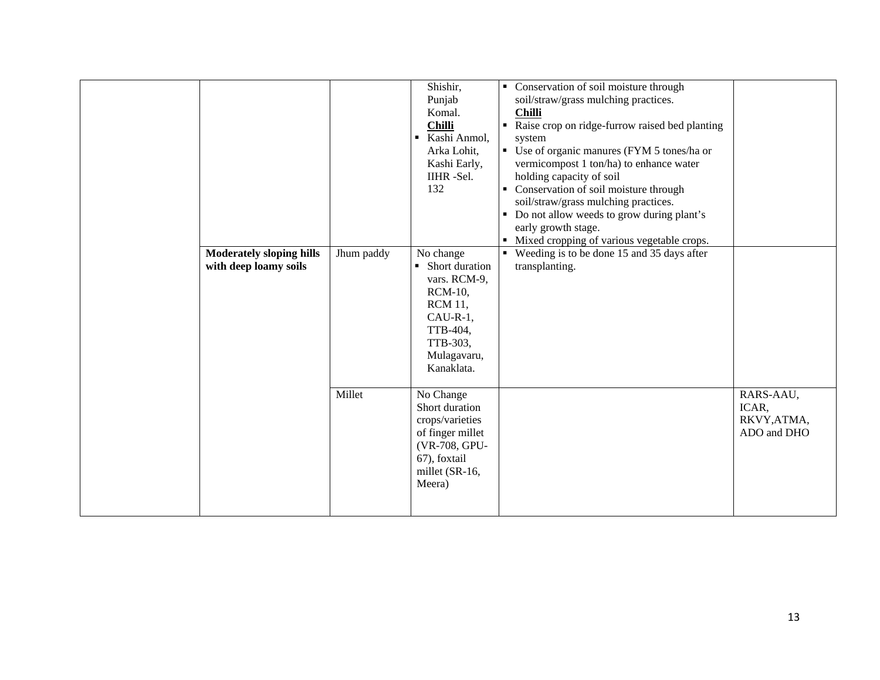| | | | | | |
|---|---|---|---|---|---|
| | | | Shishir, Punjab Komal. **Chilli** ▪ Kashi Anmol, Arka Lohit, Kashi Early, IIHR -Sel. 132 | ▪ Conservation of soil moisture through soil/straw/grass mulching practices. **Chilli** ▪ Raise crop on ridge-furrow raised bed planting system ▪ Use of organic manures (FYM 5 tones/ha or vermicompost 1 ton/ha) to enhance water holding capacity of soil ▪ Conservation of soil moisture through soil/straw/grass mulching practices. ▪ Do not allow weeds to grow during plant's early growth stage. ▪ Mixed cropping of various vegetable crops. | |
| | **Moderately sloping hills with deep loamy soils** | Jhum paddy | No change ▪ Short duration vars. RCM-9, RCM-10, RCM 11, CAU-R-1, TTB-404, TTB-303, Mulagavaru, Kanaklata. | ▪ Weeding is to be done 15 and 35 days after transplanting. | |
| | | Millet | No Change Short duration crops/varieties of finger millet (VR-708, GPU-67), foxtail millet (SR-16, Meera) | | RARS-AAU, ICAR, RKVY,ATMA, ADO and DHO |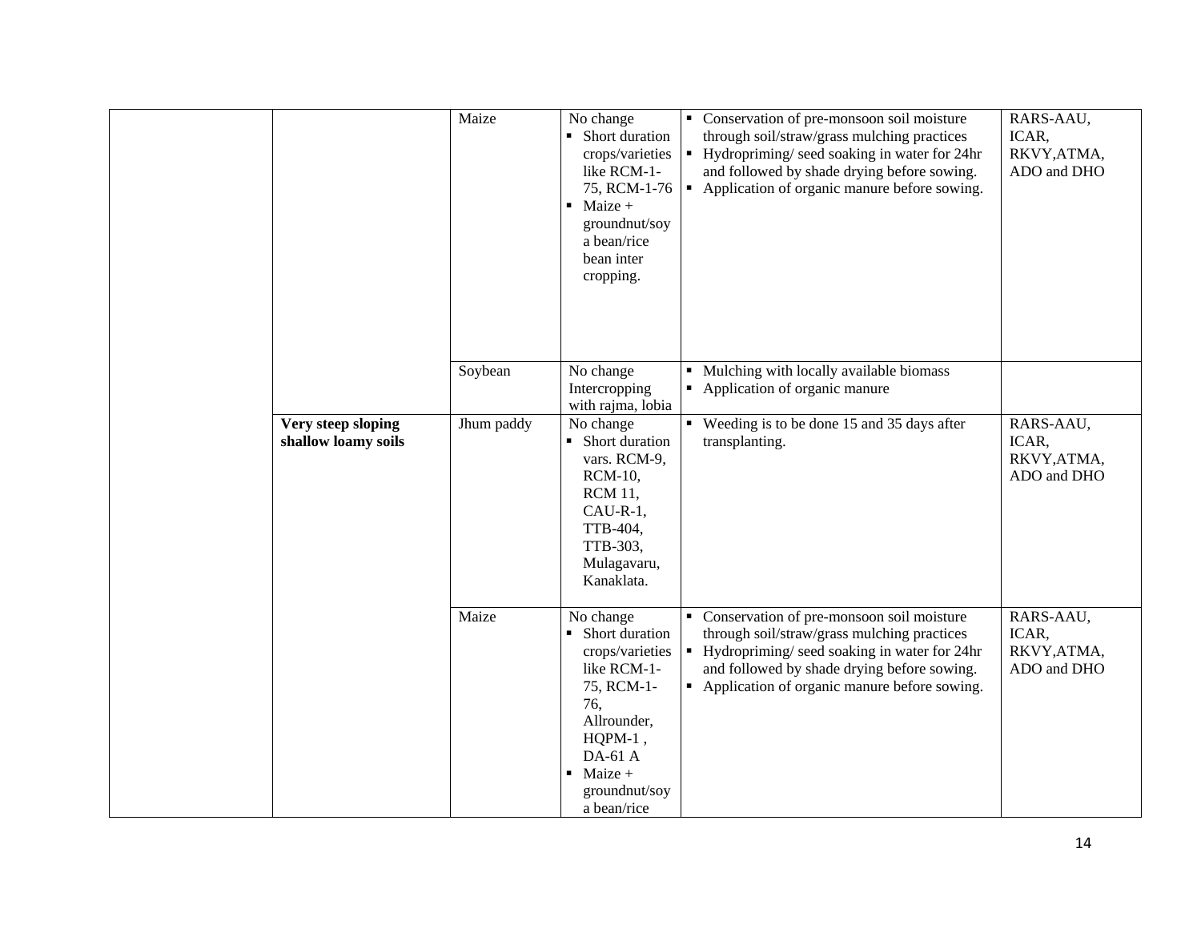| | | | | | |
|---|---|---|---|---|---|
| | | Maize | No change<br>▪ Short duration crops/varieties like RCM-1-75, RCM-1-76<br>▪ Maize + groundnut/soy a bean/rice bean inter cropping. | ▪ Conservation of pre-monsoon soil moisture through soil/straw/grass mulching practices<br>▪ Hydropriming/ seed soaking in water for 24hr and followed by shade drying before sowing.<br>▪ Application of organic manure before sowing. | RARS-AAU, ICAR, RKVY,ATMA, ADO and DHO |
| | | Soybean | No change<br>Intercropping with rajma, lobia | ▪ Mulching with locally available biomass<br>▪ Application of organic manure | |
| | **Very steep sloping shallow loamy soils** | Jhum paddy | No change<br>▪ Short duration vars. RCM-9, RCM-10, RCM 11, CAU-R-1, TTB-404, TTB-303, Mulagavaru, Kanaklata. | ▪ Weeding is to be done 15 and 35 days after transplanting. | RARS-AAU, ICAR, RKVY,ATMA, ADO and DHO |
| | | Maize | No change<br>▪ Short duration crops/varieties like RCM-1-75, RCM-1-76, Allrounder, HQPM-1 , DA-61 A<br>▪ Maize + groundnut/soy a bean/rice | ▪ Conservation of pre-monsoon soil moisture through soil/straw/grass mulching practices<br>▪ Hydropriming/ seed soaking in water for 24hr and followed by shade drying before sowing.<br>▪ Application of organic manure before sowing. | RARS-AAU, ICAR, RKVY,ATMA, ADO and DHO |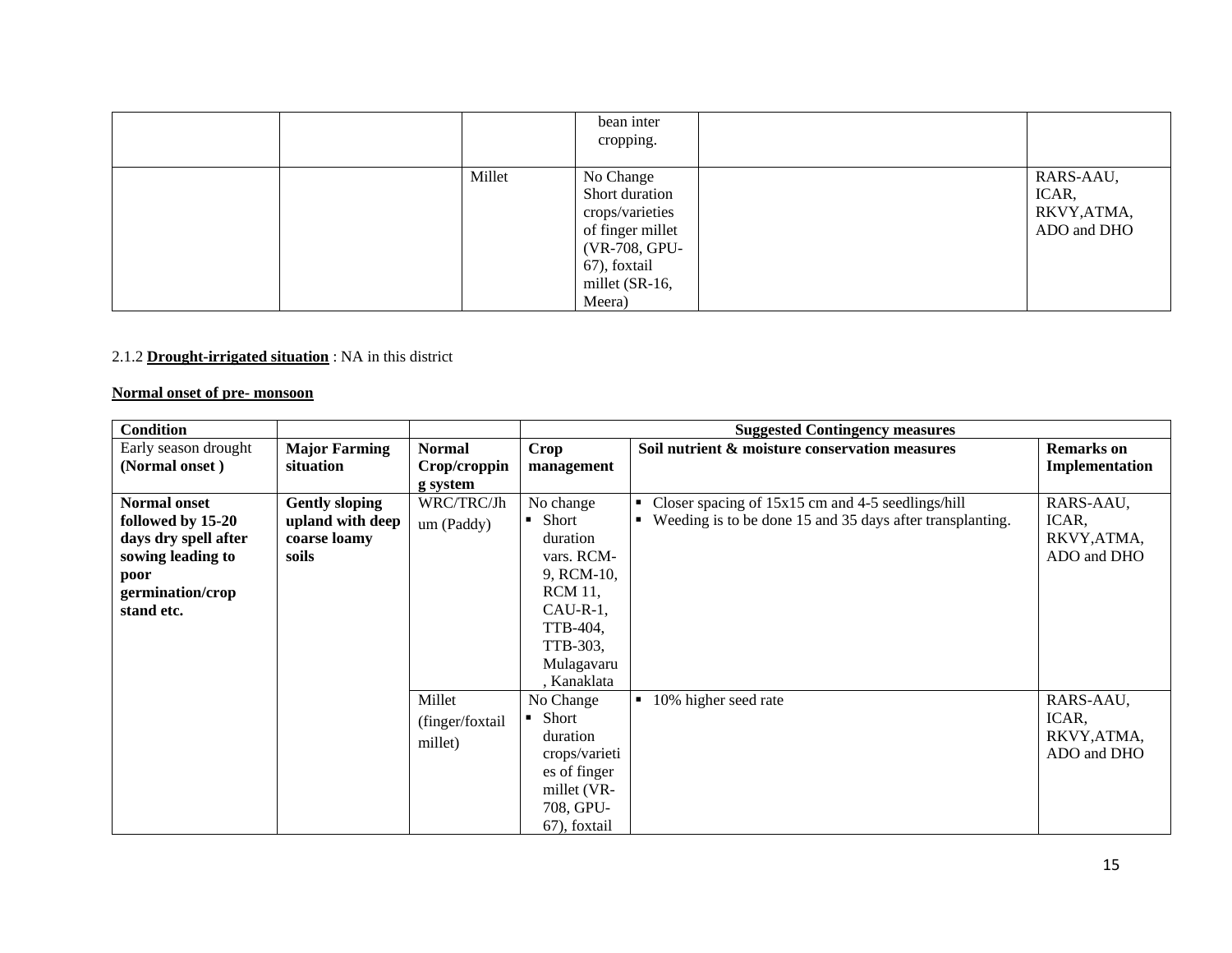| | | | | | |
|---|---|---|---|---|---|
| | | | bean inter cropping. | | |
| | | Millet | No Change Short duration crops/varieties of finger millet (VR-708, GPU-67), foxtail millet (SR-16, Meera) | | RARS-AAU, ICAR, RKVY,ATMA, ADO and DHO |

2.1.2 **Drought-irrigated situation** : NA in this district

**Normal onset of pre- monsoon**

| Condition | | | Suggested Contingency measures | | |
|---|---|---|---|---|---|
| Early season drought **(Normal onset )** | **Major Farming situation** | **Normal Crop/cropping system** | **Crop management** | **Soil nutrient & moisture conservation measures** | **Remarks on Implementation** |
| **Normal onset followed by 15-20 days dry spell after sowing leading to poor germination/crop stand etc.** | **Gently sloping upland with deep coarse loamy soils** | WRC/TRC/Jhum (Paddy) | No change ▪ Short duration vars. RCM-9, RCM-10, RCM 11, CAU-R-1, TTB-404, TTB-303, Mulagavaru, Kanaklata | ▪ Closer spacing of 15x15 cm and 4-5 seedlings/hill ▪ Weeding is to be done 15 and 35 days after transplanting. | RARS-AAU, ICAR, RKVY,ATMA, ADO and DHO |
| | | Millet (finger/foxtail millet) | No Change ▪ Short duration crops/varieties of finger millet (VR-708, GPU-67), foxtail | ▪ 10% higher seed rate | RARS-AAU, ICAR, RKVY,ATMA, ADO and DHO |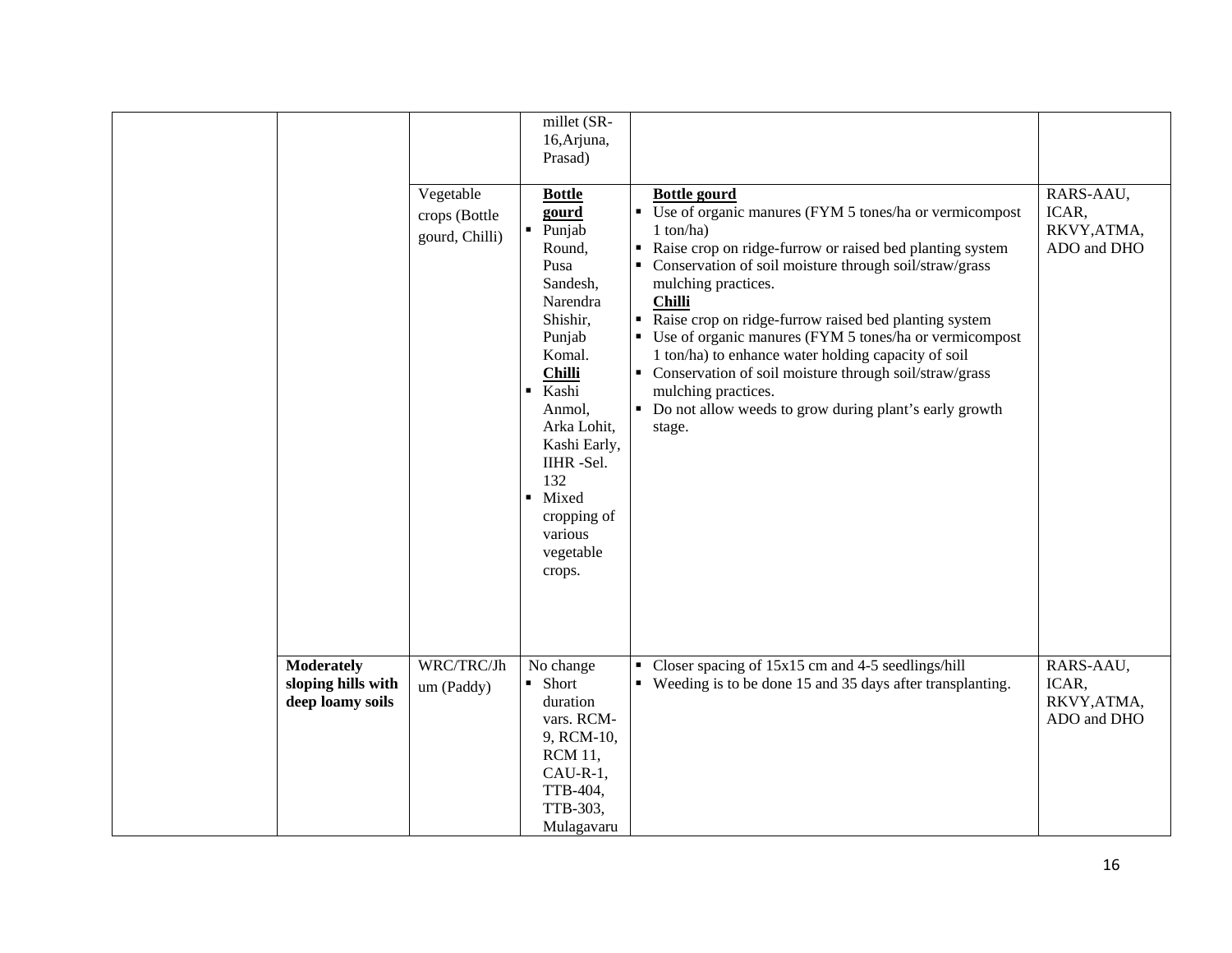| | | | | | |
|---|---|---|---|---|---|
| | | | millet (SR-16,Arjuna, Prasad) | | |
| | | Vegetable crops (Bottle gourd, Chilli) | **Bottle gourd**<br>▪ Punjab Round, Pusa Sandesh, Narendra Shishir, Punjab Komal.<br>**Chilli**<br>▪ Kashi Anmol, Arka Lohit, Kashi Early, IIHR -Sel. 132<br>▪ Mixed cropping of various vegetable crops. | **Bottle gourd**<br>▪ Use of organic manures (FYM 5 tones/ha or vermicompost 1 ton/ha)<br>▪ Raise crop on ridge-furrow or raised bed planting system<br>▪ Conservation of soil moisture through soil/straw/grass mulching practices.<br>**Chilli**<br>▪ Raise crop on ridge-furrow raised bed planting system<br>▪ Use of organic manures (FYM 5 tones/ha or vermicompost 1 ton/ha) to enhance water holding capacity of soil<br>▪ Conservation of soil moisture through soil/straw/grass mulching practices.<br>▪ Do not allow weeds to grow during plant's early growth stage. | RARS-AAU, ICAR, RKVY,ATMA, ADO and DHO |
| | **Moderately sloping hills with deep loamy soils** | WRC/TRC/Jhum (Paddy) | No change<br>▪ Short duration vars. RCM-9, RCM-10, RCM 11, CAU-R-1, TTB-404, TTB-303, Mulagavaru | ▪ Closer spacing of 15x15 cm and 4-5 seedlings/hill<br>▪ Weeding is to be done 15 and 35 days after transplanting. | RARS-AAU, ICAR, RKVY,ATMA, ADO and DHO |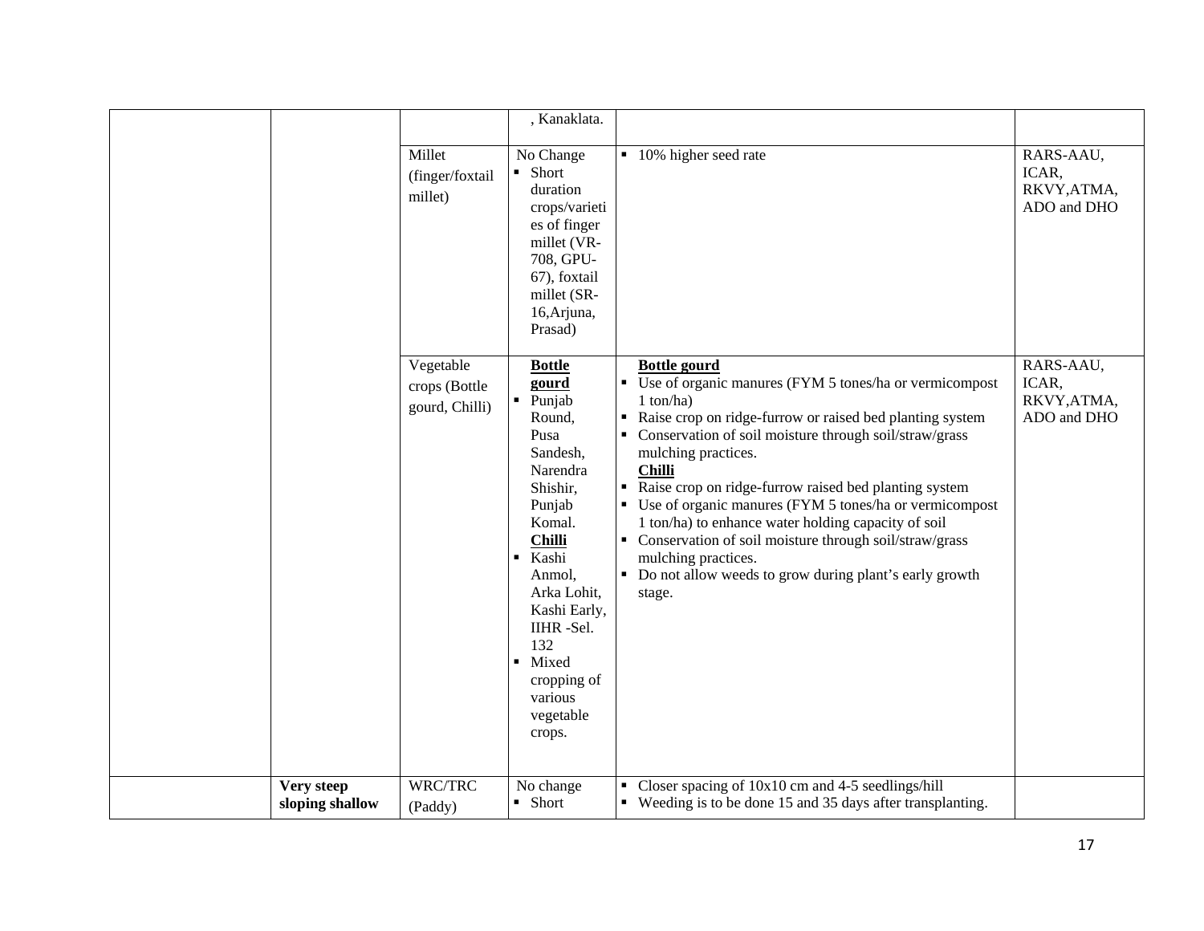| | | | | | |
|---|---|---|---|---|---|
| | | | , Kanaklata. | | |
| | | Millet (finger/foxtail millet) | No Change<br>▪ Short duration crops/varieties of finger millet (VR-708, GPU-67), foxtail millet (SR-16,Arjuna, Prasad) | ▪ 10% higher seed rate | RARS-AAU, ICAR, RKVY,ATMA, ADO and DHO |
| | | Vegetable crops (Bottle gourd, Chilli) | **Bottle gourd**<br>▪ Punjab Round, Pusa Sandesh, Narendra Shishir, Punjab Komal.<br>**Chilli**<br>▪ Kashi Anmol, Arka Lohit, Kashi Early, IIHR -Sel. 132<br>▪ Mixed cropping of various vegetable crops. | **Bottle gourd**<br>▪ Use of organic manures (FYM 5 tones/ha or vermicompost 1 ton/ha)<br>▪ Raise crop on ridge-furrow or raised bed planting system<br>▪ Conservation of soil moisture through soil/straw/grass mulching practices.<br>**Chilli**<br>▪ Raise crop on ridge-furrow raised bed planting system<br>▪ Use of organic manures (FYM 5 tones/ha or vermicompost 1 ton/ha) to enhance water holding capacity of soil<br>▪ Conservation of soil moisture through soil/straw/grass mulching practices.<br>▪ Do not allow weeds to grow during plant's early growth stage. | RARS-AAU, ICAR, RKVY,ATMA, ADO and DHO |
| | **Very steep sloping shallow** | WRC/TRC (Paddy) | No change<br>▪ Short | ▪ Closer spacing of 10x10 cm and 4-5 seedlings/hill<br>▪ Weeding is to be done 15 and 35 days after transplanting. | |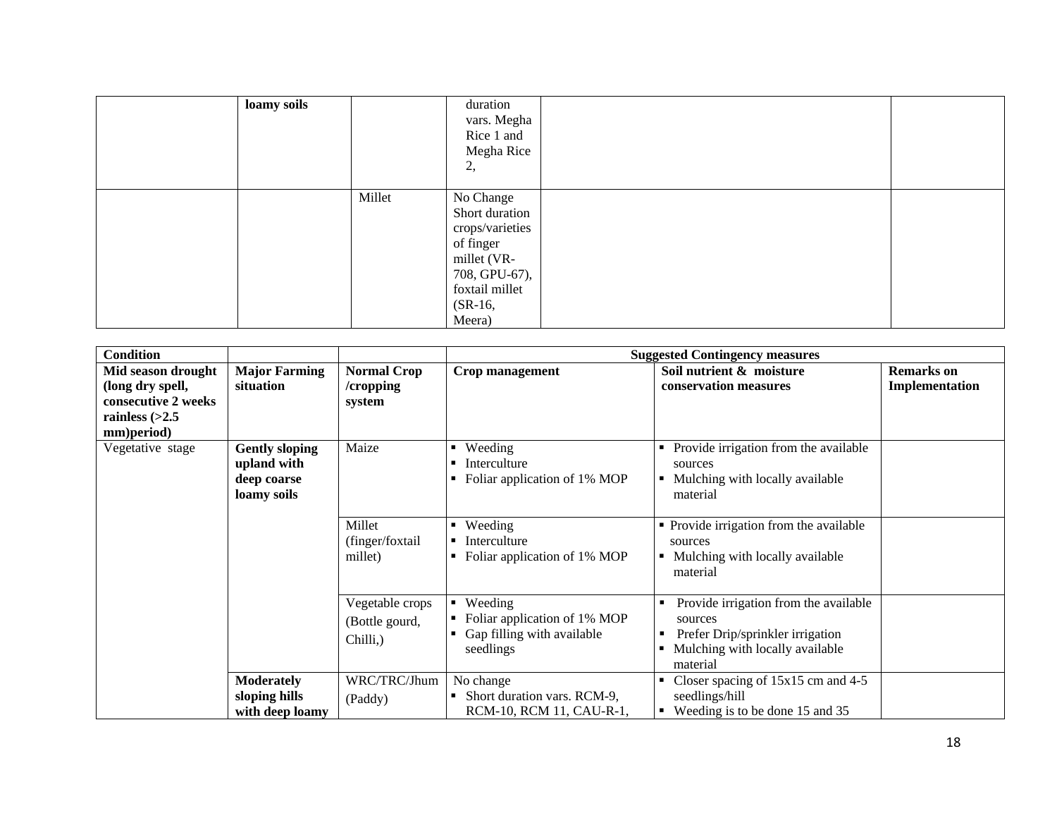| | loamy soils | | duration vars. Megha Rice 1 and Megha Rice 2, | | |
|---|---|---|---|---|---|
| | | Millet | No Change Short duration crops/varieties of finger millet (VR-708, GPU-67), foxtail millet (SR-16, Meera) | | |

| Condition | | | Suggested Contingency measures | | |
|---|---|---|---|---|---|
| **Mid season drought (long dry spell, consecutive 2 weeks rainless (>2.5 mm)period)** | **Major Farming situation** | **Normal Crop /cropping system** | **Crop management** | **Soil nutrient & moisture conservation measures** | **Remarks on Implementation** |
| Vegetative stage | **Gently sloping upland with deep coarse loamy soils** | Maize | ▪ Weeding<br>▪ Interculture<br>▪ Foliar application of 1% MOP | ▪ Provide irrigation from the available sources<br>▪ Mulching with locally available material | |
| | | Millet (finger/foxtail millet) | ▪ Weeding<br>▪ Interculture<br>▪ Foliar application of 1% MOP | ▪ Provide irrigation from the available sources<br>▪ Mulching with locally available material | |
| | | Vegetable crops (Bottle gourd, Chilli,) | ▪ Weeding<br>▪ Foliar application of 1% MOP<br>▪ Gap filling with available seedlings | ▪ Provide irrigation from the available sources<br>▪ Prefer Drip/sprinkler irrigation<br>▪ Mulching with locally available material | |
| | **Moderately sloping hills with deep loamy** | WRC/TRC/Jhum (Paddy) | No change<br>▪ Short duration vars. RCM-9, RCM-10, RCM 11, CAU-R-1, | ▪ Closer spacing of 15x15 cm and 4-5 seedlings/hill<br>▪ Weeding is to be done 15 and 35 | |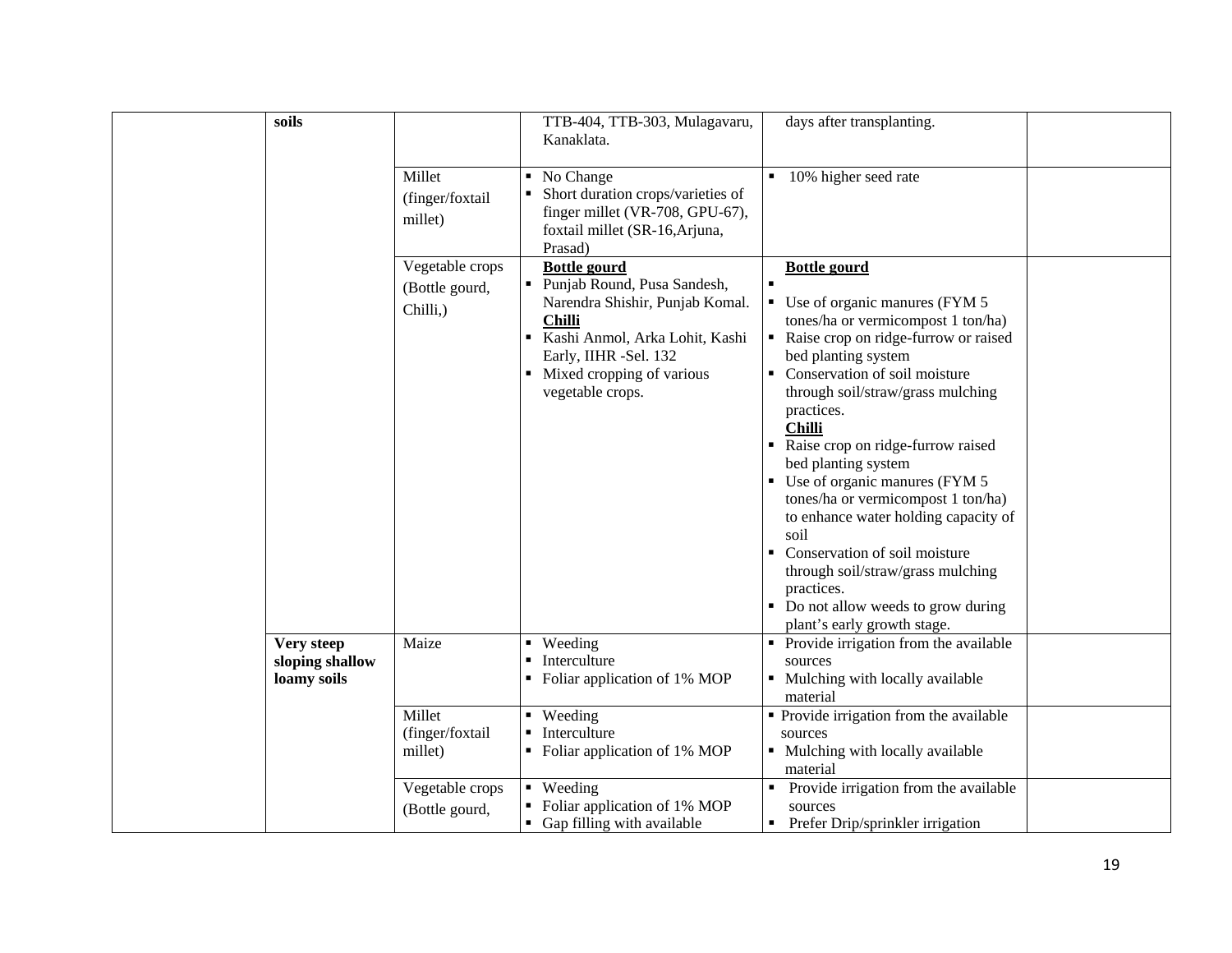| | | | | | |
|---|---|---|---|---|---|
| | soils | | TTB-404, TTB-303, Mulagavaru, Kanaklata. | days after transplanting. | |
| | | Millet (finger/foxtail millet) | ▪ No Change<br>▪ Short duration crops/varieties of finger millet (VR-708, GPU-67), foxtail millet (SR-16,Arjuna, Prasad) | ▪ 10% higher seed rate | |
| | | Vegetable crops (Bottle gourd, Chilli,) | **Bottle gourd**<br>▪ Punjab Round, Pusa Sandesh, Narendra Shishir, Punjab Komal.<br>**Chilli**<br>▪ Kashi Anmol, Arka Lohit, Kashi Early, IIHR -Sel. 132<br>▪ Mixed cropping of various vegetable crops. | **Bottle gourd**<br>▪<br>▪ Use of organic manures (FYM 5 tones/ha or vermicompost 1 ton/ha)<br>▪ Raise crop on ridge-furrow or raised bed planting system<br>▪ Conservation of soil moisture through soil/straw/grass mulching practices.<br>**Chilli**<br>▪ Raise crop on ridge-furrow raised bed planting system<br>▪ Use of organic manures (FYM 5 tones/ha or vermicompost 1 ton/ha) to enhance water holding capacity of soil<br>▪ Conservation of soil moisture through soil/straw/grass mulching practices.<br>▪ Do not allow weeds to grow during plant's early growth stage. | |
| | **Very steep sloping shallow loamy soils** | Maize | ▪ Weeding<br>▪ Interculture<br>▪ Foliar application of 1% MOP | ▪ Provide irrigation from the available sources<br>▪ Mulching with locally available material | |
| | | Millet (finger/foxtail millet) | ▪ Weeding<br>▪ Interculture<br>▪ Foliar application of 1% MOP | ▪ Provide irrigation from the available sources<br>▪ Mulching with locally available material | |
| | | Vegetable crops (Bottle gourd, | ▪ Weeding<br>▪ Foliar application of 1% MOP<br>▪ Gap filling with available | ▪ Provide irrigation from the available sources<br>▪ Prefer Drip/sprinkler irrigation | |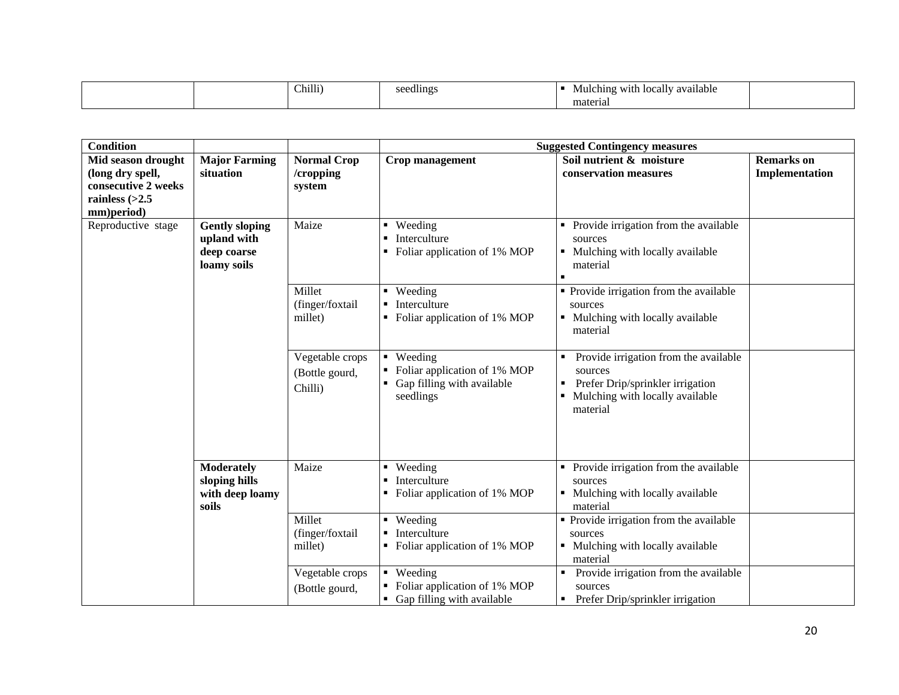| | | Chilli) | seedlings | ▪ Mulching with locally available material | |
|---|---|---|---|---|---|

| Condition | | | Suggested Contingency measures | | |
|---|---|---|---|---|---|
| **Mid season drought (long dry spell, consecutive 2 weeks rainless (>2.5 mm)period)** | **Major Farming situation** | **Normal Crop /cropping system** | **Crop management** | **Soil nutrient & moisture conservation measures** | **Remarks on Implementation** |
| Reproductive stage | **Gently sloping upland with deep coarse loamy soils** | Maize | ▪ Weeding<br>▪ Interculture<br>▪ Foliar application of 1% MOP | ▪ Provide irrigation from the available sources<br>▪ Mulching with locally available material<br>▪ | |
| | | Millet (finger/foxtail millet) | ▪ Weeding<br>▪ Interculture<br>▪ Foliar application of 1% MOP | ▪ Provide irrigation from the available sources<br>▪ Mulching with locally available material | |
| | | Vegetable crops (Bottle gourd, Chilli) | ▪ Weeding<br>▪ Foliar application of 1% MOP<br>▪ Gap filling with available seedlings | ▪ Provide irrigation from the available sources<br>▪ Prefer Drip/sprinkler irrigation<br>▪ Mulching with locally available material | |
| | **Moderately sloping hills with deep loamy soils** | Maize | ▪ Weeding<br>▪ Interculture<br>▪ Foliar application of 1% MOP | ▪ Provide irrigation from the available sources<br>▪ Mulching with locally available material | |
| | | Millet (finger/foxtail millet) | ▪ Weeding<br>▪ Interculture<br>▪ Foliar application of 1% MOP | ▪ Provide irrigation from the available sources<br>▪ Mulching with locally available material | |
| | | Vegetable crops (Bottle gourd, | ▪ Weeding<br>▪ Foliar application of 1% MOP<br>▪ Gap filling with available | ▪ Provide irrigation from the available sources<br>▪ Prefer Drip/sprinkler irrigation | |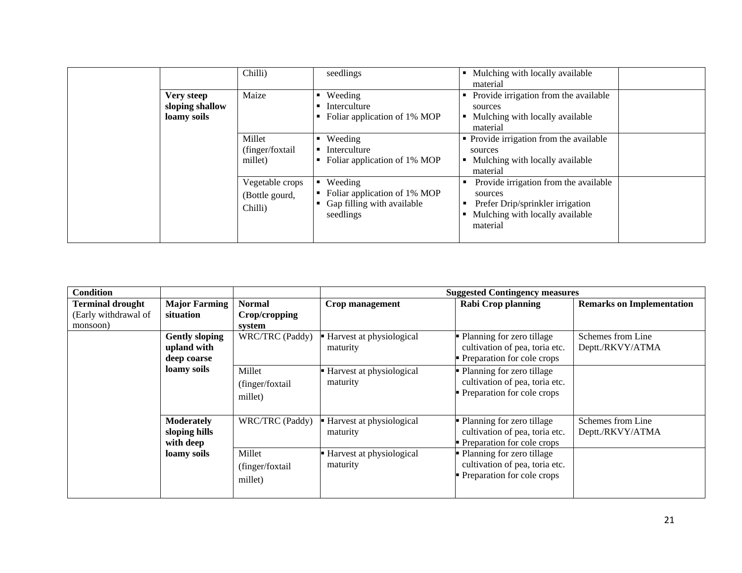| | | | | | |
|---|---|---|---|---|---|
| | | Chilli) | seedlings | ▪ Mulching with locally available material | |
| | **Very steep sloping shallow loamy soils** | Maize | ▪ Weeding<br>▪ Interculture<br>▪ Foliar application of 1% MOP | ▪ Provide irrigation from the available sources<br>▪ Mulching with locally available material | |
| | | Millet (finger/foxtail millet) | ▪ Weeding<br>▪ Interculture<br>▪ Foliar application of 1% MOP | ▪ Provide irrigation from the available sources<br>▪ Mulching with locally available material | |
| | | Vegetable crops (Bottle gourd, Chilli) | ▪ Weeding<br>▪ Foliar application of 1% MOP<br>▪ Gap filling with available seedlings | ▪ Provide irrigation from the available sources<br>▪ Prefer Drip/sprinkler irrigation<br>▪ Mulching with locally available material | |

| **Condition** | | | **Suggested Contingency measures** | | |
|---|---|---|---|---|---|
| **Terminal drought** (Early withdrawal of monsoon) | **Major Farming situation** | **Normal Crop/cropping system** | **Crop management** | **Rabi Crop planning** | **Remarks on Implementation** |
| | **Gently sloping upland with deep coarse loamy soils** | WRC/TRC (Paddy) | ▪ Harvest at physiological maturity | ▪ Planning for zero tillage cultivation of pea, toria etc.<br>▪ Preparation for cole crops | Schemes from Line Deptt./RKVY/ATMA |
| | | Millet (finger/foxtail millet) | ▪ Harvest at physiological maturity | ▪ Planning for zero tillage cultivation of pea, toria etc.<br>▪ Preparation for cole crops | |
| | **Moderately sloping hills with deep loamy soils** | WRC/TRC (Paddy) | ▪ Harvest at physiological maturity | ▪ Planning for zero tillage cultivation of pea, toria etc.<br>▪ Preparation for cole crops | Schemes from Line Deptt./RKVY/ATMA |
| | | Millet (finger/foxtail millet) | ▪ Harvest at physiological maturity | ▪ Planning for zero tillage cultivation of pea, toria etc.<br>▪ Preparation for cole crops | |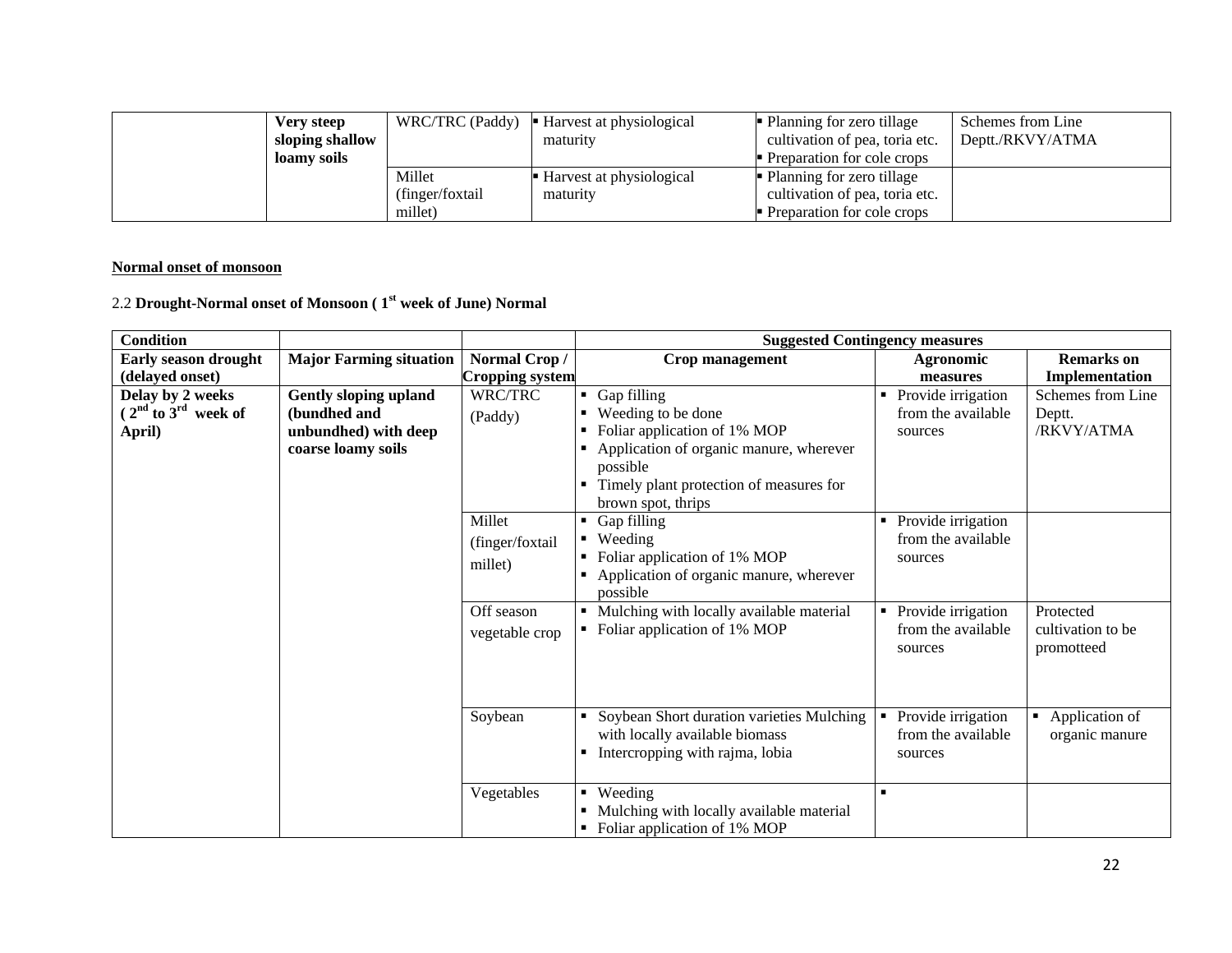| | Very steep sloping shallow loamy soils | WRC/TRC (Paddy) | ▪ Harvest at physiological maturity | ▪ Planning for zero tillage cultivation of pea, toria etc.<br>▪ Preparation for cole crops | Schemes from Line Deptt./RKVY/ATMA |
|---|---|---|---|---|---|
| | | Millet (finger/foxtail millet) | ▪ Harvest at physiological maturity | ▪ Planning for zero tillage cultivation of pea, toria etc.<br>▪ Preparation for cole crops | |

**Normal onset of monsoon**

2.2 **Drought-Normal onset of Monsoon ( 1st week of June) Normal**

| Condition | | | Suggested Contingency measures | | |
|---|---|---|---|---|---|
| **Early season drought (delayed onset)** | **Major Farming situation** | **Normal Crop / Cropping system** | **Crop management** | **Agronomic measures** | **Remarks on Implementation** |
| **Delay by 2 weeks ( 2nd to 3rd week of April)** | **Gently sloping upland (bundhed and unbundhed) with deep coarse loamy soils** | WRC/TRC (Paddy) | ▪ Gap filling<br>▪ Weeding to be done<br>▪ Foliar application of 1% MOP<br>▪ Application of organic manure, wherever possible<br>▪ Timely plant protection of measures for brown spot, thrips | ▪ Provide irrigation from the available sources | Schemes from Line Deptt. /RKVY/ATMA |
| | | Millet (finger/foxtail millet) | ▪ Gap filling<br>▪ Weeding<br>▪ Foliar application of 1% MOP<br>▪ Application of organic manure, wherever possible | ▪ Provide irrigation from the available sources | |
| | | Off season vegetable crop | ▪ Mulching with locally available material<br>▪ Foliar application of 1% MOP | ▪ Provide irrigation from the available sources | Protected cultivation to be promotteed |
| | | Soybean | ▪ Soybean Short duration varieties Mulching with locally available biomass<br>▪ Intercropping with rajma, lobia | ▪ Provide irrigation from the available sources | ▪ Application of organic manure |
| | | Vegetables | ▪ Weeding<br>▪ Mulching with locally available material<br>▪ Foliar application of 1% MOP | ▪ | |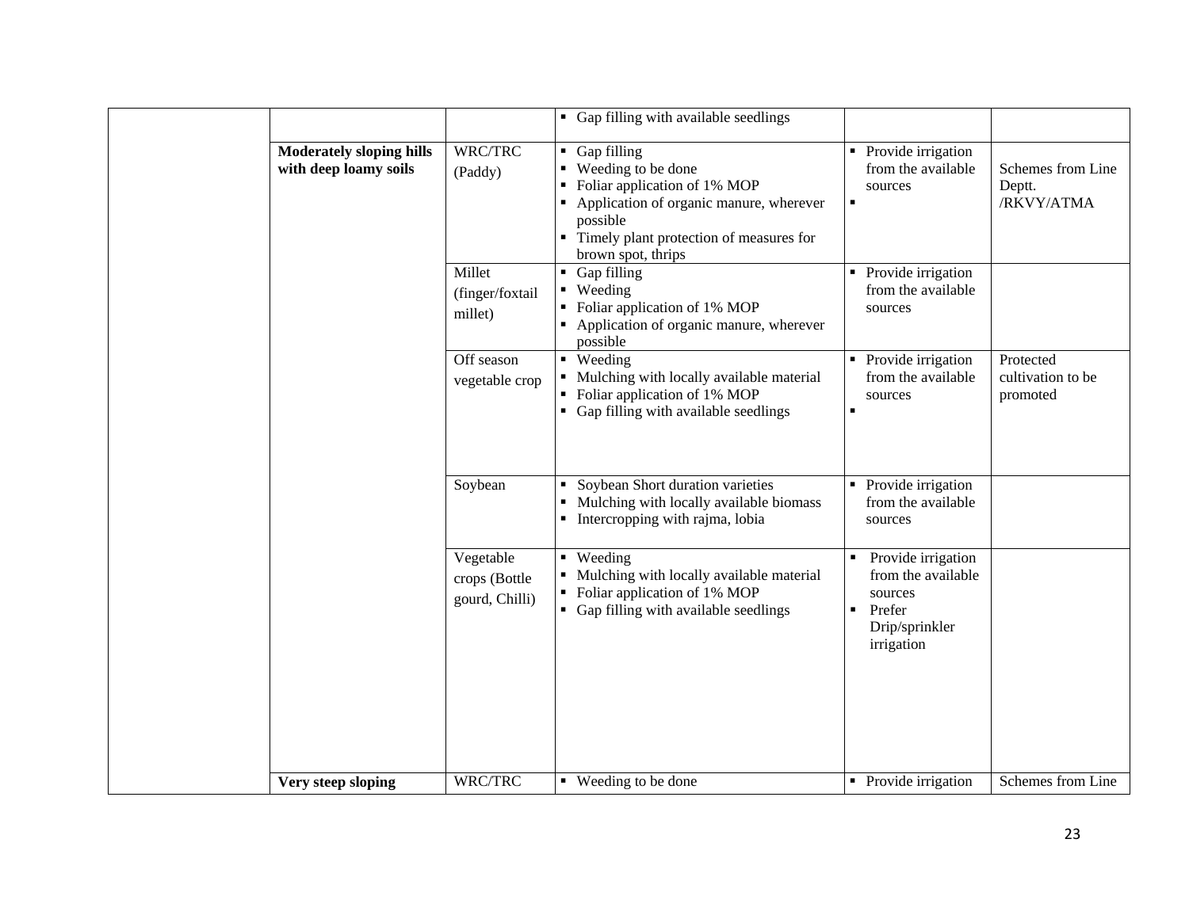| | | | | | |
|---|---|---|---|---|---|
| | | | ▪ Gap filling with available seedlings | | |
| | **Moderately sloping hills with deep loamy soils** | WRC/TRC (Paddy) | ▪ Gap filling<br>▪ Weeding to be done<br>▪ Foliar application of 1% MOP<br>▪ Application of organic manure, wherever possible<br>▪ Timely plant protection of measures for brown spot, thrips | ▪ Provide irrigation from the available sources<br>▪ | Schemes from Line Deptt. /RKVY/ATMA |
| | | Millet (finger/foxtail millet) | ▪ Gap filling<br>▪ Weeding<br>▪ Foliar application of 1% MOP<br>▪ Application of organic manure, wherever possible | ▪ Provide irrigation from the available sources | |
| | | Off season vegetable crop | ▪ Weeding<br>▪ Mulching with locally available material<br>▪ Foliar application of 1% MOP<br>▪ Gap filling with available seedlings | ▪ Provide irrigation from the available sources<br>▪ | Protected cultivation to be promoted |
| | | Soybean | ▪ Soybean Short duration varieties<br>▪ Mulching with locally available biomass<br>▪ Intercropping with rajma, lobia | ▪ Provide irrigation from the available sources | |
| | | Vegetable crops (Bottle gourd, Chilli) | ▪ Weeding<br>▪ Mulching with locally available material<br>▪ Foliar application of 1% MOP<br>▪ Gap filling with available seedlings | ▪ Provide irrigation from the available sources<br>▪ Prefer Drip/sprinkler irrigation | |
| | **Very steep sloping** | WRC/TRC | ▪ Weeding to be done | ▪ Provide irrigation | Schemes from Line |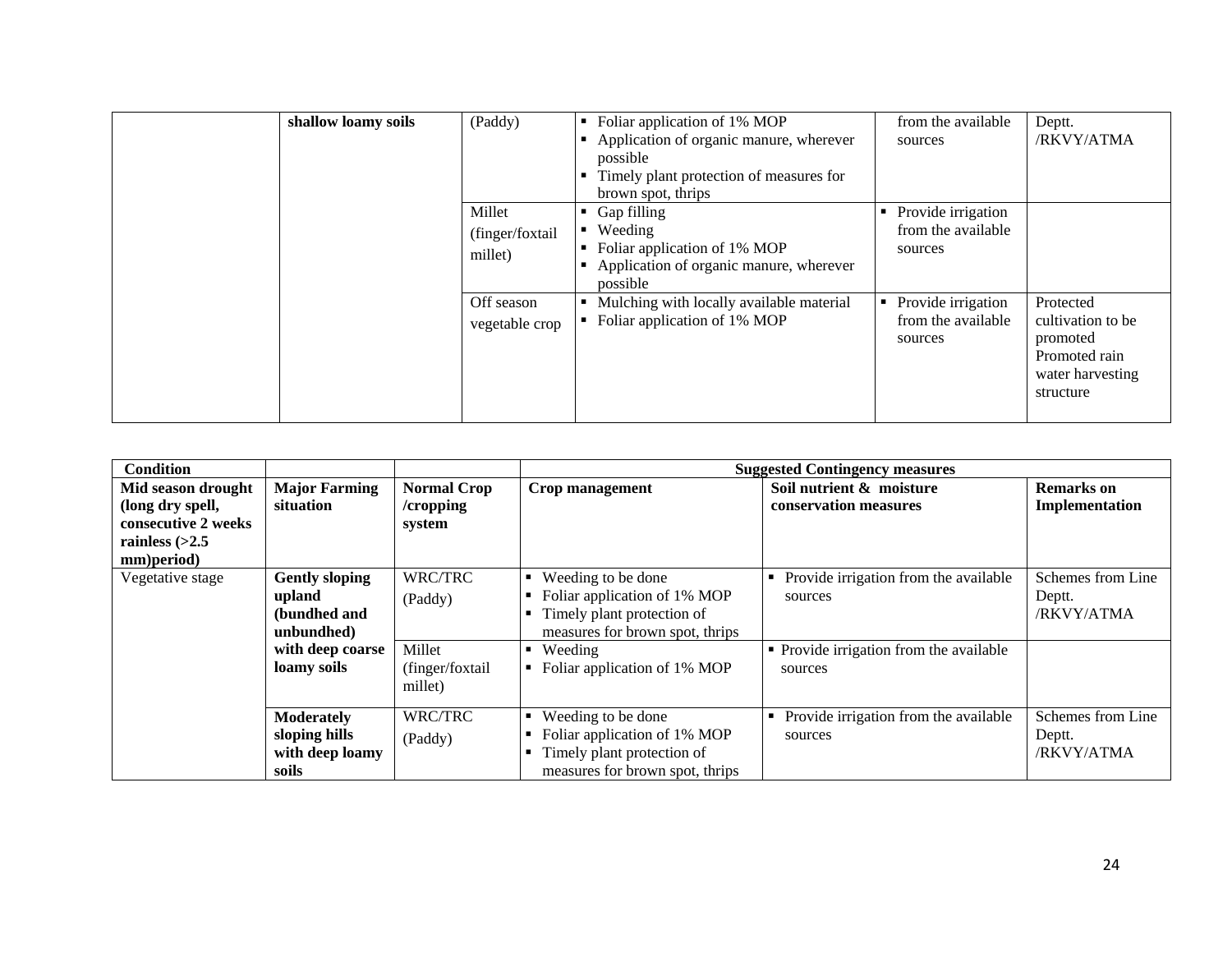|  | **shallow loamy soils** | (Paddy) | ▪ Foliar application of 1% MOP<br>▪ Application of organic manure, wherever possible<br>▪ Timely plant protection of measures for brown spot, thrips | from the available sources | Deptt. /RKVY/ATMA |
|---|---|---|---|---|---|
|  |  | Millet (finger/foxtail millet) | ▪ Gap filling<br>▪ Weeding<br>▪ Foliar application of 1% MOP<br>▪ Application of organic manure, wherever possible | ▪ Provide irrigation from the available sources |  |
|  |  | Off season vegetable crop | ▪ Mulching with locally available material<br>▪ Foliar application of 1% MOP | ▪ Provide irrigation from the available sources | Protected cultivation to be promoted Promoted rain water harvesting structure |

| **Condition** |  |  | **Suggested Contingency measures** |  |  |
|---|---|---|---|---|---|
| **Mid season drought (long dry spell, consecutive 2 weeks rainless (>2.5 mm)period)** | **Major Farming situation** | **Normal Crop /cropping system** | **Crop management** | **Soil nutrient & moisture conservation measures** | **Remarks on Implementation** |
| Vegetative stage | **Gently sloping upland (bundhed and unbundhed) with deep coarse loamy soils** | WRC/TRC (Paddy) | ▪ Weeding to be done<br>▪ Foliar application of 1% MOP<br>▪ Timely plant protection of measures for brown spot, thrips | ▪ Provide irrigation from the available sources | Schemes from Line Deptt. /RKVY/ATMA |
|  |  | Millet (finger/foxtail millet) | ▪ Weeding<br>▪ Foliar application of 1% MOP | ▪ Provide irrigation from the available sources |  |
|  | **Moderately sloping hills with deep loamy soils** | WRC/TRC (Paddy) | ▪ Weeding to be done<br>▪ Foliar application of 1% MOP<br>▪ Timely plant protection of measures for brown spot, thrips | ▪ Provide irrigation from the available sources | Schemes from Line Deptt. /RKVY/ATMA |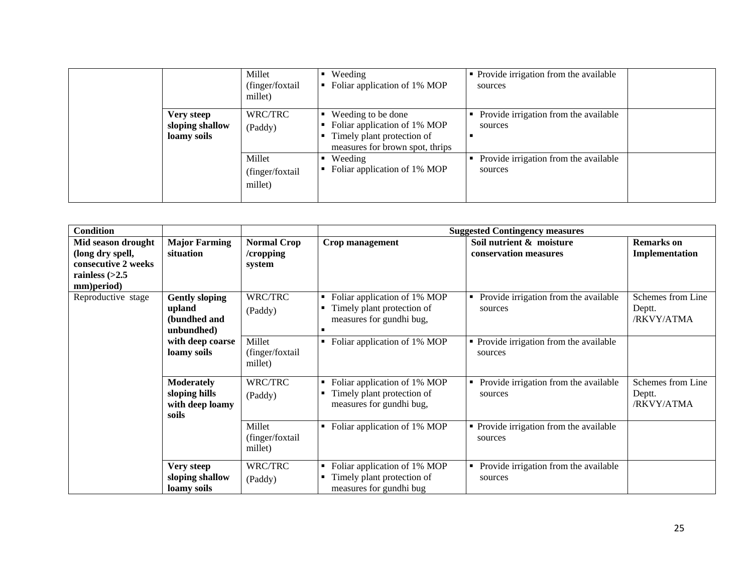| | | | | | |
|---|---|---|---|---|---|
| | | Millet (finger/foxtail millet) | ▪ Weeding<br>▪ Foliar application of 1% MOP | ▪ Provide irrigation from the available sources | |
| | Very steep sloping shallow loamy soils | WRC/TRC (Paddy) | ▪ Weeding to be done<br>▪ Foliar application of 1% MOP<br>▪ Timely plant protection of measures for brown spot, thrips | ▪ Provide irrigation from the available sources<br>▪ | |
| | | Millet (finger/foxtail millet) | ▪ Weeding<br>▪ Foliar application of 1% MOP | ▪ Provide irrigation from the available sources | |

| Condition | | | Suggested Contingency measures | | |
|---|---|---|---|---|---|
| Mid season drought (long dry spell, consecutive 2 weeks rainless (>2.5 mm)period) | Major Farming situation | Normal Crop /cropping system | Crop management | Soil nutrient & moisture conservation measures | Remarks on Implementation |
| Reproductive stage | Gently sloping upland (bundhed and unbundhed) with deep coarse loamy soils | WRC/TRC (Paddy) | ▪ Foliar application of 1% MOP<br>▪ Timely plant protection of measures for gundhi bug,<br>▪ | ▪ Provide irrigation from the available sources | Schemes from Line Deptt. /RKVY/ATMA |
| | | Millet (finger/foxtail millet) | ▪ Foliar application of 1% MOP | ▪ Provide irrigation from the available sources | |
| | Moderately sloping hills with deep loamy soils | WRC/TRC (Paddy) | ▪ Foliar application of 1% MOP<br>▪ Timely plant protection of measures for gundhi bug, | ▪ Provide irrigation from the available sources | Schemes from Line Deptt. /RKVY/ATMA |
| | | Millet (finger/foxtail millet) | ▪ Foliar application of 1% MOP | ▪ Provide irrigation from the available sources | |
| | Very steep sloping shallow loamy soils | WRC/TRC (Paddy) | ▪ Foliar application of 1% MOP<br>▪ Timely plant protection of measures for gundhi bug | ▪ Provide irrigation from the available sources | |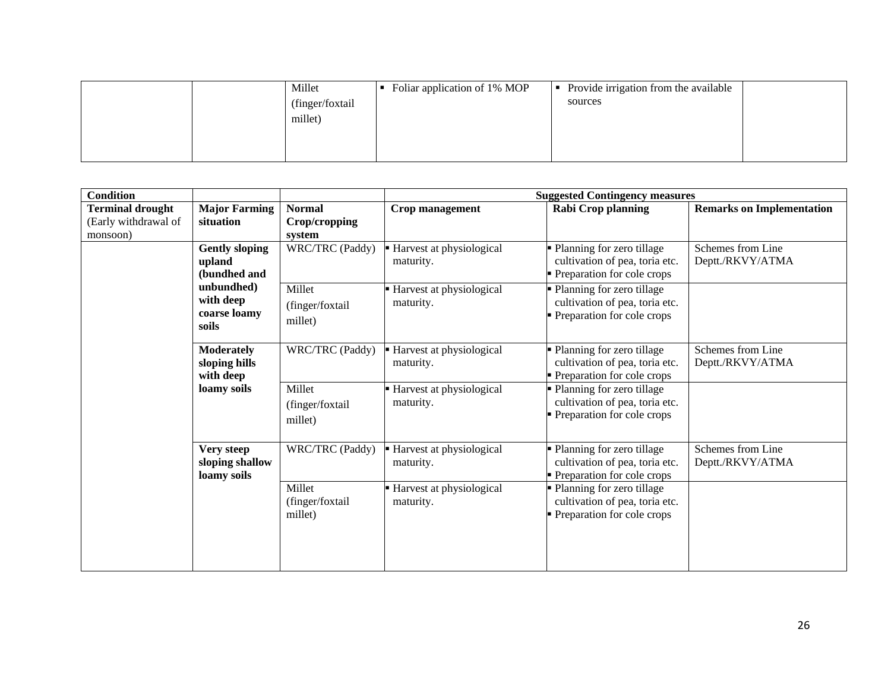| | | Millet (finger/foxtail millet) | ▪ Foliar application of 1% MOP | ▪ Provide irrigation from the available sources | |
|---|---|---|---|---|---|

| Condition | | | Suggested Contingency measures | | |
|---|---|---|---|---|---|
| **Terminal drought** (Early withdrawal of monsoon) | **Major Farming situation** | **Normal Crop/cropping system** | **Crop management** | **Rabi Crop planning** | **Remarks on Implementation** |
| | **Gently sloping upland (bundhed and unbundhed) with deep coarse loamy soils** | WRC/TRC (Paddy) | ▪ Harvest at physiological maturity. | ▪ Planning for zero tillage cultivation of pea, toria etc.<br>▪ Preparation for cole crops | Schemes from Line Deptt./RKVY/ATMA |
| | | Millet (finger/foxtail millet) | ▪ Harvest at physiological maturity. | ▪ Planning for zero tillage cultivation of pea, toria etc.<br>▪ Preparation for cole crops | |
| | **Moderately sloping hills with deep loamy soils** | WRC/TRC (Paddy) | ▪ Harvest at physiological maturity. | ▪ Planning for zero tillage cultivation of pea, toria etc.<br>▪ Preparation for cole crops | Schemes from Line Deptt./RKVY/ATMA |
| | | Millet (finger/foxtail millet) | ▪ Harvest at physiological maturity. | ▪ Planning for zero tillage cultivation of pea, toria etc.<br>▪ Preparation for cole crops | |
| | **Very steep sloping shallow loamy soils** | WRC/TRC (Paddy) | ▪ Harvest at physiological maturity. | ▪ Planning for zero tillage cultivation of pea, toria etc.<br>▪ Preparation for cole crops | Schemes from Line Deptt./RKVY/ATMA |
| | | Millet (finger/foxtail millet) | ▪ Harvest at physiological maturity. | ▪ Planning for zero tillage cultivation of pea, toria etc.<br>▪ Preparation for cole crops | |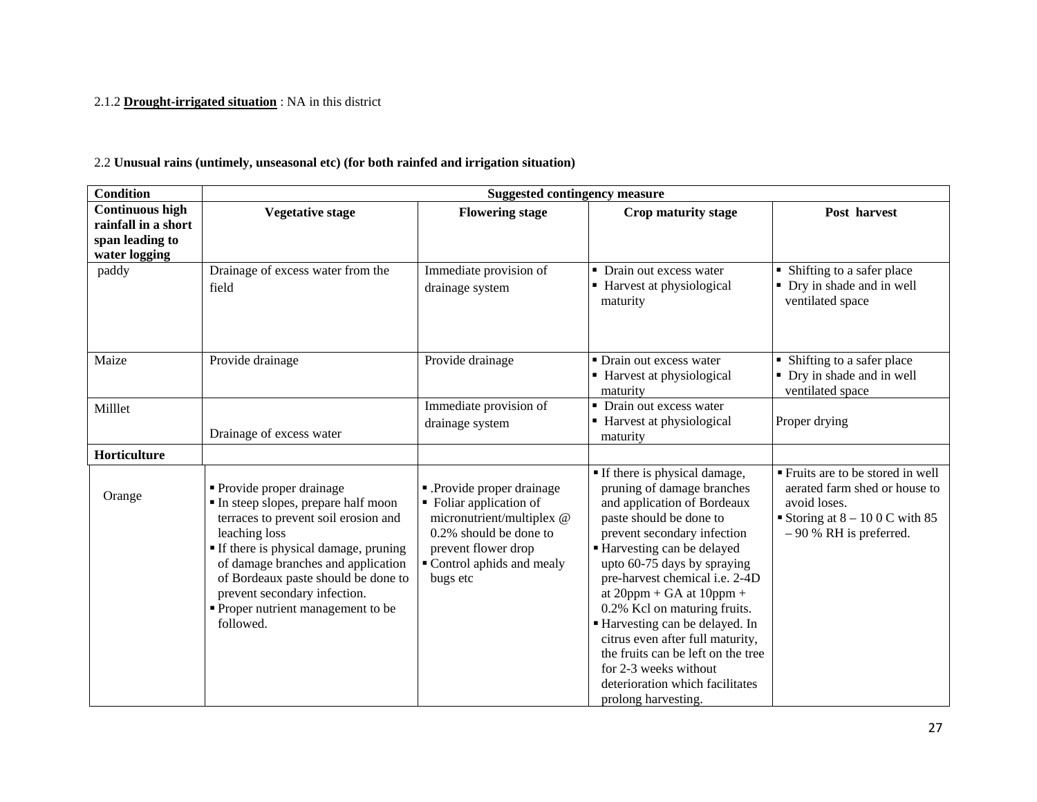2.1.2 **<u>Drought-irrigated situation</u>** : NA in this district

2.2 **Unusual rains (untimely, unseasonal etc) (for both rainfed and irrigation situation)**

| Condition | Suggested contingency measure | | | |
|---|---|---|---|---|
| **Continuous high rainfall in a short span leading to water logging** | **Vegetative stage** | **Flowering stage** | **Crop maturity stage** | **Post harvest** |
| paddy | Drainage of excess water from the field | Immediate provision of drainage system | ▪ Drain out excess water<br>▪ Harvest at physiological maturity | ▪ Shifting to a safer place<br>▪ Dry in shade and in well ventilated space |
| Maize | Provide drainage | Provide drainage | ▪ Drain out excess water<br>▪ Harvest at physiological maturity | ▪ Shifting to a safer place<br>▪ Dry in shade and in well ventilated space |
| Milllet | Drainage of excess water | Immediate provision of drainage system | ▪ Drain out excess water<br>▪ Harvest at physiological maturity | Proper drying |
| **Horticulture** | | | | |
| Orange | ▪ Provide proper drainage<br>▪ In steep slopes, prepare half moon terraces to prevent soil erosion and leaching loss<br>▪ If there is physical damage, pruning of damage branches and application of Bordeaux paste should be done to prevent secondary infection.<br>▪ Proper nutrient management to be followed. | ▪ .Provide proper drainage<br>▪ Foliar application of micronutrient/multiplex @ 0.2% should be done to prevent flower drop<br>▪ Control aphids and mealy bugs etc | ▪ If there is physical damage, pruning of damage branches and application of Bordeaux paste should be done to prevent secondary infection<br>▪ Harvesting can be delayed upto 60-75 days by spraying pre-harvest chemical i.e. 2-4D at 20ppm + GA at 10ppm + 0.2% Kcl on maturing fruits.<br>▪ Harvesting can be delayed. In citrus even after full maturity, the fruits can be left on the tree for 2-3 weeks without deterioration which facilitates prolong harvesting. | ▪ Fruits are to be stored in well aerated farm shed or house to avoid loses.<br>▪ Storing at 8 – 10 0 C with 85 – 90 % RH is preferred. |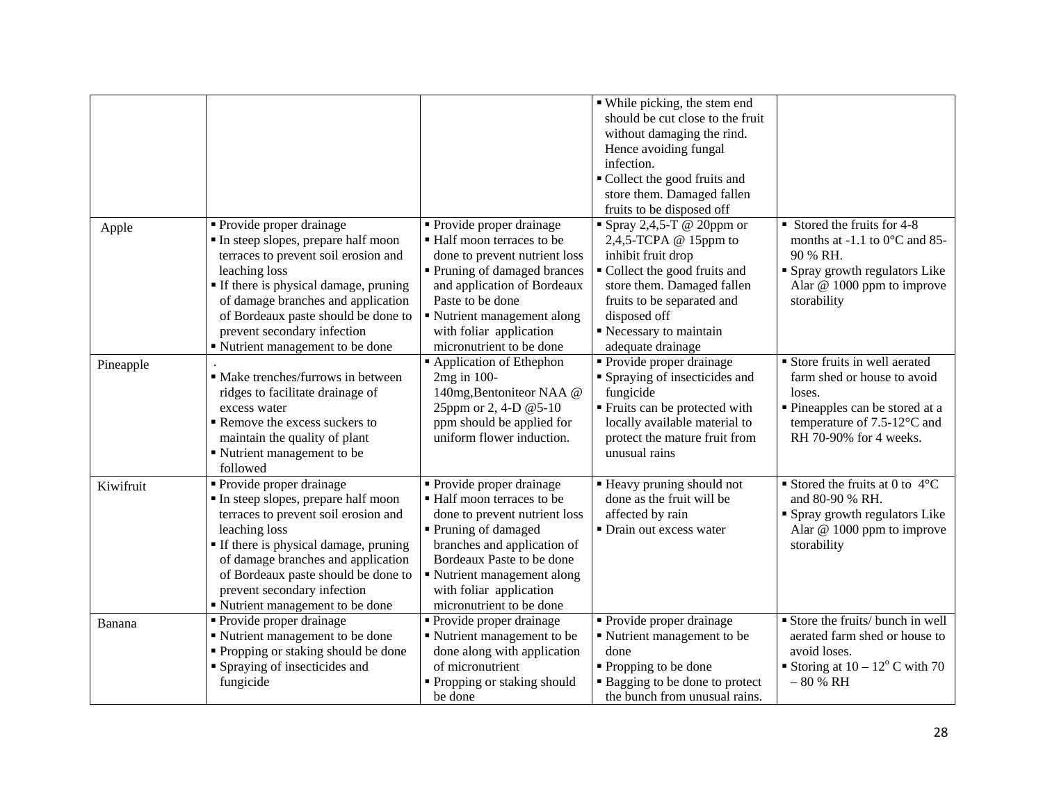| | | | | |
|---|---|---|---|---|
| | | | ▪ While picking, the stem end should be cut close to the fruit without damaging the rind. Hence avoiding fungal infection.<br>▪ Collect the good fruits and store them. Damaged fallen fruits to be disposed off | |
| Apple | ▪ Provide proper drainage<br>▪ In steep slopes, prepare half moon terraces to prevent soil erosion and leaching loss<br>▪ If there is physical damage, pruning of damage branches and application of Bordeaux paste should be done to prevent secondary infection<br>▪ Nutrient management to be done | ▪ Provide proper drainage<br>▪ Half moon terraces to be done to prevent nutrient loss<br>▪ Pruning of damaged brances and application of Bordeaux Paste to be done<br>▪ Nutrient management along with foliar application micronutrient to be done | ▪ Spray 2,4,5-T @ 20ppm or 2,4,5-TCPA @ 15ppm to inhibit fruit drop<br>▪ Collect the good fruits and store them. Damaged fallen fruits to be separated and disposed off<br>▪ Necessary to maintain adequate drainage | ▪ Stored the fruits for 4-8 months at -1.1 to 0°C and 85-90 % RH.<br>▪ Spray growth regulators Like Alar @ 1000 ppm to improve storability |
| Pineapple | .<br>▪ Make trenches/furrows in between ridges to facilitate drainage of excess water<br>▪ Remove the excess suckers to maintain the quality of plant<br>▪ Nutrient management to be followed | ▪ Application of Ethephon 2mg in 100-140mg,Bentoniteor NAA @ 25ppm or 2, 4-D @5-10 ppm should be applied for uniform flower induction. | ▪ Provide proper drainage<br>▪ Spraying of insecticides and fungicide<br>▪ Fruits can be protected with locally available material to protect the mature fruit from unusual rains | ▪ Store fruits in well aerated farm shed or house to avoid loses.<br>▪ Pineapples can be stored at a temperature of 7.5-12°C and RH 70-90% for 4 weeks. |
| Kiwifruit | ▪ Provide proper drainage<br>▪ In steep slopes, prepare half moon terraces to prevent soil erosion and leaching loss<br>▪ If there is physical damage, pruning of damage branches and application of Bordeaux paste should be done to prevent secondary infection<br>▪ Nutrient management to be done | ▪ Provide proper drainage<br>▪ Half moon terraces to be done to prevent nutrient loss<br>▪ Pruning of damaged branches and application of Bordeaux Paste to be done<br>▪ Nutrient management along with foliar application micronutrient to be done | ▪ Heavy pruning should not done as the fruit will be affected by rain<br>▪ Drain out excess water | ▪ Stored the fruits at 0 to 4°C and 80-90 % RH.<br>▪ Spray growth regulators Like Alar @ 1000 ppm to improve storability |
| Banana | ▪ Provide proper drainage<br>▪ Nutrient management to be done<br>▪ Propping or staking should be done<br>▪ Spraying of insecticides and fungicide | ▪ Provide proper drainage<br>▪ Nutrient management to be done along with application of micronutrient<br>▪ Propping or staking should be done | ▪ Provide proper drainage<br>▪ Nutrient management to be done<br>▪ Propping to be done<br>▪ Bagging to be done to protect the bunch from unusual rains. | ▪ Store the fruits/ bunch in well aerated farm shed or house to avoid loses.<br>▪ Storing at 10 – 12$^o$ C with 70 – 80 % RH |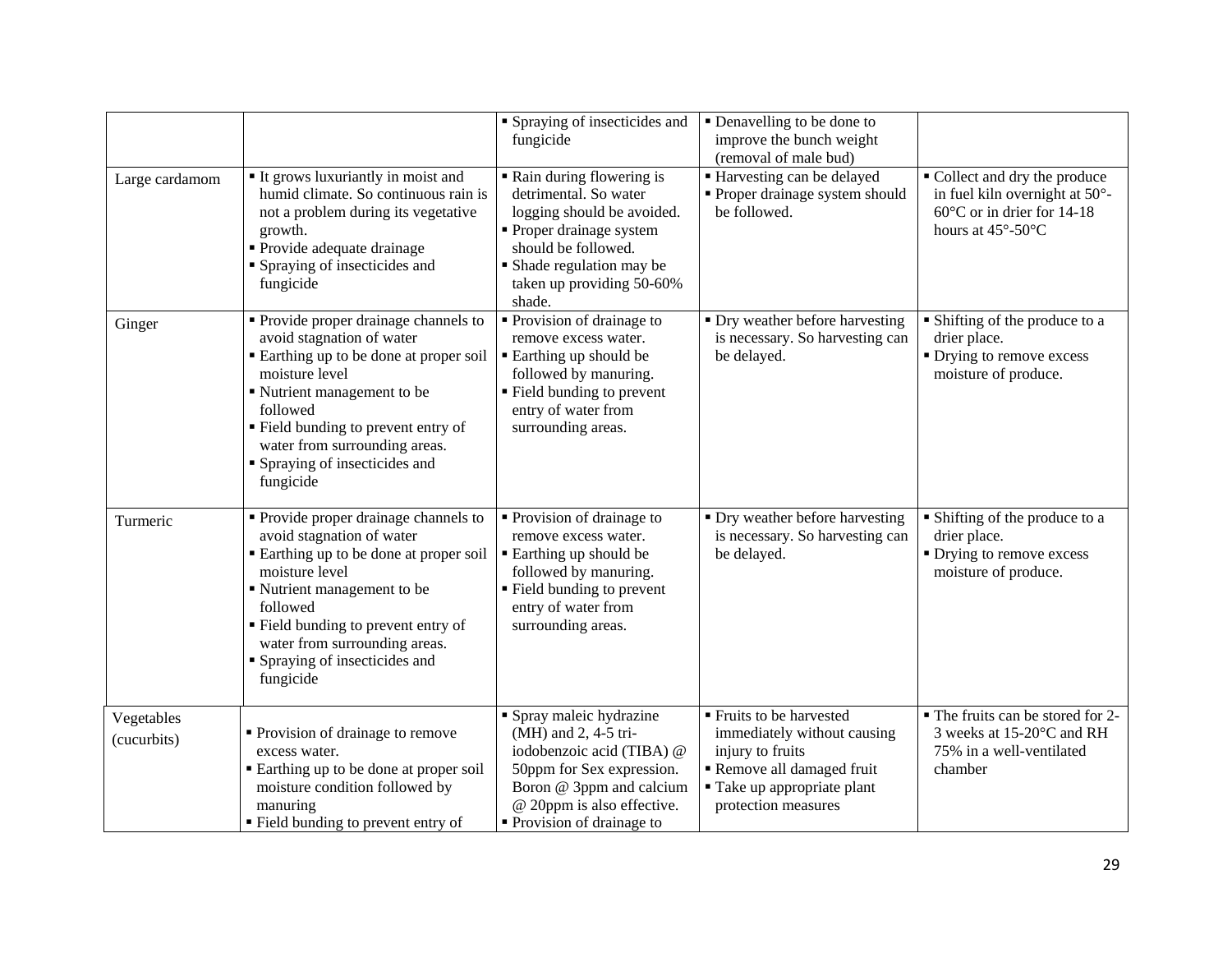| | | | | |
|---|---|---|---|---|
| | | ▪ Spraying of insecticides and fungicide | ▪ Denavelling to be done to improve the bunch weight (removal of male bud) | |
| Large cardamom | ▪ It grows luxuriantly in moist and humid climate. So continuous rain is not a problem during its vegetative growth.<br>▪ Provide adequate drainage<br>▪ Spraying of insecticides and fungicide | ▪ Rain during flowering is detrimental. So water logging should be avoided.<br>▪ Proper drainage system should be followed.<br>▪ Shade regulation may be taken up providing 50-60% shade. | ▪ Harvesting can be delayed<br>▪ Proper drainage system should be followed. | ▪ Collect and dry the produce in fuel kiln overnight at 50°-60°C or in drier for 14-18 hours at 45°-50°C |
| Ginger | ▪ Provide proper drainage channels to avoid stagnation of water<br>▪ Earthing up to be done at proper soil moisture level<br>▪ Nutrient management to be followed<br>▪ Field bunding to prevent entry of water from surrounding areas.<br>▪ Spraying of insecticides and fungicide | ▪ Provision of drainage to remove excess water.<br>▪ Earthing up should be followed by manuring.<br>▪ Field bunding to prevent entry of water from surrounding areas. | ▪ Dry weather before harvesting is necessary. So harvesting can be delayed. | ▪ Shifting of the produce to a drier place.<br>▪ Drying to remove excess moisture of produce. |
| Turmeric | ▪ Provide proper drainage channels to avoid stagnation of water<br>▪ Earthing up to be done at proper soil moisture level<br>▪ Nutrient management to be followed<br>▪ Field bunding to prevent entry of water from surrounding areas.<br>▪ Spraying of insecticides and fungicide | ▪ Provision of drainage to remove excess water.<br>▪ Earthing up should be followed by manuring.<br>▪ Field bunding to prevent entry of water from surrounding areas. | ▪ Dry weather before harvesting is necessary. So harvesting can be delayed. | ▪ Shifting of the produce to a drier place.<br>▪ Drying to remove excess moisture of produce. |
| Vegetables (cucurbits) | ▪ Provision of drainage to remove excess water.<br>▪ Earthing up to be done at proper soil moisture condition followed by manuring<br>▪ Field bunding to prevent entry of | ▪ Spray maleic hydrazine (MH) and 2, 4-5 tri-iodobenzoic acid (TIBA) @ 50ppm for Sex expression. Boron @ 3ppm and calcium @ 20ppm is also effective.<br>▪ Provision of drainage to | ▪ Fruits to be harvested immediately without causing injury to fruits<br>▪ Remove all damaged fruit<br>▪ Take up appropriate plant protection measures | ▪ The fruits can be stored for 2-3 weeks at 15-20°C and RH 75% in a well-ventilated chamber |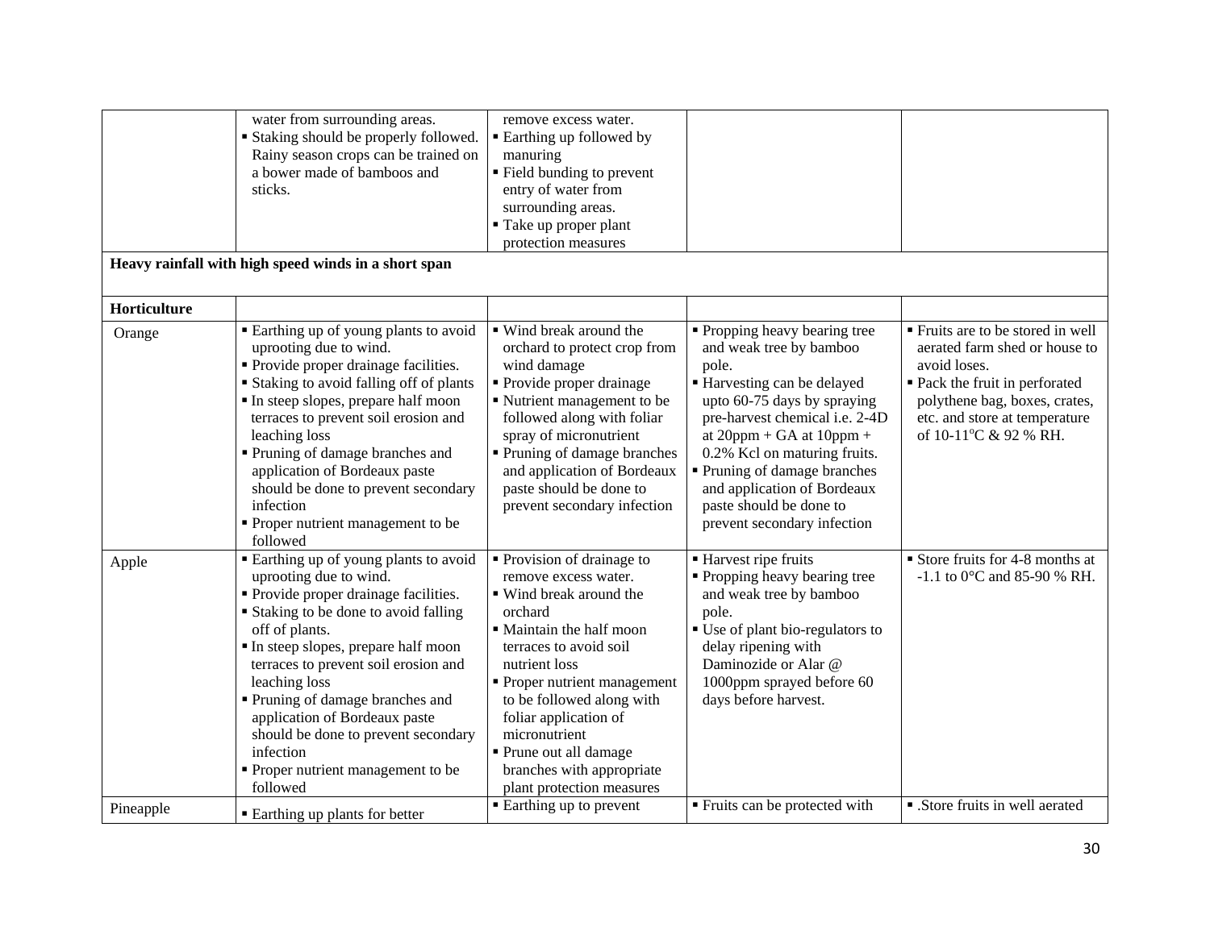|  |  |  |  |  |
|---|---|---|---|---|
|  | water from surrounding areas. ▪ Staking should be properly followed. Rainy season crops can be trained on a bower made of bamboos and sticks. | remove excess water. ▪ Earthing up followed by manuring ▪ Field bunding to prevent entry of water from surrounding areas. ▪ Take up proper plant protection measures |  |  |
| **Heavy rainfall with high speed winds in a short span** |  |  |  |  |
| **Horticulture** |  |  |  |  |
| Orange | ▪ Earthing up of young plants to avoid uprooting due to wind. ▪ Provide proper drainage facilities. ▪ Staking to avoid falling off of plants ▪ In steep slopes, prepare half moon terraces to prevent soil erosion and leaching loss ▪ Pruning of damage branches and application of Bordeaux paste should be done to prevent secondary infection ▪ Proper nutrient management to be followed | ▪ Wind break around the orchard to protect crop from wind damage ▪ Provide proper drainage ▪ Nutrient management to be followed along with foliar spray of micronutrient ▪ Pruning of damage branches and application of Bordeaux paste should be done to prevent secondary infection | ▪ Propping heavy bearing tree and weak tree by bamboo pole. ▪ Harvesting can be delayed upto 60-75 days by spraying pre-harvest chemical i.e. 2-4D at 20ppm + GA at 10ppm + 0.2% Kcl on maturing fruits. ▪ Pruning of damage branches and application of Bordeaux paste should be done to prevent secondary infection | ▪ Fruits are to be stored in well aerated farm shed or house to avoid loses. ▪ Pack the fruit in perforated polythene bag, boxes, crates, etc. and store at temperature of 10-11°C & 92 % RH. |
| Apple | ▪ Earthing up of young plants to avoid uprooting due to wind. ▪ Provide proper drainage facilities. ▪ Staking to be done to avoid falling off of plants. ▪ In steep slopes, prepare half moon terraces to prevent soil erosion and leaching loss ▪ Pruning of damage branches and application of Bordeaux paste should be done to prevent secondary infection ▪ Proper nutrient management to be followed | ▪ Provision of drainage to remove excess water. ▪ Wind break around the orchard ▪ Maintain the half moon terraces to avoid soil nutrient loss ▪ Proper nutrient management to be followed along with foliar application of micronutrient ▪ Prune out all damage branches with appropriate plant protection measures | ▪ Harvest ripe fruits ▪ Propping heavy bearing tree and weak tree by bamboo pole. ▪ Use of plant bio-regulators to delay ripening with Daminozide or Alar @ 1000ppm sprayed before 60 days before harvest. | ▪ Store fruits for 4-8 months at -1.1 to 0°C and 85-90 % RH. |
| Pineapple | ▪ Earthing up plants for better | ▪ Earthing up to prevent | ▪ Fruits can be protected with | ▪ .Store fruits in well aerated |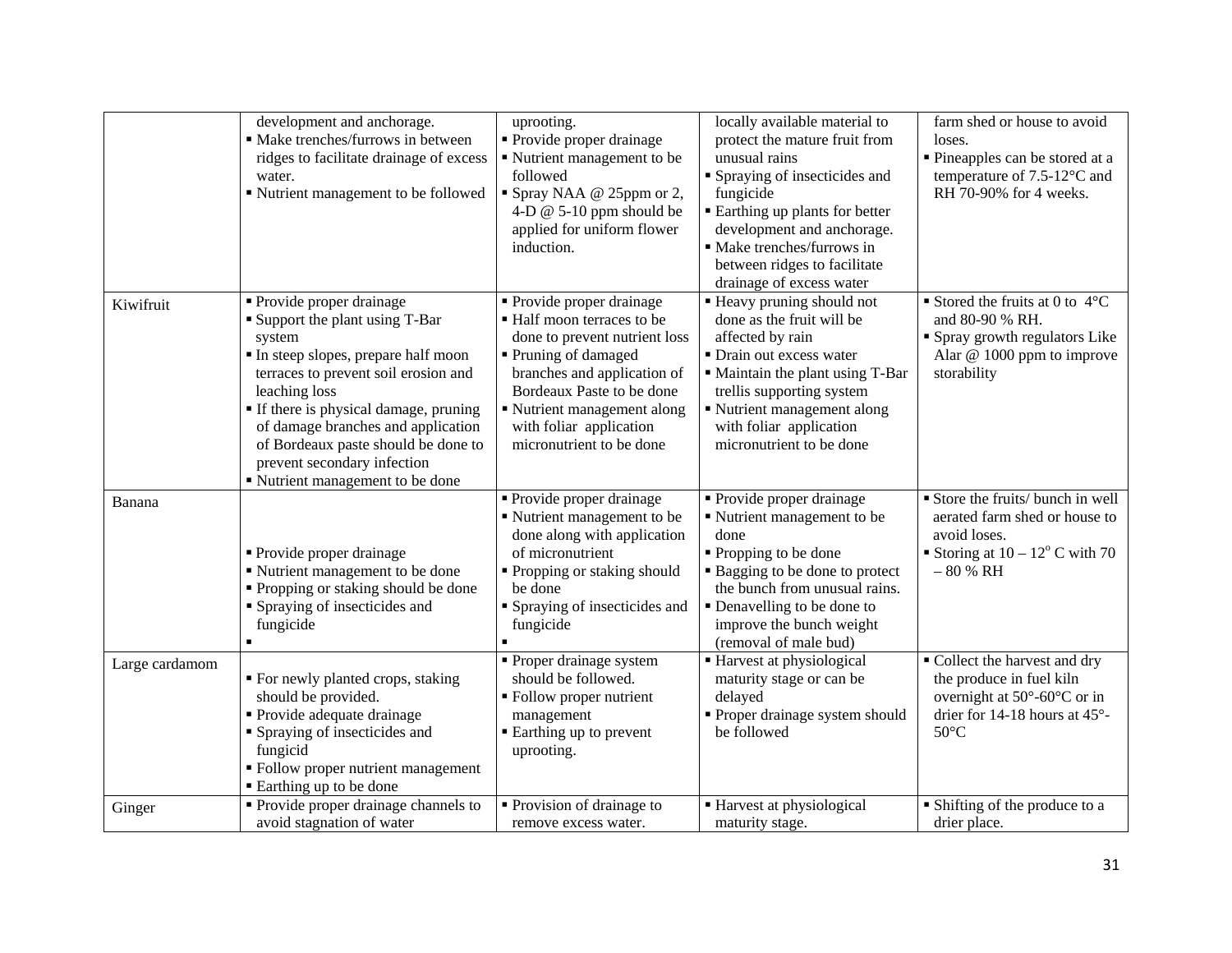| | | | | |
|---|---|---|---|---|
| | development and anchorage.<br>▪ Make trenches/furrows in between ridges to facilitate drainage of excess water.<br>▪ Nutrient management to be followed | uprooting.<br>▪ Provide proper drainage<br>▪ Nutrient management to be followed<br>▪ Spray NAA @ 25ppm or 2, 4-D @ 5-10 ppm should be applied for uniform flower induction. | locally available material to protect the mature fruit from unusual rains<br>▪ Spraying of insecticides and fungicide<br>▪ Earthing up plants for better development and anchorage.<br>▪ Make trenches/furrows in between ridges to facilitate drainage of excess water | farm shed or house to avoid loses.<br>▪ Pineapples can be stored at a temperature of 7.5-12°C and RH 70-90% for 4 weeks. |
| Kiwifruit | ▪ Provide proper drainage<br>▪ Support the plant using T-Bar system<br>▪ In steep slopes, prepare half moon terraces to prevent soil erosion and leaching loss<br>▪ If there is physical damage, pruning of damage branches and application of Bordeaux paste should be done to prevent secondary infection<br>▪ Nutrient management to be done | ▪ Provide proper drainage<br>▪ Half moon terraces to be done to prevent nutrient loss<br>▪ Pruning of damaged branches and application of Bordeaux Paste to be done<br>▪ Nutrient management along with foliar application micronutrient to be done | ▪ Heavy pruning should not done as the fruit will be affected by rain<br>▪ Drain out excess water<br>▪ Maintain the plant using T-Bar trellis supporting system<br>▪ Nutrient management along with foliar application micronutrient to be done | ▪ Stored the fruits at 0 to 4°C and 80-90 % RH.<br>▪ Spray growth regulators Like Alar @ 1000 ppm to improve storability |
| Banana | ▪ Provide proper drainage<br>▪ Nutrient management to be done<br>▪ Propping or staking should be done<br>▪ Spraying of insecticides and fungicide<br>▪ | ▪ Provide proper drainage<br>▪ Nutrient management to be done along with application of micronutrient<br>▪ Propping or staking should be done<br>▪ Spraying of insecticides and fungicide<br>▪ | ▪ Provide proper drainage<br>▪ Nutrient management to be done<br>▪ Propping to be done<br>▪ Bagging to be done to protect the bunch from unusual rains.<br>▪ Denavelling to be done to improve the bunch weight (removal of male bud) | ▪ Store the fruits/ bunch in well aerated farm shed or house to avoid loses.<br>▪ Storing at 10 – 12° C with 70 – 80 % RH |
| Large cardamom | ▪ For newly planted crops, staking should be provided.<br>▪ Provide adequate drainage<br>▪ Spraying of insecticides and fungicid<br>▪ Follow proper nutrient management<br>▪ Earthing up to be done | ▪ Proper drainage system should be followed.<br>▪ Follow proper nutrient management<br>▪ Earthing up to prevent uprooting. | ▪ Harvest at physiological maturity stage or can be delayed<br>▪ Proper drainage system should be followed | ▪ Collect the harvest and dry the produce in fuel kiln overnight at 50°-60°C or in drier for 14-18 hours at 45°-50°C |
| Ginger | ▪ Provide proper drainage channels to avoid stagnation of water | ▪ Provision of drainage to remove excess water. | ▪ Harvest at physiological maturity stage. | ▪ Shifting of the produce to a drier place. |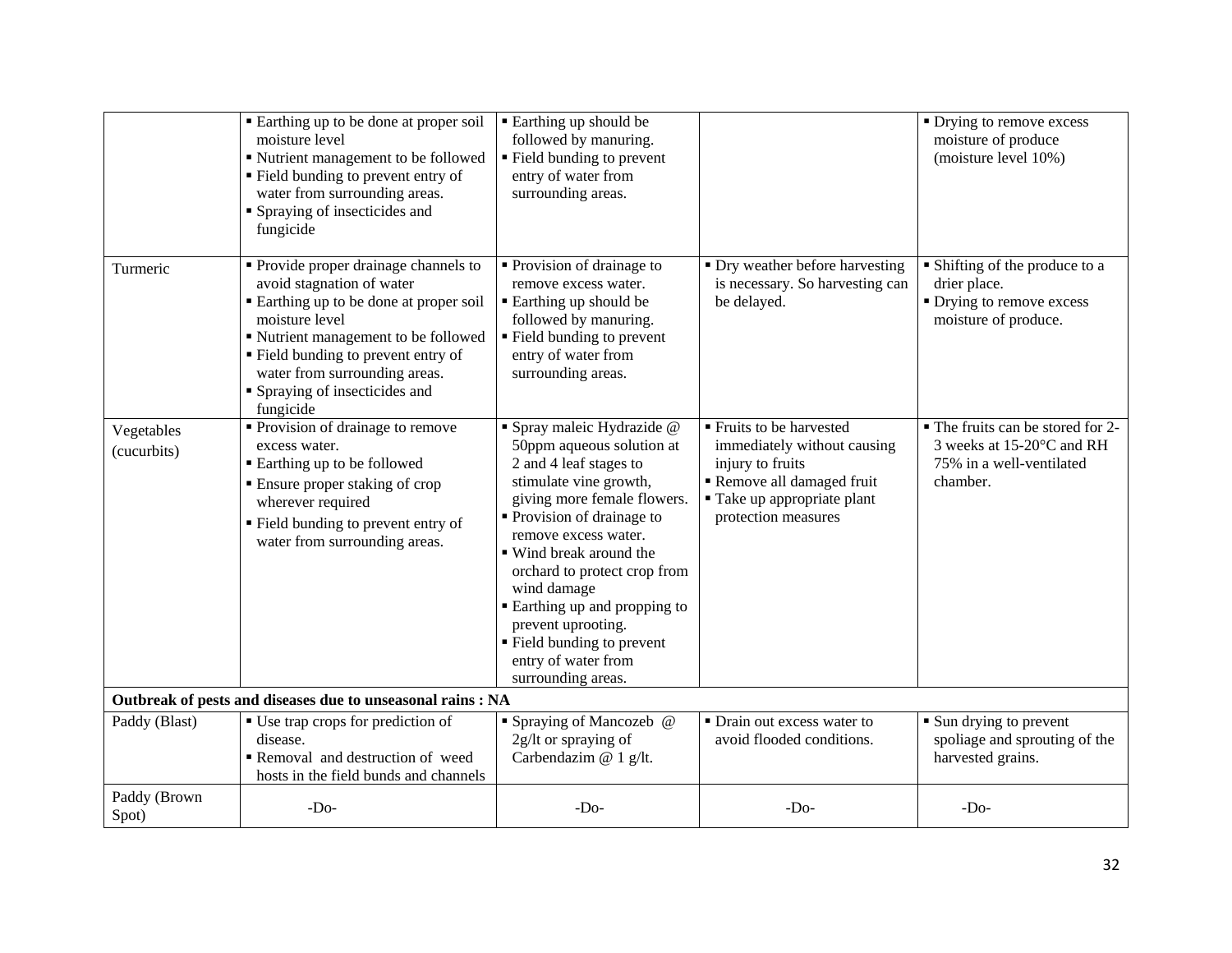| | | | | |
|---|---|---|---|---|
| | ▪ Earthing up to be done at proper soil moisture level<br>▪ Nutrient management to be followed<br>▪ Field bunding to prevent entry of water from surrounding areas.<br>▪ Spraying of insecticides and fungicide | ▪ Earthing up should be followed by manuring.<br>▪ Field bunding to prevent entry of water from surrounding areas. | | ▪ Drying to remove excess moisture of produce (moisture level 10%) |
| Turmeric | ▪ Provide proper drainage channels to avoid stagnation of water<br>▪ Earthing up to be done at proper soil moisture level<br>▪ Nutrient management to be followed<br>▪ Field bunding to prevent entry of water from surrounding areas.<br>▪ Spraying of insecticides and fungicide | ▪ Provision of drainage to remove excess water.<br>▪ Earthing up should be followed by manuring.<br>▪ Field bunding to prevent entry of water from surrounding areas. | ▪ Dry weather before harvesting is necessary. So harvesting can be delayed. | ▪ Shifting of the produce to a drier place.<br>▪ Drying to remove excess moisture of produce. |
| Vegetables (cucurbits) | ▪ Provision of drainage to remove excess water.<br>▪ Earthing up to be followed<br>▪ Ensure proper staking of crop wherever required<br>▪ Field bunding to prevent entry of water from surrounding areas. | ▪ Spray maleic Hydrazide @ 50ppm aqueous solution at 2 and 4 leaf stages to stimulate vine growth, giving more female flowers.<br>▪ Provision of drainage to remove excess water.<br>▪ Wind break around the orchard to protect crop from wind damage<br>▪ Earthing up and propping to prevent uprooting.<br>▪ Field bunding to prevent entry of water from surrounding areas. | ▪ Fruits to be harvested immediately without causing injury to fruits<br>▪ Remove all damaged fruit<br>▪ Take up appropriate plant protection measures | ▪ The fruits can be stored for 2-3 weeks at 15-20°C and RH 75% in a well-ventilated chamber. |
| **Outbreak of pests and diseases due to unseasonal rains : NA** | | | | |
| Paddy (Blast) | ▪ Use trap crops for prediction of disease.<br>▪ Removal and destruction of weed hosts in the field bunds and channels | ▪ Spraying of Mancozeb @ 2g/lt or spraying of Carbendazim @ 1 g/lt. | ▪ Drain out excess water to avoid flooded conditions. | ▪ Sun drying to prevent spoliage and sprouting of the harvested grains. |
| Paddy (Brown Spot) | -Do- | -Do- | -Do- | -Do- |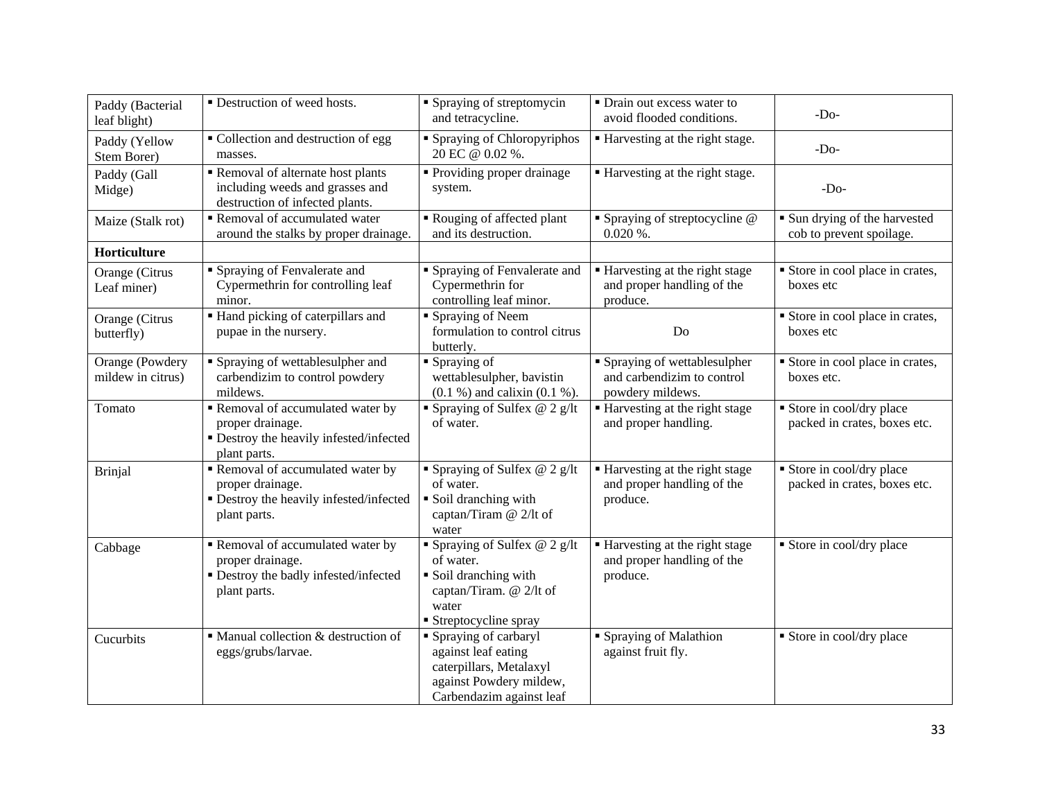| | | | | |
|---|---|---|---|---|
| Paddy (Bacterial leaf blight) | ▪ Destruction of weed hosts. | ▪ Spraying of streptomycin and tetracycline. | ▪ Drain out excess water to avoid flooded conditions. | -Do- |
| Paddy (Yellow Stem Borer) | ▪ Collection and destruction of egg masses. | ▪ Spraying of Chloropyriphos 20 EC @ 0.02 %. | ▪ Harvesting at the right stage. | -Do- |
| Paddy (Gall Midge) | ▪ Removal of alternate host plants including weeds and grasses and destruction of infected plants. | ▪ Providing proper drainage system. | ▪ Harvesting at the right stage. | -Do- |
| Maize (Stalk rot) | ▪ Removal of accumulated water around the stalks by proper drainage. | ▪ Rouging of affected plant and its destruction. | ▪ Spraying of streptocycline @ 0.020 %. | ▪ Sun drying of the harvested cob to prevent spoilage. |
| **Horticulture** | | | | |
| Orange (Citrus Leaf miner) | ▪ Spraying of Fenvalerate and Cypermethrin for controlling leaf minor. | ▪ Spraying of Fenvalerate and Cypermethrin for controlling leaf minor. | ▪ Harvesting at the right stage and proper handling of the produce. | ▪ Store in cool place in crates, boxes etc |
| Orange (Citrus butterfly) | ▪ Hand picking of caterpillars and pupae in the nursery. | ▪ Spraying of Neem formulation to control citrus buterly. | Do | ▪ Store in cool place in crates, boxes etc |
| Orange (Powdery mildew in citrus) | ▪ Spraying of wettablesulpher and carbendizim to control powdery mildews. | ▪ Spraying of wettablesulpher, bavistin (0.1 %) and calixin (0.1 %). | ▪ Spraying of wettablesulpher and carbendizim to control powdery mildews. | ▪ Store in cool place in crates, boxes etc. |
| Tomato | ▪ Removal of accumulated water by proper drainage.<br>▪ Destroy the heavily infested/infected plant parts. | ▪ Spraying of Sulfex @ 2 g/lt of water. | ▪ Harvesting at the right stage and proper handling. | ▪ Store in cool/dry place packed in crates, boxes etc. |
| Brinjal | ▪ Removal of accumulated water by proper drainage.<br>▪ Destroy the heavily infested/infected plant parts. | ▪ Spraying of Sulfex @ 2 g/lt of water.<br>▪ Soil dranching with captan/Tiram @ 2/lt of water | ▪ Harvesting at the right stage and proper handling of the produce. | ▪ Store in cool/dry place packed in crates, boxes etc. |
| Cabbage | ▪ Removal of accumulated water by proper drainage.<br>▪ Destroy the badly infested/infected plant parts. | ▪ Spraying of Sulfex @ 2 g/lt of water.<br>▪ Soil dranching with captan/Tiram. @ 2/lt of water<br>▪ Streptocycline spray | ▪ Harvesting at the right stage and proper handling of the produce. | ▪ Store in cool/dry place |
| Cucurbits | ▪ Manual collection & destruction of eggs/grubs/larvae. | ▪ Spraying of carbaryl against leaf eating caterpillars, Metalaxyl against Powdery mildew, Carbendazim against leaf | ▪ Spraying of Malathion against fruit fly. | ▪ Store in cool/dry place |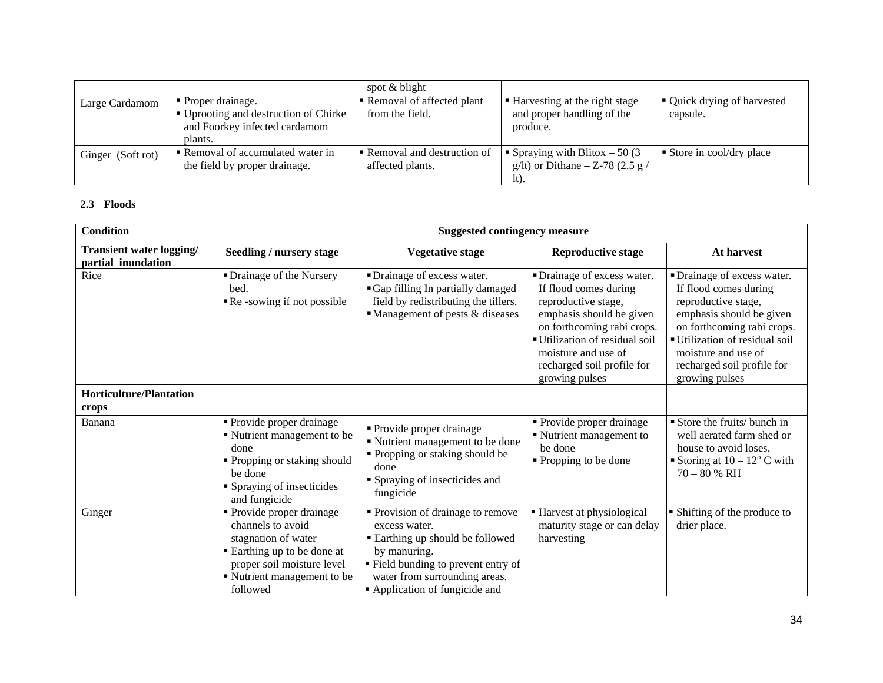| | | spot & blight | | |
|---|---|---|---|---|
| Large Cardamom | ▪ Proper drainage.<br>▪ Uprooting and destruction of Chirke and Foorkey infected cardamom plants. | ▪ Removal of affected plant from the field. | ▪ Harvesting at the right stage and proper handling of the produce. | ▪ Quick drying of harvested capsule. |
| Ginger (Soft rot) | ▪ Removal of accumulated water in the field by proper drainage. | ▪ Removal and destruction of affected plants. | ▪ Spraying with Blitox – 50 (3 g/lt) or Dithane – Z-78 (2.5 g / lt). | ▪ Store in cool/dry place |

**2.3 Floods**

| Condition | Suggested contingency measure | | | |
|---|---|---|---|---|
| **Transient water logging/ partial inundation** | **Seedling / nursery stage** | **Vegetative stage** | **Reproductive stage** | **At harvest** |
| Rice | ▪ Drainage of the Nursery bed.<br>▪ Re -sowing if not possible | ▪ Drainage of excess water.<br>▪ Gap filling In partially damaged field by redistributing the tillers.<br>▪ Management of pests & diseases | ▪ Drainage of excess water. If flood comes during reproductive stage, emphasis should be given on forthcoming rabi crops.<br>▪ Utilization of residual soil moisture and use of recharged soil profile for growing pulses | ▪ Drainage of excess water. If flood comes during reproductive stage, emphasis should be given on forthcoming rabi crops.<br>▪ Utilization of residual soil moisture and use of recharged soil profile for growing pulses |
| **Horticulture/Plantation crops** | | | | |
| Banana | ▪ Provide proper drainage<br>▪ Nutrient management to be done<br>▪ Propping or staking should be done<br>▪ Spraying of insecticides and fungicide | ▪ Provide proper drainage<br>▪ Nutrient management to be done<br>▪ Propping or staking should be done<br>▪ Spraying of insecticides and fungicide | ▪ Provide proper drainage<br>▪ Nutrient management to be done<br>▪ Propping to be done | ▪ Store the fruits/ bunch in well aerated farm shed or house to avoid loses.<br>▪ Storing at 10 – 12$^o$ C with 70 – 80 % RH |
| Ginger | ▪ Provide proper drainage channels to avoid stagnation of water<br>▪ Earthing up to be done at proper soil moisture level<br>▪ Nutrient management to be followed | ▪ Provision of drainage to remove excess water.<br>▪ Earthing up should be followed by manuring.<br>▪ Field bunding to prevent entry of water from surrounding areas.<br>▪ Application of fungicide and | ▪ Harvest at physiological maturity stage or can delay harvesting | ▪ Shifting of the produce to drier place. |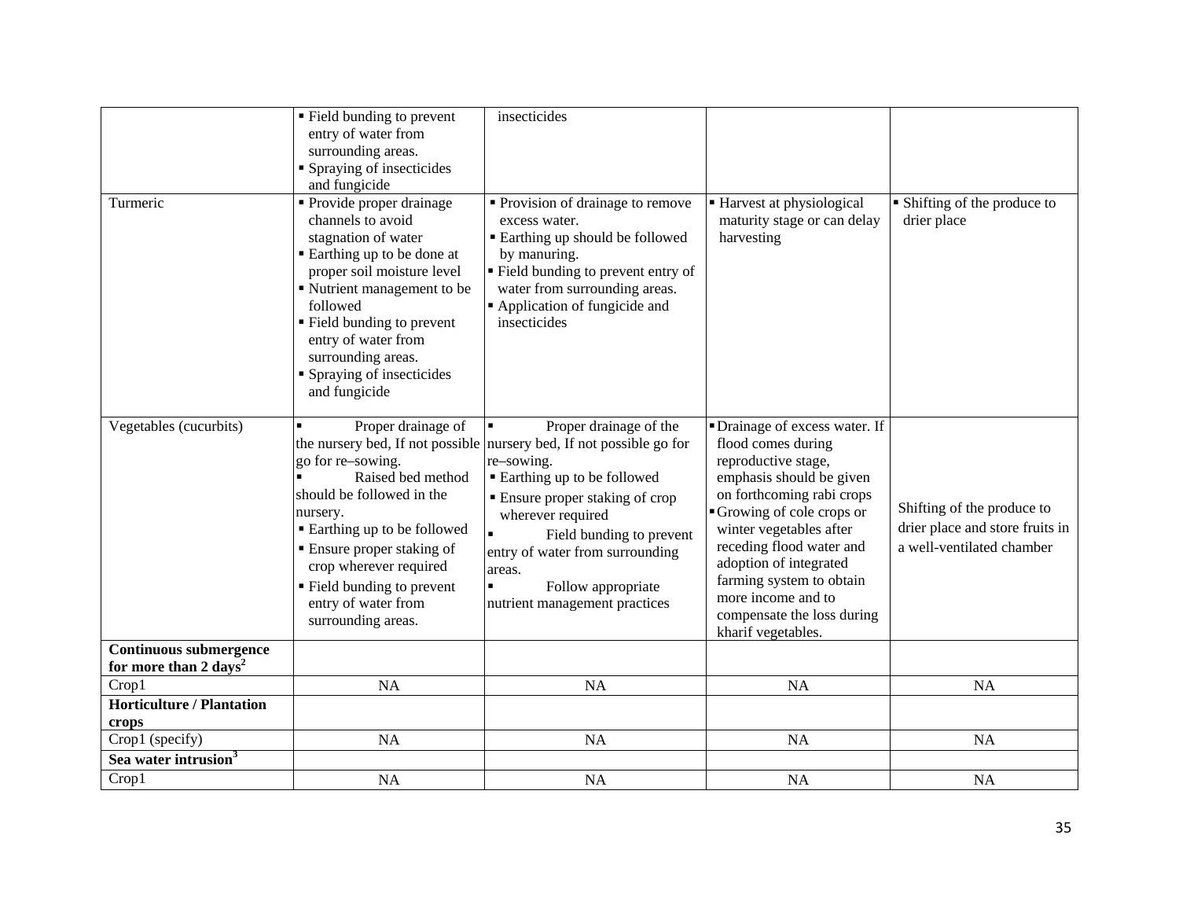| | | | | |
|---|---|---|---|---|
| | ▪ Field bunding to prevent entry of water from surrounding areas.<br>▪ Spraying of insecticides and fungicide | insecticides | | |
| Turmeric | ▪ Provide proper drainage channels to avoid stagnation of water<br>▪ Earthing up to be done at proper soil moisture level<br>▪ Nutrient management to be followed<br>▪ Field bunding to prevent entry of water from surrounding areas.<br>▪ Spraying of insecticides and fungicide | ▪ Provision of drainage to remove excess water.<br>▪ Earthing up should be followed by manuring.<br>▪ Field bunding to prevent entry of water from surrounding areas.<br>▪ Application of fungicide and insecticides | ▪ Harvest at physiological maturity stage or can delay harvesting | ▪ Shifting of the produce to drier place |
| Vegetables (cucurbits) | ▪ Proper drainage of the nursery bed, If not possible go for re–sowing.<br>▪ Raised bed method should be followed in the nursery.<br>▪ Earthing up to be followed<br>▪ Ensure proper staking of crop wherever required<br>▪ Field bunding to prevent entry of water from surrounding areas. | ▪ Proper drainage of the nursery bed, If not possible go for re–sowing.<br>▪ Earthing up to be followed<br>▪ Ensure proper staking of crop wherever required<br>▪ Field bunding to prevent entry of water from surrounding areas.<br>▪ Follow appropriate nutrient management practices | ▪ Drainage of excess water. If flood comes during reproductive stage, emphasis should be given on forthcoming rabi crops<br>▪ Growing of cole crops or winter vegetables after receding flood water and adoption of integrated farming system to obtain more income and to compensate the loss during kharif vegetables. | Shifting of the produce to drier place and store fruits in a well-ventilated chamber |
| **Continuous submergence for more than 2 days[2]** | | | | |
| Crop1 | NA | NA | NA | NA |
| **Horticulture / Plantation crops** | | | | |
| Crop1 (specify) | NA | NA | NA | NA |
| **Sea water intrusion[3]** | | | | |
| Crop1 | NA | NA | NA | NA |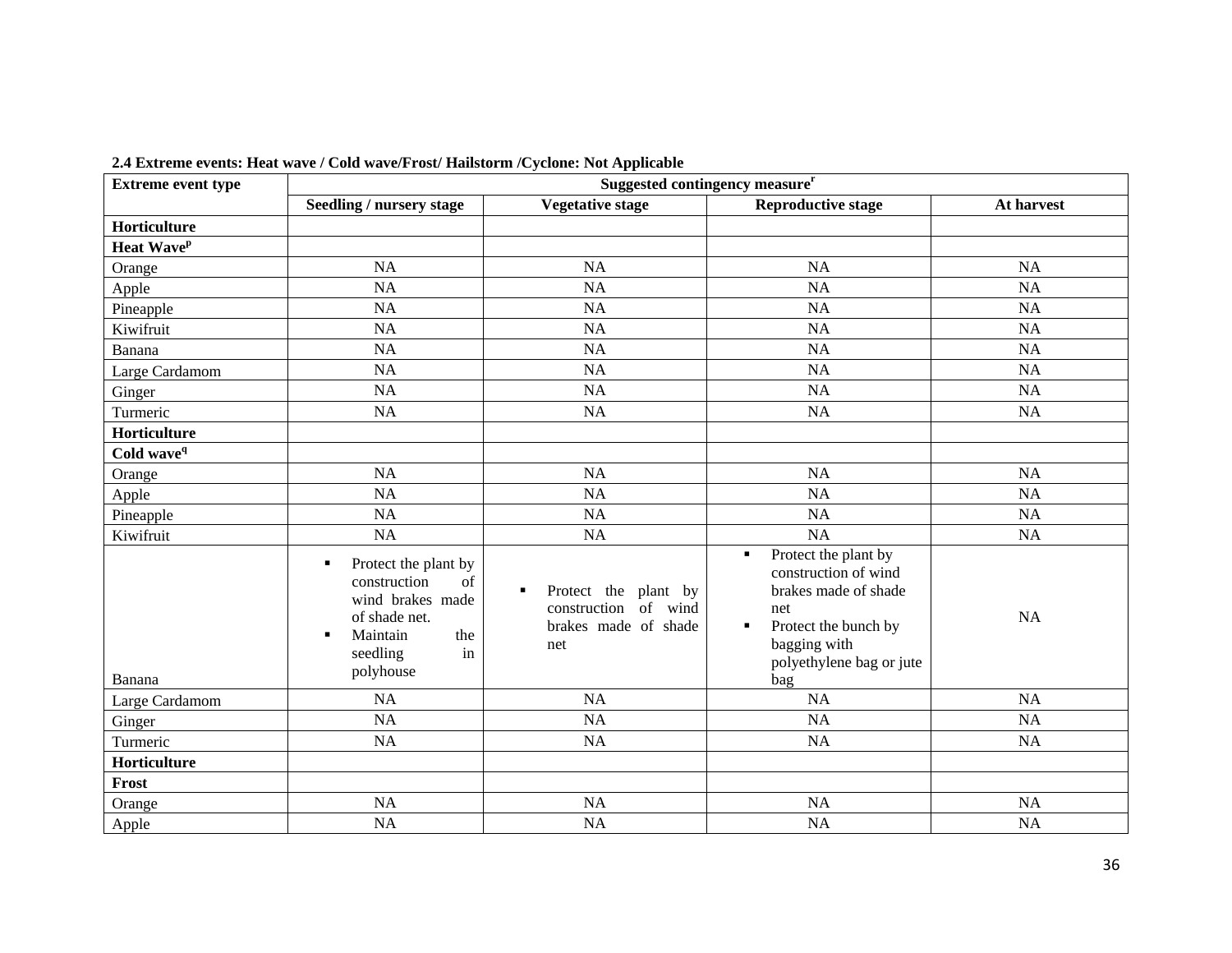**2.4 Extreme events: Heat wave / Cold wave/Frost/ Hailstorm /Cyclone: Not Applicable**

| Extreme event type | Suggested contingency measure[r] | | | |
|---|---|---|---|---|
| | Seedling / nursery stage | Vegetative stage | Reproductive stage | At harvest |
| **Horticulture** | | | | |
| **Heat Wave[p]** | | | | |
| Orange | NA | NA | NA | NA |
| Apple | NA | NA | NA | NA |
| Pineapple | NA | NA | NA | NA |
| Kiwifruit | NA | NA | NA | NA |
| Banana | NA | NA | NA | NA |
| Large Cardamom | NA | NA | NA | NA |
| Ginger | NA | NA | NA | NA |
| Turmeric | NA | NA | NA | NA |
| **Horticulture** | | | | |
| **Cold wave[q]** | | | | |
| Orange | NA | NA | NA | NA |
| Apple | NA | NA | NA | NA |
| Pineapple | NA | NA | NA | NA |
| Kiwifruit | NA | NA | NA | NA |
| Banana | ▪ Protect the plant by construction of wind brakes made of shade net.<br>▪ Maintain the seedling in polyhouse | ▪ Protect the plant by construction of wind brakes made of shade net | ▪ Protect the plant by construction of wind brakes made of shade net<br>▪ Protect the bunch by bagging with polyethylene bag or jute bag | NA |
| Large Cardamom | NA | NA | NA | NA |
| Ginger | NA | NA | NA | NA |
| Turmeric | NA | NA | NA | NA |
| **Horticulture** | | | | |
| **Frost** | | | | |
| Orange | NA | NA | NA | NA |
| Apple | NA | NA | NA | NA |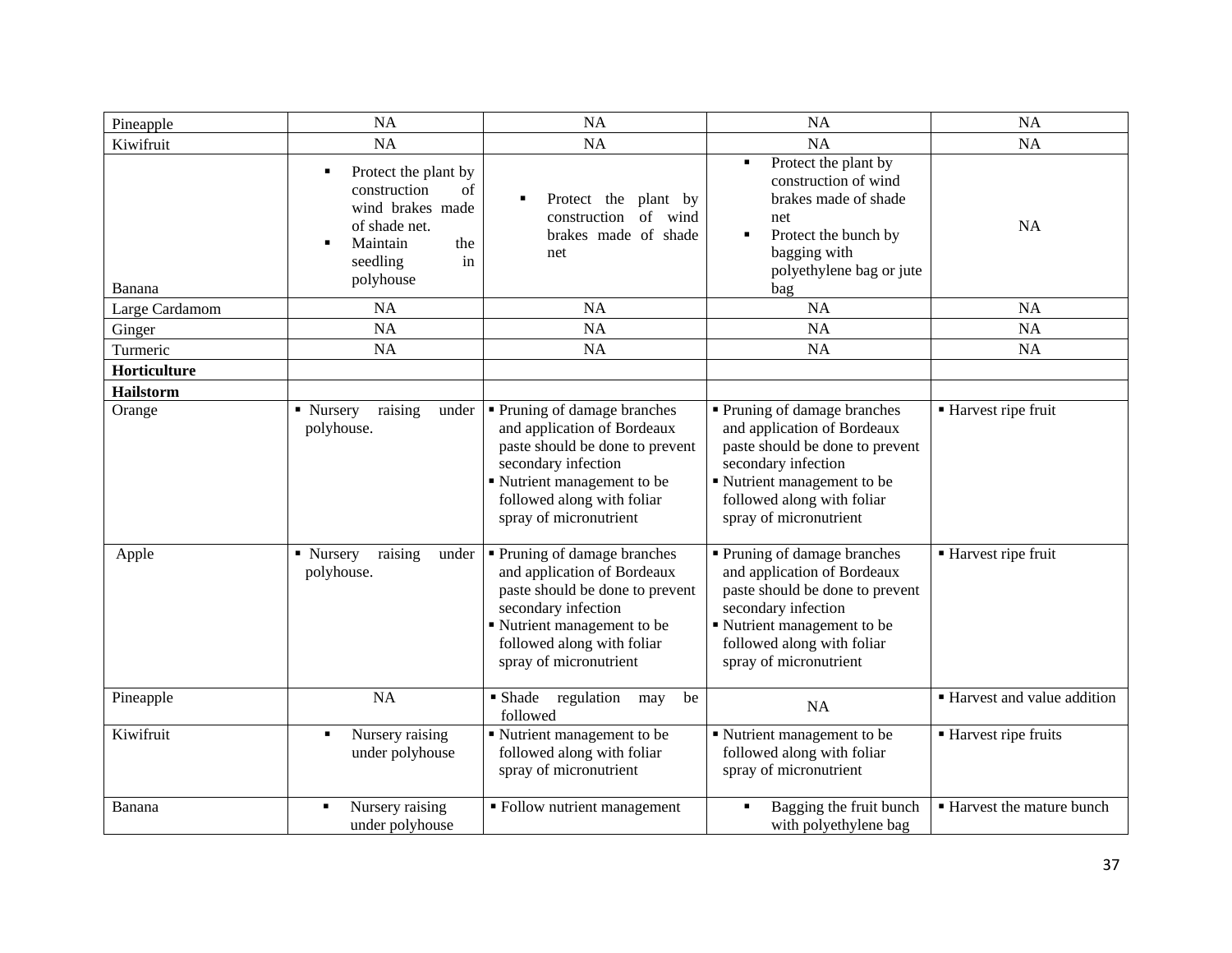| | | | | |
|---|---|---|---|---|
| Pineapple | NA | NA | NA | NA |
| Kiwifruit | NA | NA | NA | NA |
| Banana | ▪ Protect the plant by construction of wind brakes made of shade net.<br>▪ Maintain the seedling in polyhouse | ▪ Protect the plant by construction of wind brakes made of shade net | ▪ Protect the plant by construction of wind brakes made of shade net<br>▪ Protect the bunch by bagging with polyethylene bag or jute bag | NA |
| Large Cardamom | NA | NA | NA | NA |
| Ginger | NA | NA | NA | NA |
| Turmeric | NA | NA | NA | NA |
| **Horticulture** | | | | |
| **Hailstorm** | | | | |
| Orange | ▪ Nursery raising under polyhouse. | ▪ Pruning of damage branches and application of Bordeaux paste should be done to prevent secondary infection<br>▪ Nutrient management to be followed along with foliar spray of micronutrient | ▪ Pruning of damage branches and application of Bordeaux paste should be done to prevent secondary infection<br>▪ Nutrient management to be followed along with foliar spray of micronutrient | ▪ Harvest ripe fruit |
| Apple | ▪ Nursery raising under polyhouse. | ▪ Pruning of damage branches and application of Bordeaux paste should be done to prevent secondary infection<br>▪ Nutrient management to be followed along with foliar spray of micronutrient | ▪ Pruning of damage branches and application of Bordeaux paste should be done to prevent secondary infection<br>▪ Nutrient management to be followed along with foliar spray of micronutrient | ▪ Harvest ripe fruit |
| Pineapple | NA | ▪ Shade regulation may be followed | NA | ▪ Harvest and value addition |
| Kiwifruit | ▪ Nursery raising under polyhouse | ▪ Nutrient management to be followed along with foliar spray of micronutrient | ▪ Nutrient management to be followed along with foliar spray of micronutrient | ▪ Harvest ripe fruits |
| Banana | ▪ Nursery raising under polyhouse | ▪ Follow nutrient management | ▪ Bagging the fruit bunch with polyethylene bag | ▪ Harvest the mature bunch |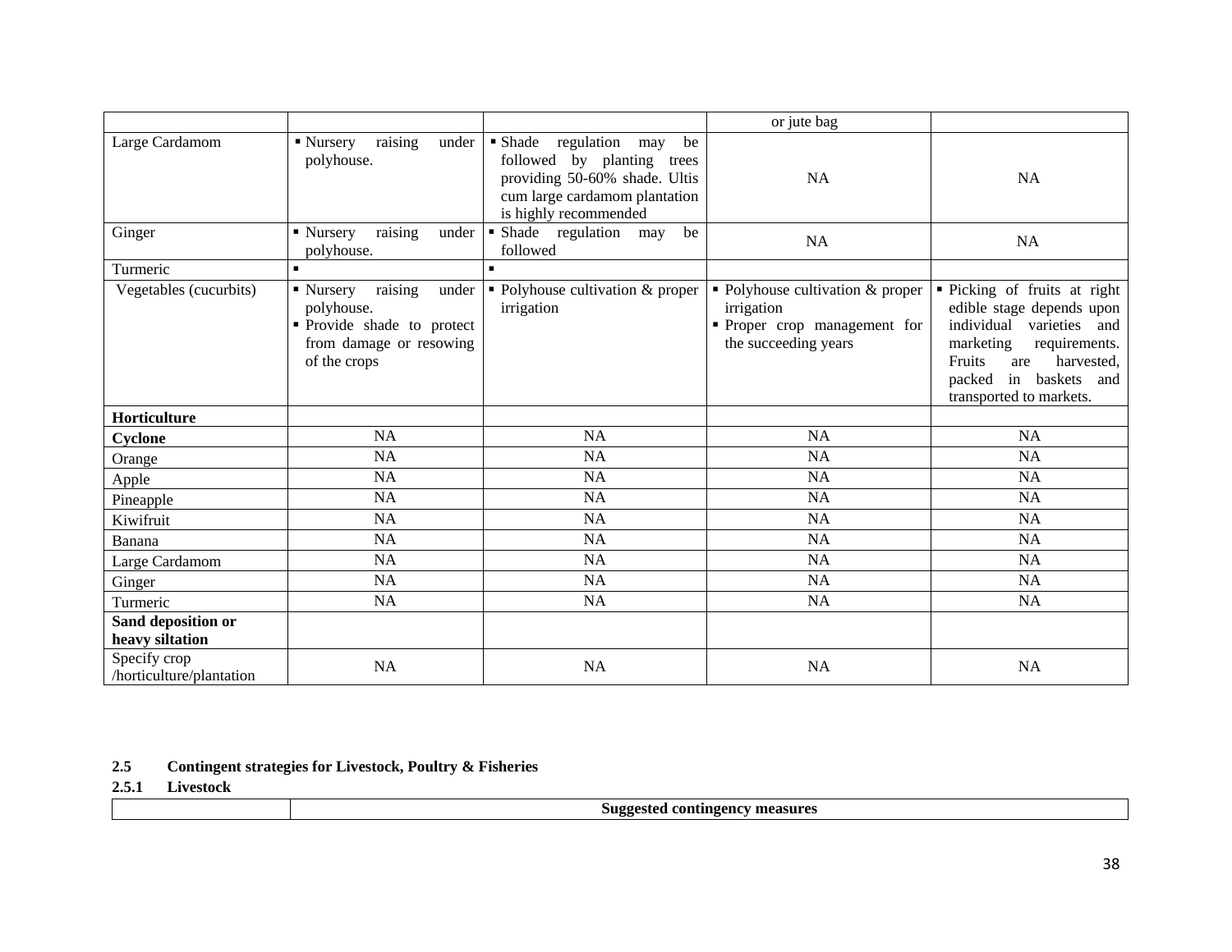| | | | | |
|---|---|---|---|---|
| | | | or jute bag | |
| Large Cardamom | ▪ Nursery raising under polyhouse. | ▪ Shade regulation may be followed by planting trees providing 50-60% shade. Ultis cum large cardamom plantation is highly recommended | NA | NA |
| Ginger | ▪ Nursery raising under polyhouse. | ▪ Shade regulation may be followed | NA | NA |
| Turmeric | ▪ | ▪ | | |
| Vegetables (cucurbits) | ▪ Nursery raising under polyhouse.<br>▪ Provide shade to protect from damage or resowing of the crops | ▪ Polyhouse cultivation & proper irrigation | ▪ Polyhouse cultivation & proper irrigation<br>▪ Proper crop management for the succeeding years | ▪ Picking of fruits at right edible stage depends upon individual varieties and marketing requirements. Fruits are harvested, packed in baskets and transported to markets. |
| **Horticulture** | | | | |
| **Cyclone** | NA | NA | NA | NA |
| Orange | NA | NA | NA | NA |
| Apple | NA | NA | NA | NA |
| Pineapple | NA | NA | NA | NA |
| Kiwifruit | NA | NA | NA | NA |
| Banana | NA | NA | NA | NA |
| Large Cardamom | NA | NA | NA | NA |
| Ginger | NA | NA | NA | NA |
| Turmeric | NA | NA | NA | NA |
| **Sand deposition or heavy siltation** | | | | |
| Specify crop /horticulture/plantation | NA | NA | NA | NA |

**2.5 Contingent strategies for Livestock, Poultry & Fisheries**

**2.5.1 Livestock**

| | **Suggested contingency measures** |
|---|---|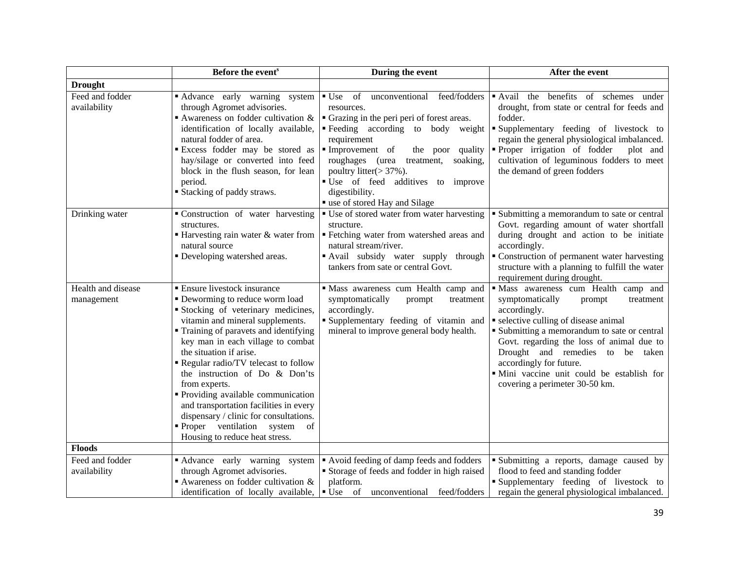| | Before the event[s] | During the event | After the event |
|---|---|---|---|
| **Drought** | | | |
| Feed and fodder availability | ▪ Advance early warning system through Agromet advisories.<br>▪ Awareness on fodder cultivation & identification of locally available, natural fodder of area.<br>▪ Excess fodder may be stored as hay/silage or converted into feed block in the flush season, for lean period.<br>▪ Stacking of paddy straws. | ▪ Use of unconventional feed/fodders resources.<br>▪ Grazing in the peri peri of forest areas.<br>▪ Feeding according to body weight requirement<br>▪ Improvement of the poor quality roughages (urea treatment, soaking, poultry litter(> 37%).<br>▪ Use of feed additives to improve digestibility.<br>▪ use of stored Hay and Silage | ▪ Avail the benefits of schemes under drought, from state or central for feeds and fodder.<br>▪ Supplementary feeding of livestock to regain the general physiological imbalanced.<br>▪ Proper irrigation of fodder plot and cultivation of leguminous fodders to meet the demand of green fodders |
| Drinking water | ▪ Construction of water harvesting structures.<br>▪ Harvesting rain water & water from natural source<br>▪ Developing watershed areas. | ▪ Use of stored water from water harvesting structure.<br>▪ Fetching water from watershed areas and natural stream/river.<br>▪ Avail subsidy water supply through tankers from sate or central Govt. | ▪ Submitting a memorandum to sate or central Govt. regarding amount of water shortfall during drought and action to be initiate accordingly.<br>▪ Construction of permanent water harvesting structure with a planning to fulfill the water requirement during drought. |
| Health and disease management | ▪ Ensure livestock insurance<br>▪ Deworming to reduce worm load<br>▪ Stocking of veterinary medicines, vitamin and mineral supplements.<br>▪ Training of paravets and identifying key man in each village to combat the situation if arise.<br>▪ Regular radio/TV telecast to follow the instruction of Do & Don'ts from experts.<br>▪ Providing available communication and transportation facilities in every dispensary / clinic for consultations.<br>▪ Proper ventilation system of Housing to reduce heat stress. | ▪ Mass awareness cum Health camp and symptomatically prompt treatment accordingly.<br>▪ Supplementary feeding of vitamin and mineral to improve general body health. | ▪ Mass awareness cum Health camp and symptomatically prompt treatment accordingly.<br>▪ selective culling of disease animal<br>▪ Submitting a memorandum to sate or central Govt. regarding the loss of animal due to Drought and remedies to be taken accordingly for future.<br>▪ Mini vaccine unit could be establish for covering a perimeter 30-50 km. |
| **Floods** | | | |
| Feed and fodder availability | ▪ Advance early warning system through Agromet advisories.<br>▪ Awareness on fodder cultivation & identification of locally available, | ▪ Avoid feeding of damp feeds and fodders<br>▪ Storage of feeds and fodder in high raised platform.<br>▪ Use of unconventional feed/fodders | ▪ Submitting a reports, damage caused by flood to feed and standing fodder<br>▪ Supplementary feeding of livestock to regain the general physiological imbalanced. |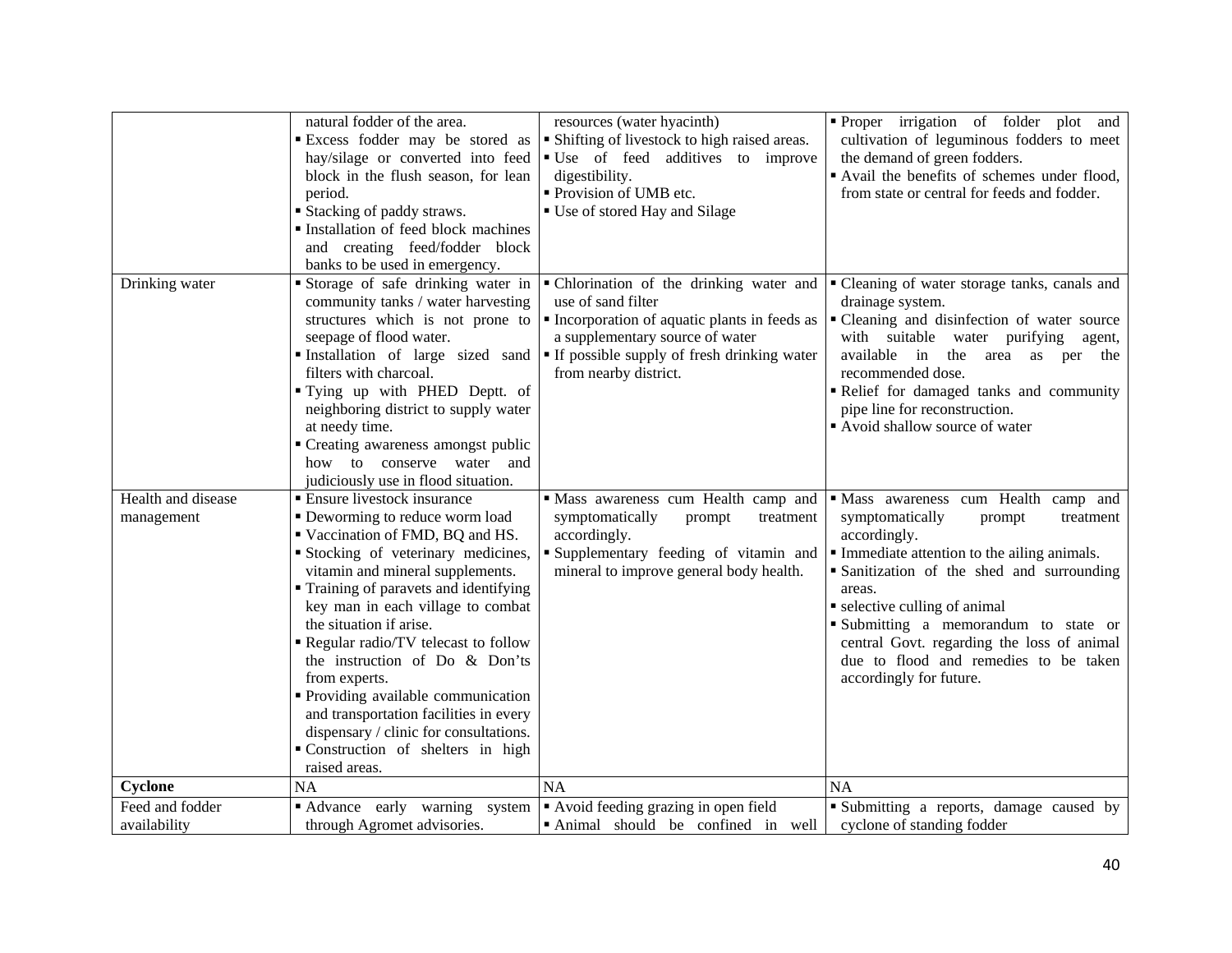|  |  |  |  |
|---|---|---|---|
|  | natural fodder of the area.<br>▪ Excess fodder may be stored as hay/silage or converted into feed block in the flush season, for lean period.<br>▪ Stacking of paddy straws.<br>▪ Installation of feed block machines and creating feed/fodder block banks to be used in emergency. | resources (water hyacinth)<br>▪ Shifting of livestock to high raised areas.<br>▪ Use of feed additives to improve digestibility.<br>▪ Provision of UMB etc.<br>▪ Use of stored Hay and Silage | ▪ Proper irrigation of folder plot and cultivation of leguminous fodders to meet the demand of green fodders.<br>▪ Avail the benefits of schemes under flood, from state or central for feeds and fodder. |
| Drinking water | ▪ Storage of safe drinking water in community tanks / water harvesting structures which is not prone to seepage of flood water.<br>▪ Installation of large sized sand filters with charcoal.<br>▪ Tying up with PHED Deptt. of neighboring district to supply water at needy time.<br>▪ Creating awareness amongst public how to conserve water and judiciously use in flood situation. | ▪ Chlorination of the drinking water and use of sand filter<br>▪ Incorporation of aquatic plants in feeds as a supplementary source of water<br>▪ If possible supply of fresh drinking water from nearby district. | ▪ Cleaning of water storage tanks, canals and drainage system.<br>▪ Cleaning and disinfection of water source with suitable water purifying agent, available in the area as per the recommended dose.<br>▪ Relief for damaged tanks and community pipe line for reconstruction.<br>▪ Avoid shallow source of water |
| Health and disease management | ▪ Ensure livestock insurance<br>▪ Deworming to reduce worm load<br>▪ Vaccination of FMD, BQ and HS.<br>▪ Stocking of veterinary medicines, vitamin and mineral supplements.<br>▪ Training of paravets and identifying key man in each village to combat the situation if arise.<br>▪ Regular radio/TV telecast to follow the instruction of Do & Don'ts from experts.<br>▪ Providing available communication and transportation facilities in every dispensary / clinic for consultations.<br>▪ Construction of shelters in high raised areas. | ▪ Mass awareness cum Health camp and symptomatically prompt treatment accordingly.<br>▪ Supplementary feeding of vitamin and mineral to improve general body health. | ▪ Mass awareness cum Health camp and symptomatically prompt treatment accordingly.<br>▪ Immediate attention to the ailing animals.<br>▪ Sanitization of the shed and surrounding areas.<br>▪ selective culling of animal<br>▪ Submitting a memorandum to state or central Govt. regarding the loss of animal due to flood and remedies to be taken accordingly for future. |
| **Cyclone** | NA | NA | NA |
| Feed and fodder availability | ▪ Advance early warning system through Agromet advisories. | ▪ Avoid feeding grazing in open field<br>▪ Animal should be confined in well | ▪ Submitting a reports, damage caused by cyclone of standing fodder |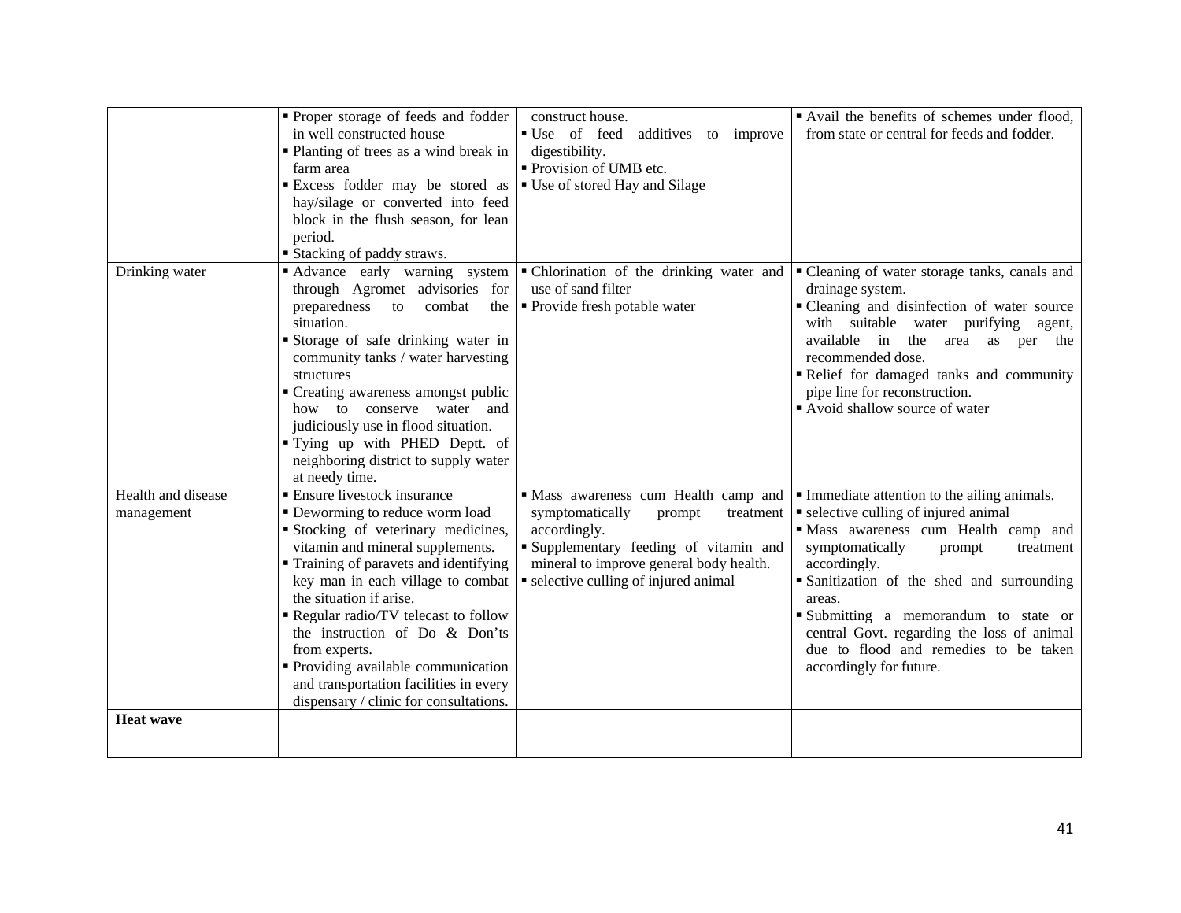| | | | |
|---|---|---|---|
| | ▪ Proper storage of feeds and fodder in well constructed house<br>▪ Planting of trees as a wind break in farm area<br>▪ Excess fodder may be stored as hay/silage or converted into feed block in the flush season, for lean period.<br>▪ Stacking of paddy straws. | construct house.<br>▪ Use of feed additives to improve digestibility.<br>▪ Provision of UMB etc.<br>▪ Use of stored Hay and Silage | ▪ Avail the benefits of schemes under flood, from state or central for feeds and fodder. |
| Drinking water | ▪ Advance early warning system through Agromet advisories for preparedness to combat the situation.<br>▪ Storage of safe drinking water in community tanks / water harvesting structures<br>▪ Creating awareness amongst public how to conserve water and judiciously use in flood situation.<br>▪ Tying up with PHED Deptt. of neighboring district to supply water at needy time. | ▪ Chlorination of the drinking water and use of sand filter<br>▪ Provide fresh potable water | ▪ Cleaning of water storage tanks, canals and drainage system.<br>▪ Cleaning and disinfection of water source with suitable water purifying agent, available in the area as per the recommended dose.<br>▪ Relief for damaged tanks and community pipe line for reconstruction.<br>▪ Avoid shallow source of water |
| Health and disease management | ▪ Ensure livestock insurance<br>▪ Deworming to reduce worm load<br>▪ Stocking of veterinary medicines, vitamin and mineral supplements.<br>▪ Training of paravets and identifying key man in each village to combat the situation if arise.<br>▪ Regular radio/TV telecast to follow the instruction of Do & Don'ts from experts.<br>▪ Providing available communication and transportation facilities in every dispensary / clinic for consultations. | ▪ Mass awareness cum Health camp and symptomatically prompt treatment accordingly.<br>▪ Supplementary feeding of vitamin and mineral to improve general body health.<br>▪ selective culling of injured animal | ▪ Immediate attention to the ailing animals.<br>▪ selective culling of injured animal<br>▪ Mass awareness cum Health camp and symptomatically prompt treatment accordingly.<br>▪ Sanitization of the shed and surrounding areas.<br>▪ Submitting a memorandum to state or central Govt. regarding the loss of animal due to flood and remedies to be taken accordingly for future. |
| **Heat wave** | | | |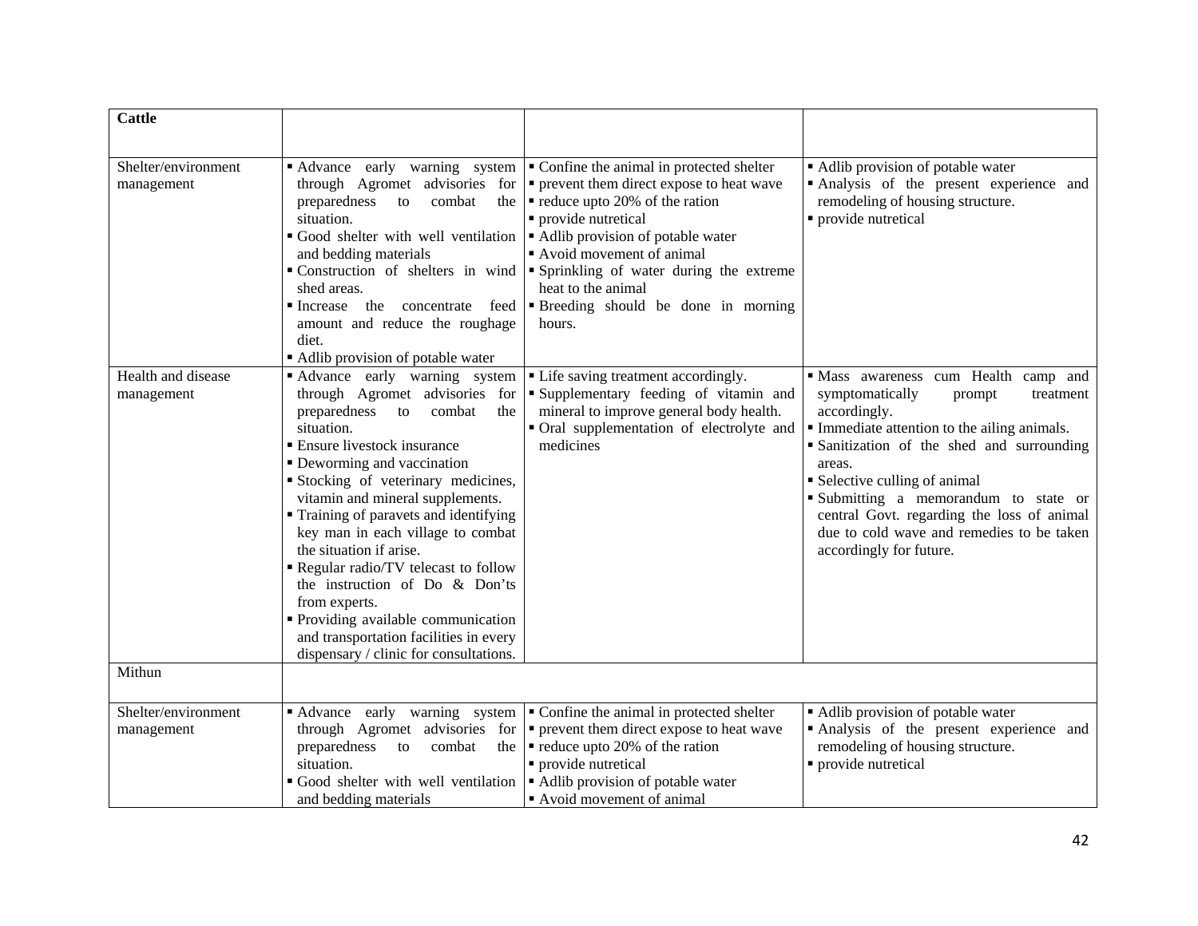| Cattle | | | |
|---|---|---|---|
| Shelter/environment management | ▪ Advance early warning system through Agromet advisories for preparedness to combat the situation.<br>▪ Good shelter with well ventilation and bedding materials<br>▪ Construction of shelters in wind shed areas.<br>▪ Increase the concentrate feed amount and reduce the roughage diet.<br>▪ Adlib provision of potable water | ▪ Confine the animal in protected shelter<br>▪ prevent them direct expose to heat wave<br>▪ reduce upto 20% of the ration<br>▪ provide nutretical<br>▪ Adlib provision of potable water<br>▪ Avoid movement of animal<br>▪ Sprinkling of water during the extreme heat to the animal<br>▪ Breeding should be done in morning hours. | ▪ Adlib provision of potable water<br>▪ Analysis of the present experience and remodeling of housing structure.<br>▪ provide nutretical |
| Health and disease management | ▪ Advance early warning system through Agromet advisories for preparedness to combat the situation.<br>▪ Ensure livestock insurance<br>▪ Deworming and vaccination<br>▪ Stocking of veterinary medicines, vitamin and mineral supplements.<br>▪ Training of paravets and identifying key man in each village to combat the situation if arise.<br>▪ Regular radio/TV telecast to follow the instruction of Do & Don'ts from experts.<br>▪ Providing available communication and transportation facilities in every dispensary / clinic for consultations. | ▪ Life saving treatment accordingly.<br>▪ Supplementary feeding of vitamin and mineral to improve general body health.<br>▪ Oral supplementation of electrolyte and medicines | ▪ Mass awareness cum Health camp and symptomatically prompt treatment accordingly.<br>▪ Immediate attention to the ailing animals.<br>▪ Sanitization of the shed and surrounding areas.<br>▪ Selective culling of animal<br>▪ Submitting a memorandum to state or central Govt. regarding the loss of animal due to cold wave and remedies to be taken accordingly for future. |
| Mithun | | | |
| Shelter/environment management | ▪ Advance early warning system through Agromet advisories for preparedness to combat the situation.<br>▪ Good shelter with well ventilation and bedding materials | ▪ Confine the animal in protected shelter<br>▪ prevent them direct expose to heat wave<br>▪ reduce upto 20% of the ration<br>▪ provide nutretical<br>▪ Adlib provision of potable water<br>▪ Avoid movement of animal | ▪ Adlib provision of potable water<br>▪ Analysis of the present experience and remodeling of housing structure.<br>▪ provide nutretical |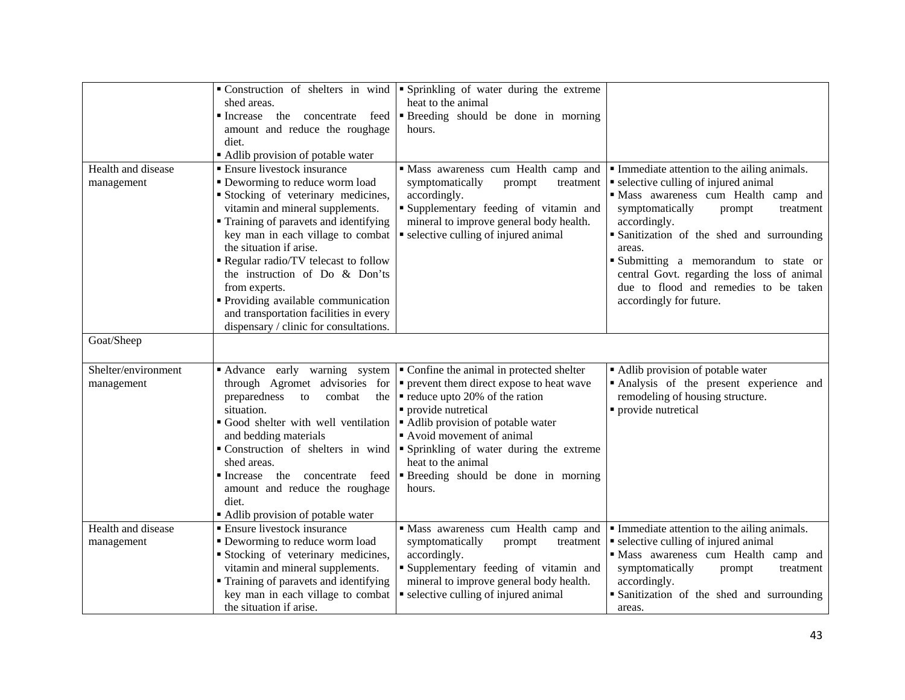| | | | |
|---|---|---|---|
| | ▪ Construction of shelters in wind shed areas.<br>▪ Increase the concentrate feed amount and reduce the roughage diet.<br>▪ Adlib provision of potable water | ▪ Sprinkling of water during the extreme heat to the animal<br>▪ Breeding should be done in morning hours. | |
| Health and disease management | ▪ Ensure livestock insurance<br>▪ Deworming to reduce worm load<br>▪ Stocking of veterinary medicines, vitamin and mineral supplements.<br>▪ Training of paravets and identifying key man in each village to combat the situation if arise.<br>▪ Regular radio/TV telecast to follow the instruction of Do & Don'ts from experts.<br>▪ Providing available communication and transportation facilities in every dispensary / clinic for consultations. | ▪ Mass awareness cum Health camp and symptomatically prompt treatment accordingly.<br>▪ Supplementary feeding of vitamin and mineral to improve general body health.<br>▪ selective culling of injured animal | ▪ Immediate attention to the ailing animals.<br>▪ selective culling of injured animal<br>▪ Mass awareness cum Health camp and symptomatically prompt treatment accordingly.<br>▪ Sanitization of the shed and surrounding areas.<br>▪ Submitting a memorandum to state or central Govt. regarding the loss of animal due to flood and remedies to be taken accordingly for future. |
| Goat/Sheep | | | |
| Shelter/environment management | ▪ Advance early warning system through Agromet advisories for preparedness to combat the situation.<br>▪ Good shelter with well ventilation and bedding materials<br>▪ Construction of shelters in wind shed areas.<br>▪ Increase the concentrate feed amount and reduce the roughage diet.<br>▪ Adlib provision of potable water | ▪ Confine the animal in protected shelter<br>▪ prevent them direct expose to heat wave<br>▪ reduce upto 20% of the ration<br>▪ provide nutretical<br>▪ Adlib provision of potable water<br>▪ Avoid movement of animal<br>▪ Sprinkling of water during the extreme heat to the animal<br>▪ Breeding should be done in morning hours. | ▪ Adlib provision of potable water<br>▪ Analysis of the present experience and remodeling of housing structure.<br>▪ provide nutretical |
| Health and disease management | ▪ Ensure livestock insurance<br>▪ Deworming to reduce worm load<br>▪ Stocking of veterinary medicines, vitamin and mineral supplements.<br>▪ Training of paravets and identifying key man in each village to combat the situation if arise. | ▪ Mass awareness cum Health camp and symptomatically prompt treatment accordingly.<br>▪ Supplementary feeding of vitamin and mineral to improve general body health.<br>▪ selective culling of injured animal | ▪ Immediate attention to the ailing animals.<br>▪ selective culling of injured animal<br>▪ Mass awareness cum Health camp and symptomatically prompt treatment accordingly.<br>▪ Sanitization of the shed and surrounding areas. |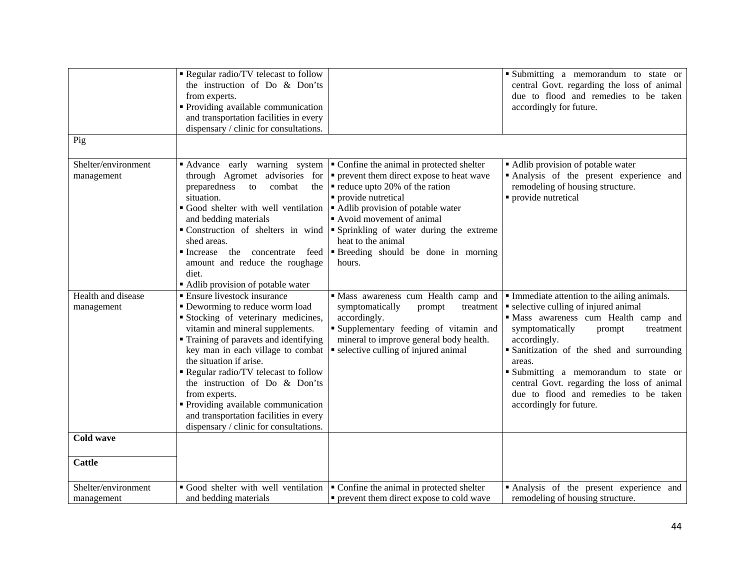| | | | |
|---|---|---|---|
| | ▪ Regular radio/TV telecast to follow the instruction of Do & Don'ts from experts.<br>▪ Providing available communication and transportation facilities in every dispensary / clinic for consultations. | | ▪ Submitting a memorandum to state or central Govt. regarding the loss of animal due to flood and remedies to be taken accordingly for future. |
| Pig | | | |
| Shelter/environment management | ▪ Advance early warning system through Agromet advisories for preparedness to combat the situation.<br>▪ Good shelter with well ventilation and bedding materials<br>▪ Construction of shelters in wind shed areas.<br>▪ Increase the concentrate feed amount and reduce the roughage diet.<br>▪ Adlib provision of potable water | ▪ Confine the animal in protected shelter<br>▪ prevent them direct expose to heat wave<br>▪ reduce upto 20% of the ration<br>▪ provide nutretical<br>▪ Adlib provision of potable water<br>▪ Avoid movement of animal<br>▪ Sprinkling of water during the extreme heat to the animal<br>▪ Breeding should be done in morning hours. | ▪ Adlib provision of potable water<br>▪ Analysis of the present experience and remodeling of housing structure.<br>▪ provide nutretical |
| Health and disease management | ▪ Ensure livestock insurance<br>▪ Deworming to reduce worm load<br>▪ Stocking of veterinary medicines, vitamin and mineral supplements.<br>▪ Training of paravets and identifying key man in each village to combat the situation if arise.<br>▪ Regular radio/TV telecast to follow the instruction of Do & Don'ts from experts.<br>▪ Providing available communication and transportation facilities in every dispensary / clinic for consultations. | ▪ Mass awareness cum Health camp and symptomatically prompt treatment accordingly.<br>▪ Supplementary feeding of vitamin and mineral to improve general body health.<br>▪ selective culling of injured animal | ▪ Immediate attention to the ailing animals.<br>▪ selective culling of injured animal<br>▪ Mass awareness cum Health camp and symptomatically prompt treatment accordingly.<br>▪ Sanitization of the shed and surrounding areas.<br>▪ Submitting a memorandum to state or central Govt. regarding the loss of animal due to flood and remedies to be taken accordingly for future. |
| **Cold wave** | | | |
| **Cattle** | | | |
| Shelter/environment management | ▪ Good shelter with well ventilation and bedding materials | ▪ Confine the animal in protected shelter<br>▪ prevent them direct expose to cold wave | ▪ Analysis of the present experience and remodeling of housing structure. |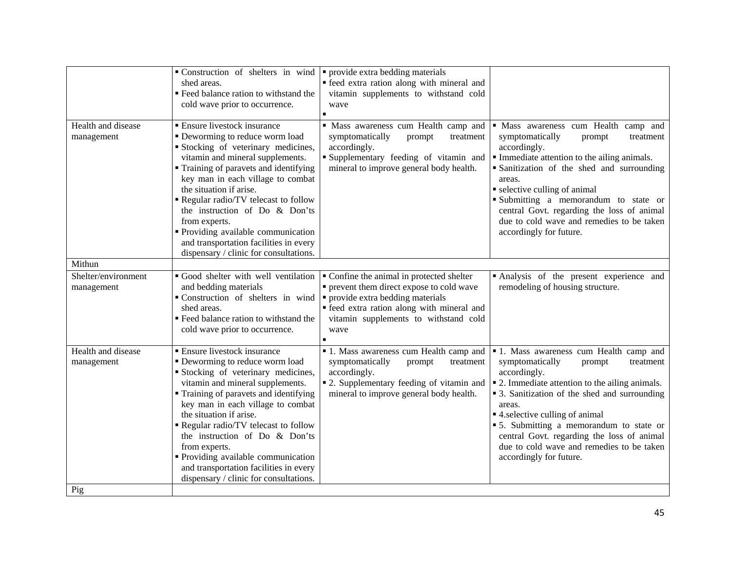| | | | |
|---|---|---|---|
| | ▪ Construction of shelters in wind shed areas.<br>▪ Feed balance ration to withstand the cold wave prior to occurrence. | ▪ provide extra bedding materials<br>▪ feed extra ration along with mineral and vitamin supplements to withstand cold wave<br>▪ | |
| Health and disease management | ▪ Ensure livestock insurance<br>▪ Deworming to reduce worm load<br>▪ Stocking of veterinary medicines, vitamin and mineral supplements.<br>▪ Training of paravets and identifying key man in each village to combat the situation if arise.<br>▪ Regular radio/TV telecast to follow the instruction of Do & Don'ts from experts.<br>▪ Providing available communication and transportation facilities in every dispensary / clinic for consultations. | ▪ Mass awareness cum Health camp and symptomatically prompt treatment accordingly.<br>▪ Supplementary feeding of vitamin and mineral to improve general body health. | ▪ Mass awareness cum Health camp and symptomatically prompt treatment accordingly.<br>▪ Immediate attention to the ailing animals.<br>▪ Sanitization of the shed and surrounding areas.<br>▪ selective culling of animal<br>▪ Submitting a memorandum to state or central Govt. regarding the loss of animal due to cold wave and remedies to be taken accordingly for future. |
| Mithun | | | |
| Shelter/environment management | ▪ Good shelter with well ventilation and bedding materials<br>▪ Construction of shelters in wind shed areas.<br>▪ Feed balance ration to withstand the cold wave prior to occurrence. | ▪ Confine the animal in protected shelter<br>▪ prevent them direct expose to cold wave<br>▪ provide extra bedding materials<br>▪ feed extra ration along with mineral and vitamin supplements to withstand cold wave<br>▪ | ▪ Analysis of the present experience and remodeling of housing structure. |
| Health and disease management | ▪ Ensure livestock insurance<br>▪ Deworming to reduce worm load<br>▪ Stocking of veterinary medicines, vitamin and mineral supplements.<br>▪ Training of paravets and identifying key man in each village to combat the situation if arise.<br>▪ Regular radio/TV telecast to follow the instruction of Do & Don'ts from experts.<br>▪ Providing available communication and transportation facilities in every dispensary / clinic for consultations. | ▪ 1. Mass awareness cum Health camp and symptomatically prompt treatment accordingly.<br>▪ 2. Supplementary feeding of vitamin and mineral to improve general body health. | ▪ 1. Mass awareness cum Health camp and symptomatically prompt treatment accordingly.<br>▪ 2. Immediate attention to the ailing animals.<br>▪ 3. Sanitization of the shed and surrounding areas.<br>▪ 4.selective culling of animal<br>▪ 5. Submitting a memorandum to state or central Govt. regarding the loss of animal due to cold wave and remedies to be taken accordingly for future. |
| Pig | | | |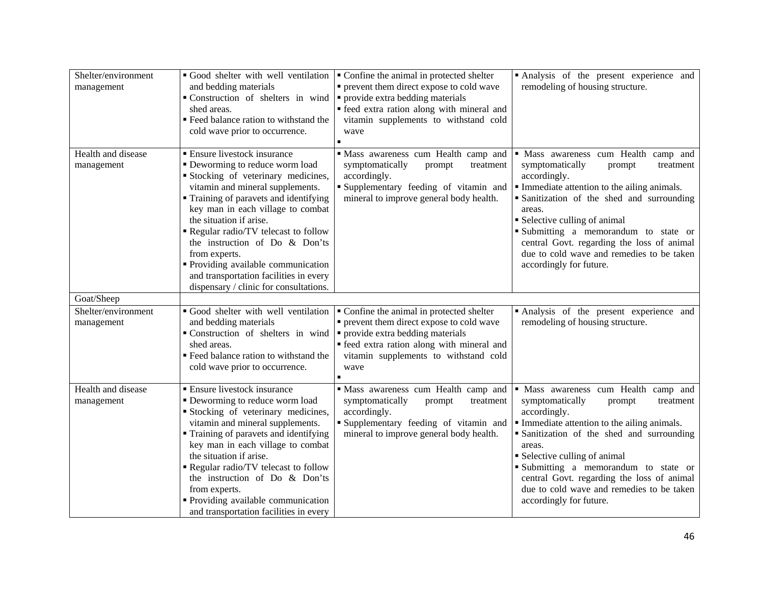| | | | |
|---|---|---|---|
| Shelter/environment management | ▪ Good shelter with well ventilation and bedding materials<br>▪ Construction of shelters in wind shed areas.<br>▪ Feed balance ration to withstand the cold wave prior to occurrence. | ▪ Confine the animal in protected shelter<br>▪ prevent them direct expose to cold wave<br>▪ provide extra bedding materials<br>▪ feed extra ration along with mineral and vitamin supplements to withstand cold wave<br>▪ | ▪ Analysis of the present experience and remodeling of housing structure. |
| Health and disease management | ▪ Ensure livestock insurance<br>▪ Deworming to reduce worm load<br>▪ Stocking of veterinary medicines, vitamin and mineral supplements.<br>▪ Training of paravets and identifying key man in each village to combat the situation if arise.<br>▪ Regular radio/TV telecast to follow the instruction of Do & Don'ts from experts.<br>▪ Providing available communication and transportation facilities in every dispensary / clinic for consultations. | ▪ Mass awareness cum Health camp and symptomatically prompt treatment accordingly.<br>▪ Supplementary feeding of vitamin and mineral to improve general body health. | ▪ Mass awareness cum Health camp and symptomatically prompt treatment accordingly.<br>▪ Immediate attention to the ailing animals.<br>▪ Sanitization of the shed and surrounding areas.<br>▪ Selective culling of animal<br>▪ Submitting a memorandum to state or central Govt. regarding the loss of animal due to cold wave and remedies to be taken accordingly for future. |
| Goat/Sheep | | | |
| Shelter/environment management | ▪ Good shelter with well ventilation and bedding materials<br>▪ Construction of shelters in wind shed areas.<br>▪ Feed balance ration to withstand the cold wave prior to occurrence. | ▪ Confine the animal in protected shelter<br>▪ prevent them direct expose to cold wave<br>▪ provide extra bedding materials<br>▪ feed extra ration along with mineral and vitamin supplements to withstand cold wave<br>▪ | ▪ Analysis of the present experience and remodeling of housing structure. |
| Health and disease management | ▪ Ensure livestock insurance<br>▪ Deworming to reduce worm load<br>▪ Stocking of veterinary medicines, vitamin and mineral supplements.<br>▪ Training of paravets and identifying key man in each village to combat the situation if arise.<br>▪ Regular radio/TV telecast to follow the instruction of Do & Don'ts from experts.<br>▪ Providing available communication and transportation facilities in every | ▪ Mass awareness cum Health camp and symptomatically prompt treatment accordingly.<br>▪ Supplementary feeding of vitamin and mineral to improve general body health. | ▪ Mass awareness cum Health camp and symptomatically prompt treatment accordingly.<br>▪ Immediate attention to the ailing animals.<br>▪ Sanitization of the shed and surrounding areas.<br>▪ Selective culling of animal<br>▪ Submitting a memorandum to state or central Govt. regarding the loss of animal due to cold wave and remedies to be taken accordingly for future. |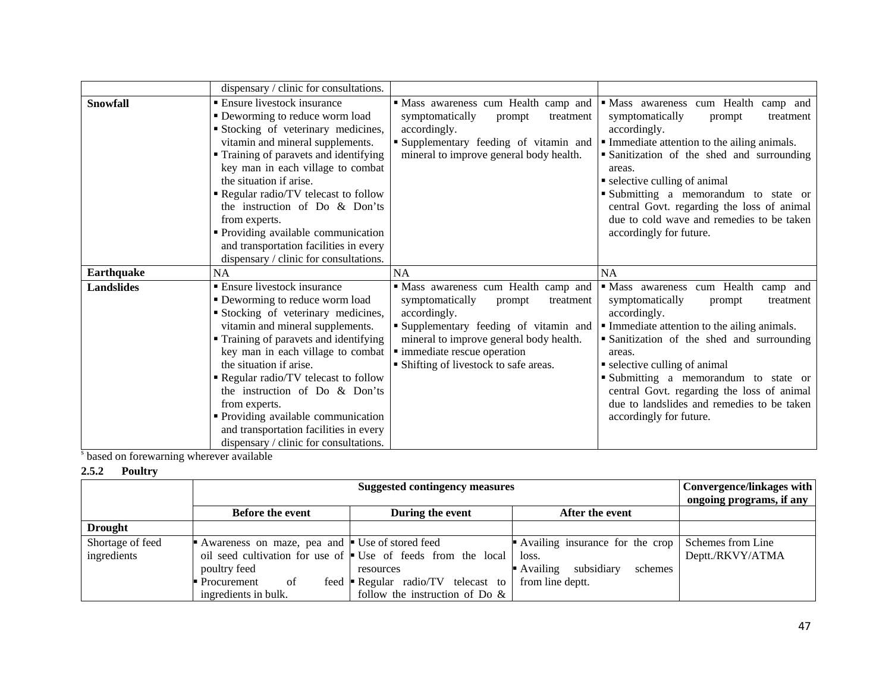| | | | |
|---|---|---|---|
| | dispensary / clinic for consultations. | | |
| **Snowfall** | ▪ Ensure livestock insurance<br>▪ Deworming to reduce worm load<br>▪ Stocking of veterinary medicines, vitamin and mineral supplements.<br>▪ Training of paravets and identifying key man in each village to combat the situation if arise.<br>▪ Regular radio/TV telecast to follow the instruction of Do & Don'ts from experts.<br>▪ Providing available communication and transportation facilities in every dispensary / clinic for consultations. | ▪ Mass awareness cum Health camp and symptomatically prompt treatment accordingly.<br>▪ Supplementary feeding of vitamin and mineral to improve general body health. | ▪ Mass awareness cum Health camp and symptomatically prompt treatment accordingly.<br>▪ Immediate attention to the ailing animals.<br>▪ Sanitization of the shed and surrounding areas.<br>▪ selective culling of animal<br>▪ Submitting a memorandum to state or central Govt. regarding the loss of animal due to cold wave and remedies to be taken accordingly for future. |
| **Earthquake** | NA | NA | NA |
| **Landslides** | ▪ Ensure livestock insurance<br>▪ Deworming to reduce worm load<br>▪ Stocking of veterinary medicines, vitamin and mineral supplements.<br>▪ Training of paravets and identifying key man in each village to combat the situation if arise.<br>▪ Regular radio/TV telecast to follow the instruction of Do & Don'ts from experts.<br>▪ Providing available communication and transportation facilities in every dispensary / clinic for consultations. | ▪ Mass awareness cum Health camp and symptomatically prompt treatment accordingly.<br>▪ Supplementary feeding of vitamin and mineral to improve general body health.<br>▪ immediate rescue operation<br>▪ Shifting of livestock to safe areas. | ▪ Mass awareness cum Health camp and symptomatically prompt treatment accordingly.<br>▪ Immediate attention to the ailing animals.<br>▪ Sanitization of the shed and surrounding areas.<br>▪ selective culling of animal<br>▪ Submitting a memorandum to state or central Govt. regarding the loss of animal due to landslides and remedies to be taken accordingly for future. |

[s] based on forewarning wherever available

**2.5.2 Poultry**

| | Suggested contingency measures | | | Convergence/linkages with ongoing programs, if any |
|---|---|---|---|---|
| | **Before the event** | **During the event** | **After the event** | |
| **Drought** | | | | |
| Shortage of feed ingredients | ▪ Awareness on maze, pea and oil seed cultivation for use of poultry feed<br>▪ Procurement of feed ingredients in bulk. | ▪ Use of stored feed<br>▪ Use of feeds from the local resources<br>▪ Regular radio/TV telecast to follow the instruction of Do & | ▪ Availing insurance for the crop loss.<br>▪ Availing subsidiary schemes from line deptt. | Schemes from Line Deptt./RKVY/ATMA |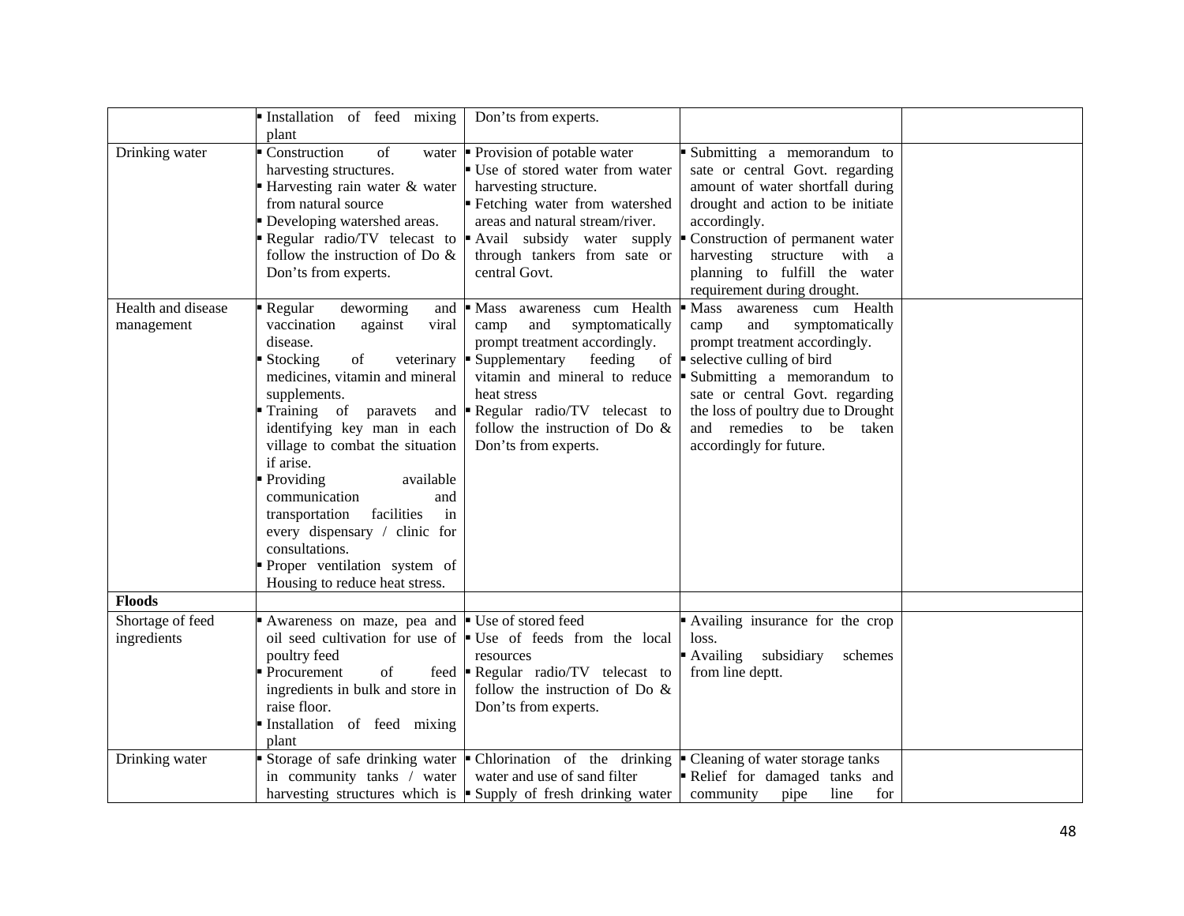| | | | | |
|---|---|---|---|---|
| | ▪ Installation of feed mixing plant | Don'ts from experts. | | |
| Drinking water | ▪ Construction of water harvesting structures.<br>▪ Harvesting rain water & water from natural source<br>▪ Developing watershed areas.<br>▪ Regular radio/TV telecast to follow the instruction of Do & Don'ts from experts. | ▪ Provision of potable water<br>▪ Use of stored water from water harvesting structure.<br>▪ Fetching water from watershed areas and natural stream/river.<br>▪ Avail subsidy water supply through tankers from sate or central Govt. | ▪ Submitting a memorandum to sate or central Govt. regarding amount of water shortfall during drought and action to be initiate accordingly.<br>▪ Construction of permanent water harvesting structure with a planning to fulfill the water requirement during drought. | |
| Health and disease management | ▪ Regular deworming and vaccination against viral disease.<br>▪ Stocking of veterinary medicines, vitamin and mineral supplements.<br>▪ Training of paravets and identifying key man in each village to combat the situation if arise.<br>▪ Providing available communication and transportation facilities in every dispensary / clinic for consultations.<br>▪ Proper ventilation system of Housing to reduce heat stress. | ▪ Mass awareness cum Health camp and symptomatically prompt treatment accordingly.<br>▪ Supplementary feeding of vitamin and mineral to reduce heat stress<br>▪ Regular radio/TV telecast to follow the instruction of Do & Don'ts from experts. | ▪ Mass awareness cum Health camp and symptomatically prompt treatment accordingly.<br>▪ selective culling of bird<br>▪ Submitting a memorandum to sate or central Govt. regarding the loss of poultry due to Drought and remedies to be taken accordingly for future. | |
| **Floods** | | | | |
| Shortage of feed ingredients | ▪ Awareness on maze, pea and oil seed cultivation for use of poultry feed<br>▪ Procurement of feed ingredients in bulk and store in raise floor.<br>▪ Installation of feed mixing plant | ▪ Use of stored feed<br>▪ Use of feeds from the local resources<br>▪ Regular radio/TV telecast to follow the instruction of Do & Don'ts from experts. | ▪ Availing insurance for the crop loss.<br>▪ Availing subsidiary schemes from line deptt. | |
| Drinking water | ▪ Storage of safe drinking water in community tanks / water harvesting structures which is | ▪ Chlorination of the drinking water and use of sand filter<br>▪ Supply of fresh drinking water | ▪ Cleaning of water storage tanks<br>▪ Relief for damaged tanks and community pipe line for | |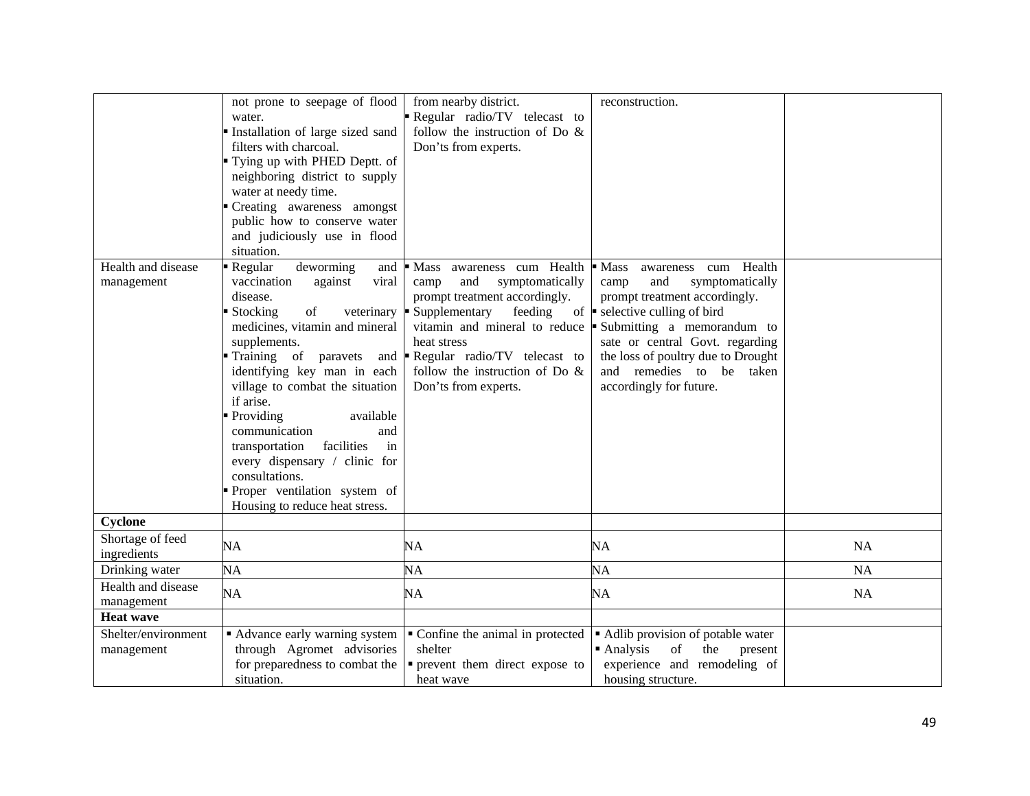| | | | | |
|---|---|---|---|---|
| | not prone to seepage of flood water.<br>▪ Installation of large sized sand filters with charcoal.<br>▪ Tying up with PHED Deptt. of neighboring district to supply water at needy time.<br>▪ Creating awareness amongst public how to conserve water and judiciously use in flood situation. | from nearby district.<br>▪ Regular radio/TV telecast to follow the instruction of Do & Don's from experts. | reconstruction. | |
| Health and disease management | ▪ Regular deworming and vaccination against viral disease.<br>▪ Stocking of veterinary medicines, vitamin and mineral supplements.<br>▪ Training of paravets and identifying key man in each village to combat the situation if arise.<br>▪ Providing available communication and transportation facilities in every dispensary / clinic for consultations.<br>▪ Proper ventilation system of Housing to reduce heat stress. | ▪ Mass awareness cum Health camp and symptomatically prompt treatment accordingly.<br>▪ Supplementary feeding of vitamin and mineral to reduce heat stress<br>▪ Regular radio/TV telecast to follow the instruction of Do & Don's from experts. | ▪ Mass awareness cum Health camp and symptomatically prompt treatment accordingly.<br>▪ selective culling of bird<br>▪ Submitting a memorandum to sate or central Govt. regarding the loss of poultry due to Drought and remedies to be taken accordingly for future. | |
| **Cyclone** | | | | |
| Shortage of feed ingredients | NA | NA | NA | NA |
| Drinking water | NA | NA | NA | NA |
| Health and disease management | NA | NA | NA | NA |
| **Heat wave** | | | | |
| Shelter/environment management | ▪ Advance early warning system through Agromet advisories for preparedness to combat the situation. | ▪ Confine the animal in protected shelter<br>▪ prevent them direct expose to heat wave | ▪ Adlib provision of potable water<br>▪ Analysis of the present experience and remodeling of housing structure. | |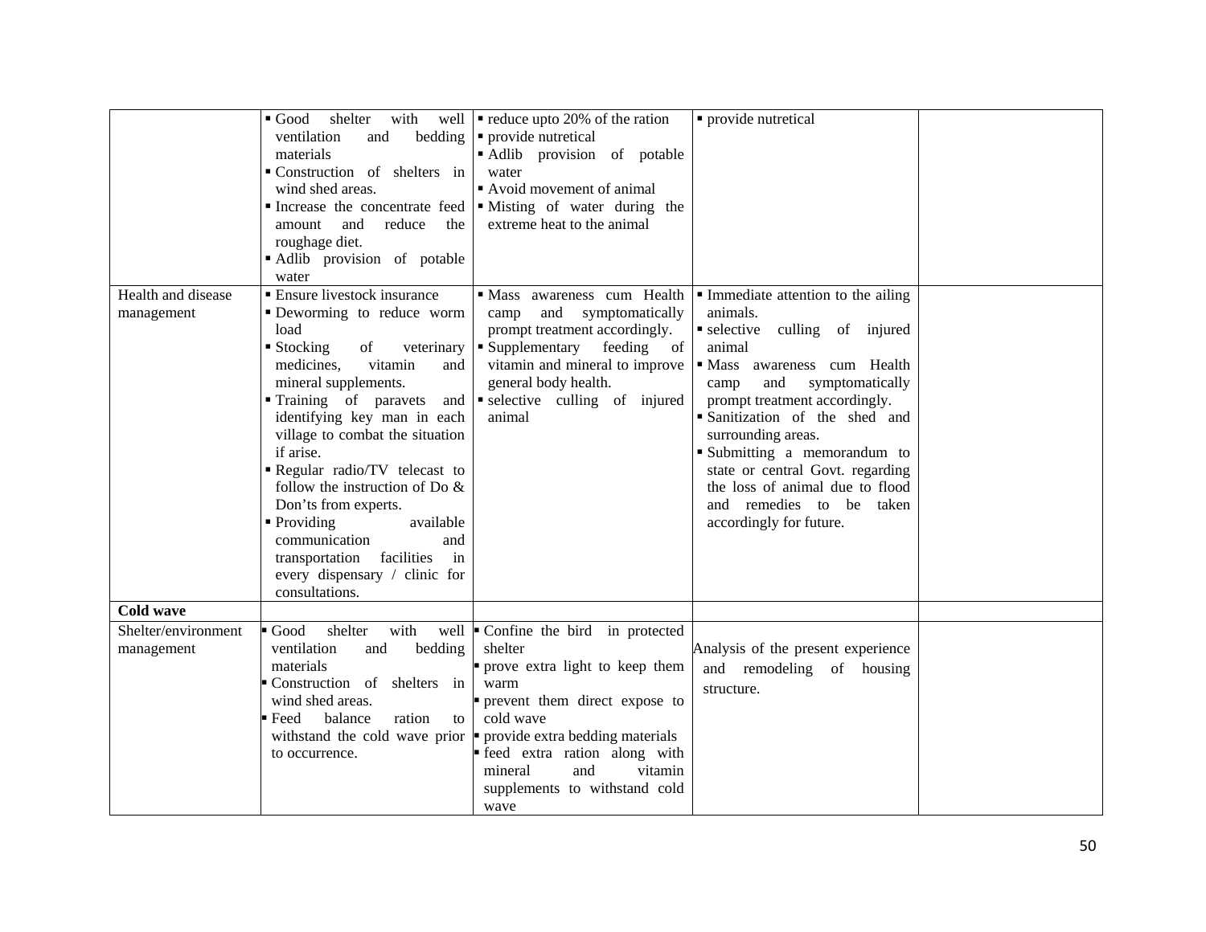|  |  |  |  |  |
|---|---|---|---|---|
|  | ▪ Good shelter with well ventilation and bedding materials<br>▪ Construction of shelters in wind shed areas.<br>▪ Increase the concentrate feed amount and reduce the roughage diet.<br>▪ Adlib provision of potable water | ▪ reduce upto 20% of the ration<br>▪ provide nutretical<br>▪ Adlib provision of potable water<br>▪ Avoid movement of animal<br>▪ Misting of water during the extreme heat to the animal | ▪ provide nutretical |  |
| Health and disease management | ▪ Ensure livestock insurance<br>▪ Deworming to reduce worm load<br>▪ Stocking of veterinary medicines, vitamin and mineral supplements.<br>▪ Training of paravets and identifying key man in each village to combat the situation if arise.<br>▪ Regular radio/TV telecast to follow the instruction of Do & Don'ts from experts.<br>▪ Providing available communication and transportation facilities in every dispensary / clinic for consultations. | ▪ Mass awareness cum Health camp and symptomatically prompt treatment accordingly.<br>▪ Supplementary feeding of vitamin and mineral to improve general body health.<br>▪ selective culling of injured animal | ▪ Immediate attention to the ailing animals.<br>▪ selective culling of injured animal<br>▪ Mass awareness cum Health camp and symptomatically prompt treatment accordingly.<br>▪ Sanitization of the shed and surrounding areas.<br>▪ Submitting a memorandum to state or central Govt. regarding the loss of animal due to flood and remedies to be taken accordingly for future. |  |
| **Cold wave** |  |  |  |  |
| Shelter/environment management | ▪ Good shelter with well ventilation and bedding materials<br>▪ Construction of shelters in wind shed areas.<br>▪ Feed balance ration to withstand the cold wave prior to occurrence. | ▪ Confine the bird in protected shelter<br>▪ prove extra light to keep them warm<br>▪ prevent them direct expose to cold wave<br>▪ provide extra bedding materials<br>▪ feed extra ration along with mineral and vitamin supplements to withstand cold wave | Analysis of the present experience and remodeling of housing structure. |  |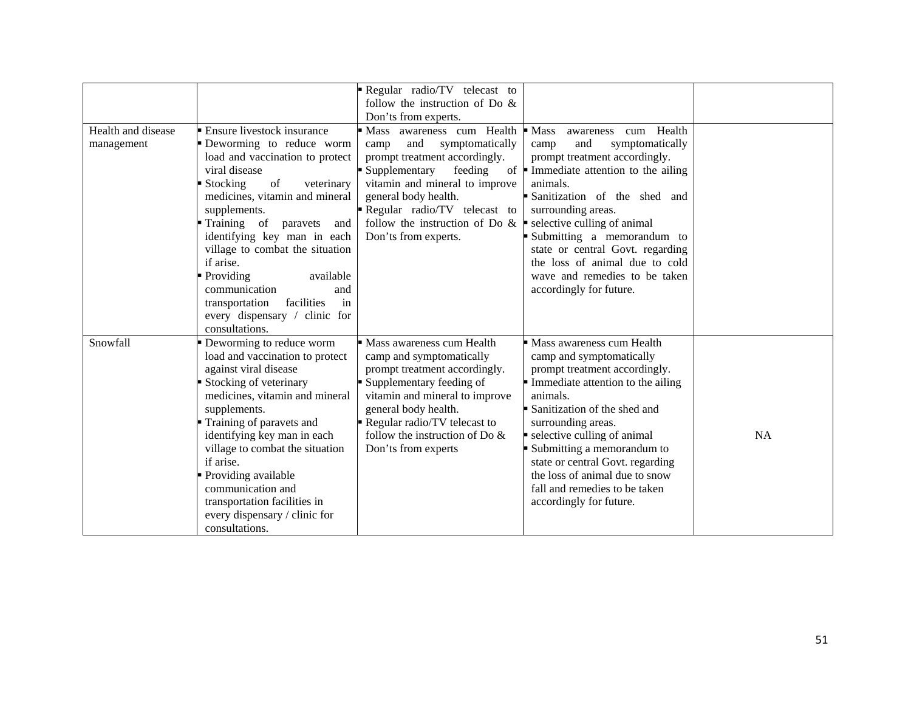| | | | | |
|---|---|---|---|---|
| | | ▪ Regular radio/TV telecast to follow the instruction of Do & Don'ts from experts. | | |
| Health and disease management | ▪ Ensure livestock insurance<br>▪ Deworming to reduce worm load and vaccination to protect viral disease<br>▪ Stocking of veterinary medicines, vitamin and mineral supplements.<br>▪ Training of paravets and identifying key man in each village to combat the situation if arise.<br>▪ Providing available communication and transportation facilities in every dispensary / clinic for consultations. | ▪ Mass awareness cum Health camp and symptomatically prompt treatment accordingly.<br>▪ Supplementary feeding of vitamin and mineral to improve general body health.<br>▪ Regular radio/TV telecast to follow the instruction of Do & Don'ts from experts. | ▪ Mass awareness cum Health camp and symptomatically prompt treatment accordingly.<br>▪ Immediate attention to the ailing animals.<br>▪ Sanitization of the shed and surrounding areas.<br>▪ selective culling of animal<br>▪ Submitting a memorandum to state or central Govt. regarding the loss of animal due to cold wave and remedies to be taken accordingly for future. | |
| Snowfall | ▪ Deworming to reduce worm load and vaccination to protect against viral disease<br>▪ Stocking of veterinary medicines, vitamin and mineral supplements.<br>▪ Training of paravets and identifying key man in each village to combat the situation if arise.<br>▪ Providing available communication and transportation facilities in every dispensary / clinic for consultations. | ▪ Mass awareness cum Health camp and symptomatically prompt treatment accordingly.<br>▪ Supplementary feeding of vitamin and mineral to improve general body health.<br>▪ Regular radio/TV telecast to follow the instruction of Do & Don'ts from experts | ▪ Mass awareness cum Health camp and symptomatically prompt treatment accordingly.<br>▪ Immediate attention to the ailing animals.<br>▪ Sanitization of the shed and surrounding areas.<br>▪ selective culling of animal<br>▪ Submitting a memorandum to state or central Govt. regarding the loss of animal due to snow fall and remedies to be taken accordingly for future. | NA |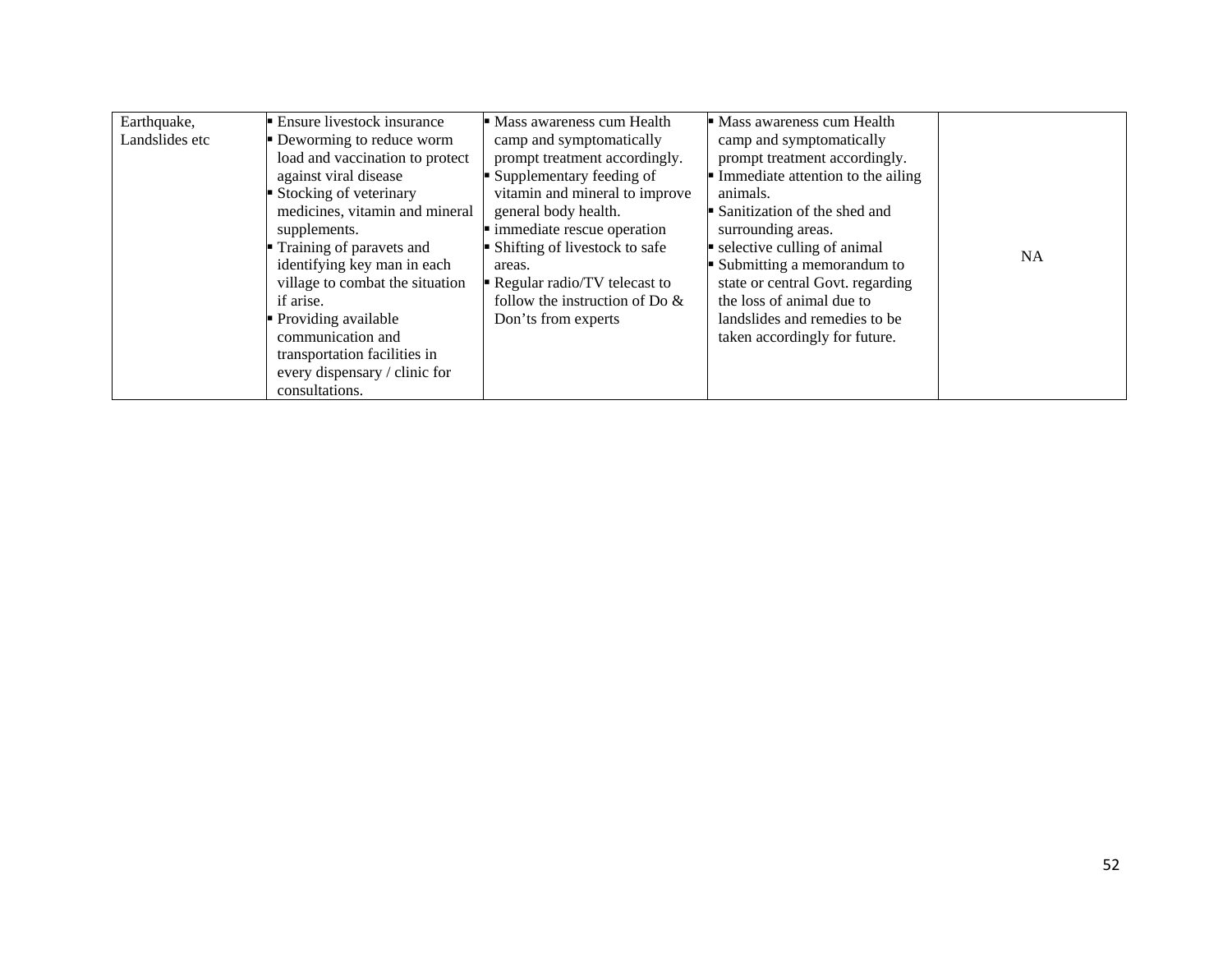| | | | | |
|---|---|---|---|---|
| Earthquake, Landslides etc | ▪ Ensure livestock insurance<br>▪ Deworming to reduce worm load and vaccination to protect against viral disease<br>▪ Stocking of veterinary medicines, vitamin and mineral supplements.<br>▪ Training of paravets and identifying key man in each village to combat the situation if arise.<br>▪ Providing available communication and transportation facilities in every dispensary / clinic for consultations. | ▪ Mass awareness cum Health camp and symptomatically prompt treatment accordingly.<br>▪ Supplementary feeding of vitamin and mineral to improve general body health.<br>▪ immediate rescue operation<br>▪ Shifting of livestock to safe areas.<br>▪ Regular radio/TV telecast to follow the instruction of Do & Don'ts from experts | ▪ Mass awareness cum Health camp and symptomatically prompt treatment accordingly.<br>▪ Immediate attention to the ailing animals.<br>▪ Sanitization of the shed and surrounding areas.<br>▪ selective culling of animal<br>▪ Submitting a memorandum to state or central Govt. regarding the loss of animal due to landslides and remedies to be taken accordingly for future. | NA |